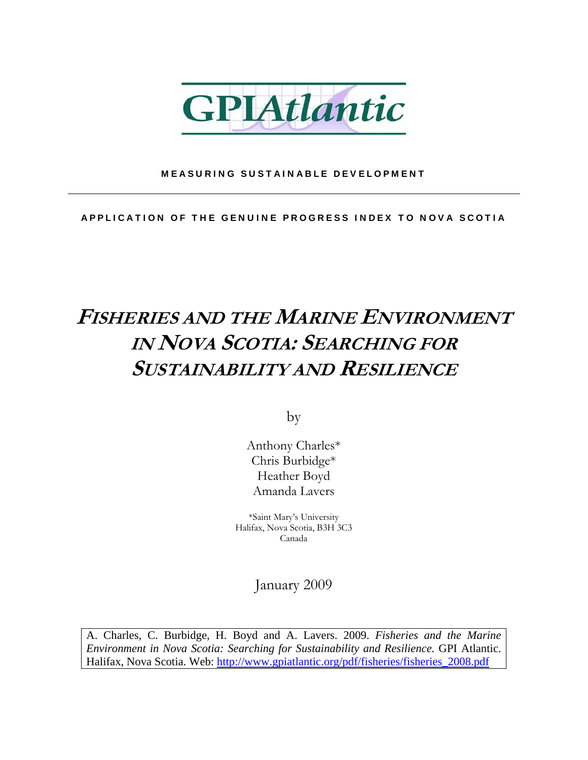GPIAtlantic

**MEASURING SUSTAINABLE DEVELOPMENT**

---

**APPLICATION OF THE GENUINE PROGRESS INDEX TO NOVA SCOTIA**

# *FISHERIES AND THE MARINE ENVIRONMENT IN NOVA SCOTIA: SEARCHING FOR SUSTAINABILITY AND RESILIENCE*

by

Anthony Charles*
Chris Burbidge*
Heather Boyd
Amanda Lavers

*Saint Mary's University
Halifax, Nova Scotia, B3H 3C3
Canada

January 2009

A. Charles, C. Burbidge, H. Boyd and A. Lavers. 2009. *Fisheries and the Marine Environment in Nova Scotia: Searching for Sustainability and Resilience.* GPI Atlantic. Halifax, Nova Scotia. Web: http://www.gpiatlantic.org/pdf/fisheries/fisheries_2008.pdf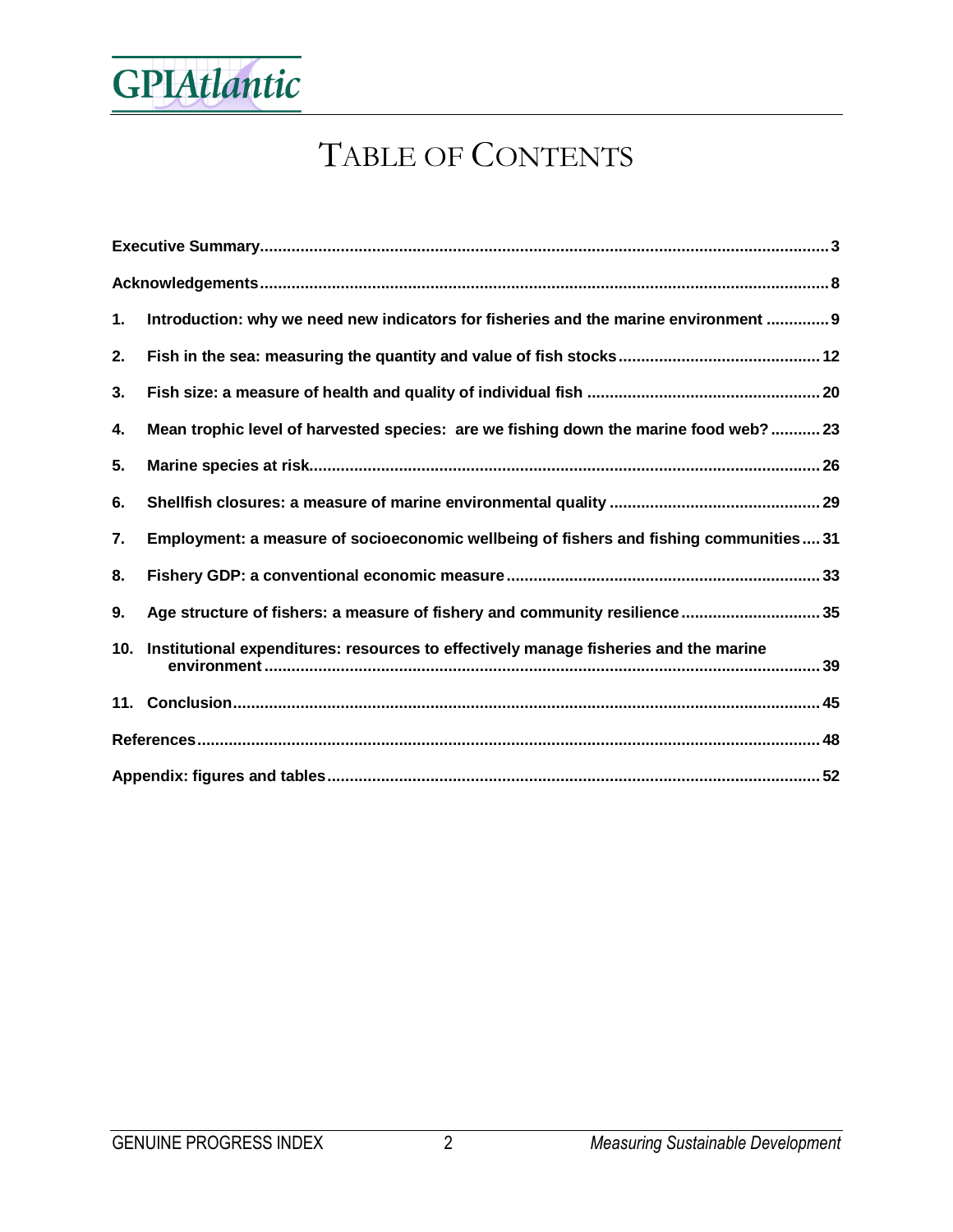# TABLE OF CONTENTS

**Executive Summary** ..... 3

**Acknowledgements** ..... 8

1. **Introduction: why we need new indicators for fisheries and the marine environment** ..... 9
2. **Fish in the sea: measuring the quantity and value of fish stocks** ..... 12
3. **Fish size: a measure of health and quality of individual fish** ..... 20
4. **Mean trophic level of harvested species: are we fishing down the marine food web?** ..... 23
5. **Marine species at risk** ..... 26
6. **Shellfish closures: a measure of marine environmental quality** ..... 29
7. **Employment: a measure of socioeconomic wellbeing of fishers and fishing communities** ..... 31
8. **Fishery GDP: a conventional economic measure** ..... 33
9. **Age structure of fishers: a measure of fishery and community resilience** ..... 35
10. **Institutional expenditures: resources to effectively manage fisheries and the marine environment** ..... 39
11. **Conclusion** ..... 45

**References** ..... 48

**Appendix: figures and tables** ..... 52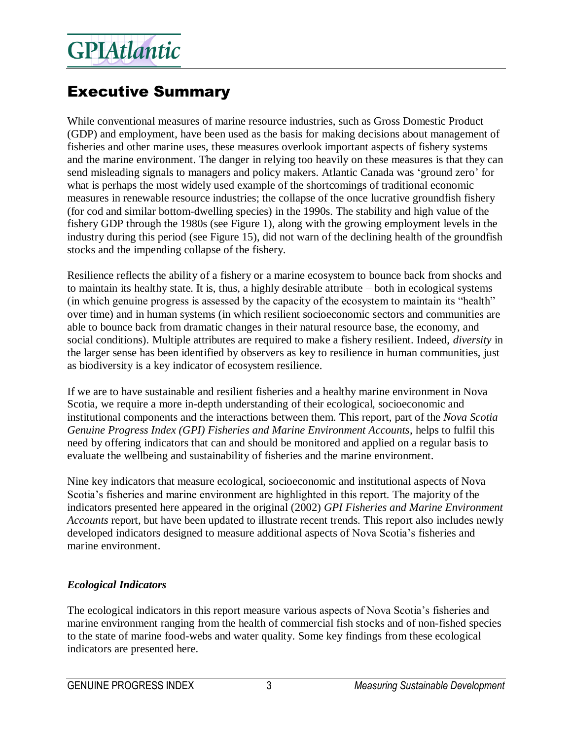# Executive Summary

While conventional measures of marine resource industries, such as Gross Domestic Product (GDP) and employment, have been used as the basis for making decisions about management of fisheries and other marine uses, these measures overlook important aspects of fishery systems and the marine environment. The danger in relying too heavily on these measures is that they can send misleading signals to managers and policy makers. Atlantic Canada was 'ground zero' for what is perhaps the most widely used example of the shortcomings of traditional economic measures in renewable resource industries; the collapse of the once lucrative groundfish fishery (for cod and similar bottom-dwelling species) in the 1990s. The stability and high value of the fishery GDP through the 1980s (see Figure 1), along with the growing employment levels in the industry during this period (see Figure 15), did not warn of the declining health of the groundfish stocks and the impending collapse of the fishery.

Resilience reflects the ability of a fishery or a marine ecosystem to bounce back from shocks and to maintain its healthy state. It is, thus, a highly desirable attribute – both in ecological systems (in which genuine progress is assessed by the capacity of the ecosystem to maintain its "health" over time) and in human systems (in which resilient socioeconomic sectors and communities are able to bounce back from dramatic changes in their natural resource base, the economy, and social conditions). Multiple attributes are required to make a fishery resilient. Indeed, *diversity* in the larger sense has been identified by observers as key to resilience in human communities, just as biodiversity is a key indicator of ecosystem resilience.

If we are to have sustainable and resilient fisheries and a healthy marine environment in Nova Scotia, we require a more in-depth understanding of their ecological, socioeconomic and institutional components and the interactions between them. This report, part of the *Nova Scotia Genuine Progress Index (GPI) Fisheries and Marine Environment Accounts*, helps to fulfil this need by offering indicators that can and should be monitored and applied on a regular basis to evaluate the wellbeing and sustainability of fisheries and the marine environment.

Nine key indicators that measure ecological, socioeconomic and institutional aspects of Nova Scotia's fisheries and marine environment are highlighted in this report. The majority of the indicators presented here appeared in the original (2002) *GPI Fisheries and Marine Environment Accounts* report, but have been updated to illustrate recent trends. This report also includes newly developed indicators designed to measure additional aspects of Nova Scotia's fisheries and marine environment.

### *Ecological Indicators*

The ecological indicators in this report measure various aspects of Nova Scotia's fisheries and marine environment ranging from the health of commercial fish stocks and of non-fished species to the state of marine food-webs and water quality. Some key findings from these ecological indicators are presented here.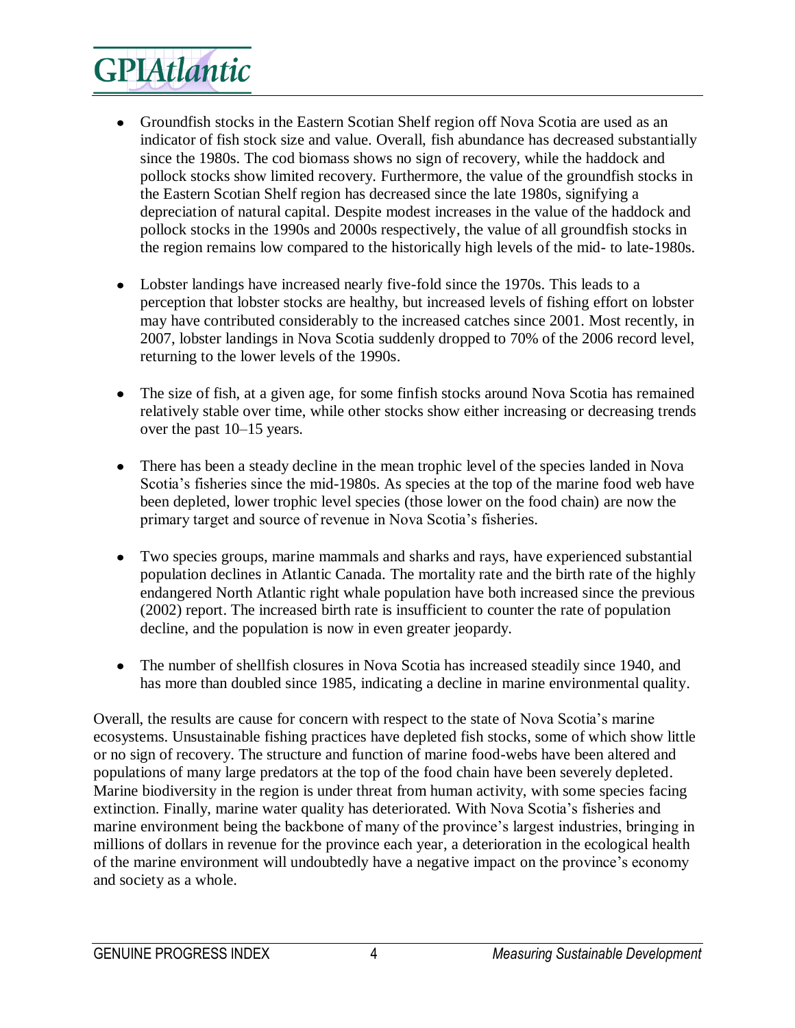- Groundfish stocks in the Eastern Scotian Shelf region off Nova Scotia are used as an indicator of fish stock size and value. Overall, fish abundance has decreased substantially since the 1980s. The cod biomass shows no sign of recovery, while the haddock and pollock stocks show limited recovery. Furthermore, the value of the groundfish stocks in the Eastern Scotian Shelf region has decreased since the late 1980s, signifying a depreciation of natural capital. Despite modest increases in the value of the haddock and pollock stocks in the 1990s and 2000s respectively, the value of all groundfish stocks in the region remains low compared to the historically high levels of the mid- to late-1980s.

- Lobster landings have increased nearly five-fold since the 1970s. This leads to a perception that lobster stocks are healthy, but increased levels of fishing effort on lobster may have contributed considerably to the increased catches since 2001. Most recently, in 2007, lobster landings in Nova Scotia suddenly dropped to 70% of the 2006 record level, returning to the lower levels of the 1990s.

- The size of fish, at a given age, for some finfish stocks around Nova Scotia has remained relatively stable over time, while other stocks show either increasing or decreasing trends over the past 10–15 years.

- There has been a steady decline in the mean trophic level of the species landed in Nova Scotia's fisheries since the mid-1980s. As species at the top of the marine food web have been depleted, lower trophic level species (those lower on the food chain) are now the primary target and source of revenue in Nova Scotia's fisheries.

- Two species groups, marine mammals and sharks and rays, have experienced substantial population declines in Atlantic Canada. The mortality rate and the birth rate of the highly endangered North Atlantic right whale population have both increased since the previous (2002) report. The increased birth rate is insufficient to counter the rate of population decline, and the population is now in even greater jeopardy.

- The number of shellfish closures in Nova Scotia has increased steadily since 1940, and has more than doubled since 1985, indicating a decline in marine environmental quality.

Overall, the results are cause for concern with respect to the state of Nova Scotia's marine ecosystems. Unsustainable fishing practices have depleted fish stocks, some of which show little or no sign of recovery. The structure and function of marine food-webs have been altered and populations of many large predators at the top of the food chain have been severely depleted. Marine biodiversity in the region is under threat from human activity, with some species facing extinction. Finally, marine water quality has deteriorated. With Nova Scotia's fisheries and marine environment being the backbone of many of the province's largest industries, bringing in millions of dollars in revenue for the province each year, a deterioration in the ecological health of the marine environment will undoubtedly have a negative impact on the province's economy and society as a whole.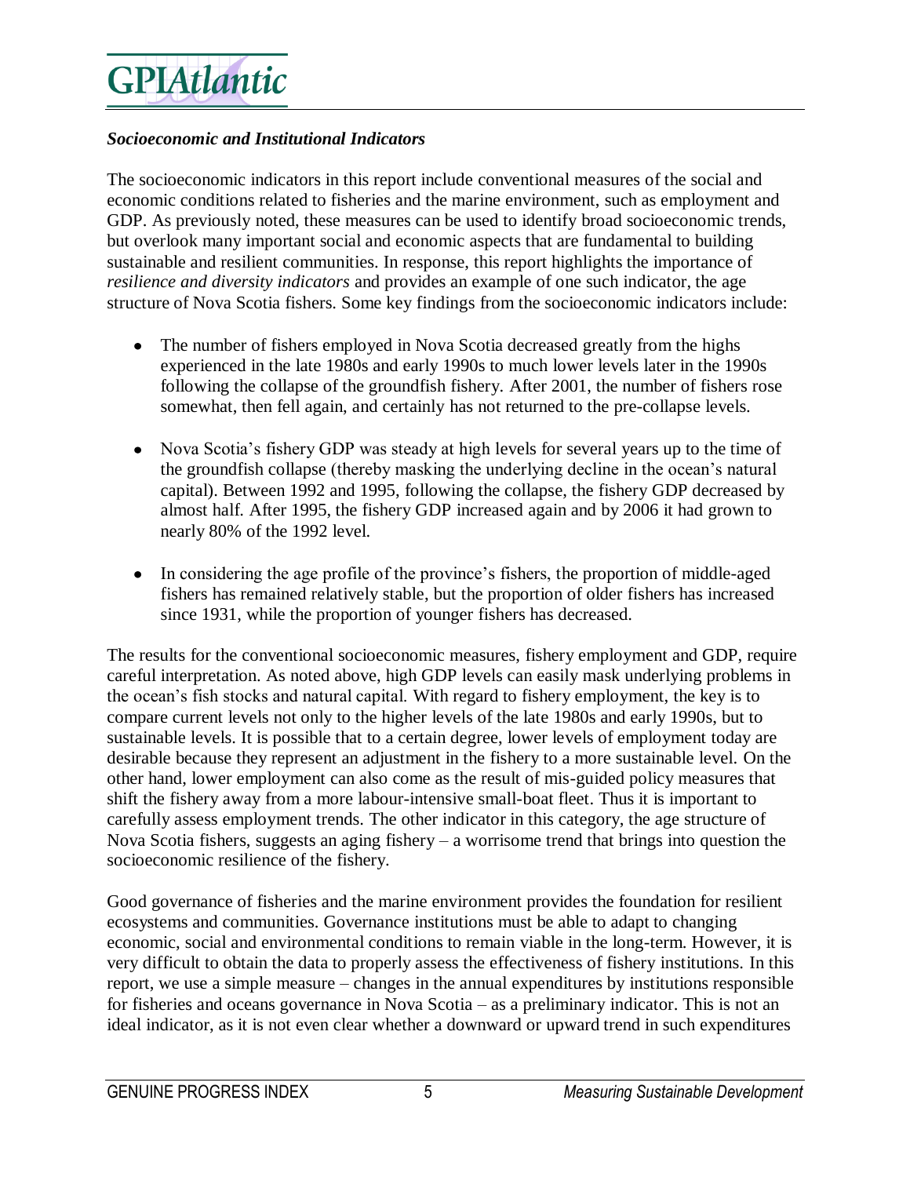### *Socioeconomic and Institutional Indicators*

The socioeconomic indicators in this report include conventional measures of the social and economic conditions related to fisheries and the marine environment, such as employment and GDP. As previously noted, these measures can be used to identify broad socioeconomic trends, but overlook many important social and economic aspects that are fundamental to building sustainable and resilient communities. In response, this report highlights the importance of *resilience and diversity indicators* and provides an example of one such indicator, the age structure of Nova Scotia fishers. Some key findings from the socioeconomic indicators include:

- The number of fishers employed in Nova Scotia decreased greatly from the highs experienced in the late 1980s and early 1990s to much lower levels later in the 1990s following the collapse of the groundfish fishery. After 2001, the number of fishers rose somewhat, then fell again, and certainly has not returned to the pre-collapse levels.

- Nova Scotia's fishery GDP was steady at high levels for several years up to the time of the groundfish collapse (thereby masking the underlying decline in the ocean's natural capital). Between 1992 and 1995, following the collapse, the fishery GDP decreased by almost half. After 1995, the fishery GDP increased again and by 2006 it had grown to nearly 80% of the 1992 level.

- In considering the age profile of the province's fishers, the proportion of middle-aged fishers has remained relatively stable, but the proportion of older fishers has increased since 1931, while the proportion of younger fishers has decreased.

The results for the conventional socioeconomic measures, fishery employment and GDP, require careful interpretation. As noted above, high GDP levels can easily mask underlying problems in the ocean's fish stocks and natural capital. With regard to fishery employment, the key is to compare current levels not only to the higher levels of the late 1980s and early 1990s, but to sustainable levels. It is possible that to a certain degree, lower levels of employment today are desirable because they represent an adjustment in the fishery to a more sustainable level. On the other hand, lower employment can also come as the result of mis-guided policy measures that shift the fishery away from a more labour-intensive small-boat fleet. Thus it is important to carefully assess employment trends. The other indicator in this category, the age structure of Nova Scotia fishers, suggests an aging fishery – a worrisome trend that brings into question the socioeconomic resilience of the fishery.

Good governance of fisheries and the marine environment provides the foundation for resilient ecosystems and communities. Governance institutions must be able to adapt to changing economic, social and environmental conditions to remain viable in the long-term. However, it is very difficult to obtain the data to properly assess the effectiveness of fishery institutions. In this report, we use a simple measure – changes in the annual expenditures by institutions responsible for fisheries and oceans governance in Nova Scotia – as a preliminary indicator. This is not an ideal indicator, as it is not even clear whether a downward or upward trend in such expenditures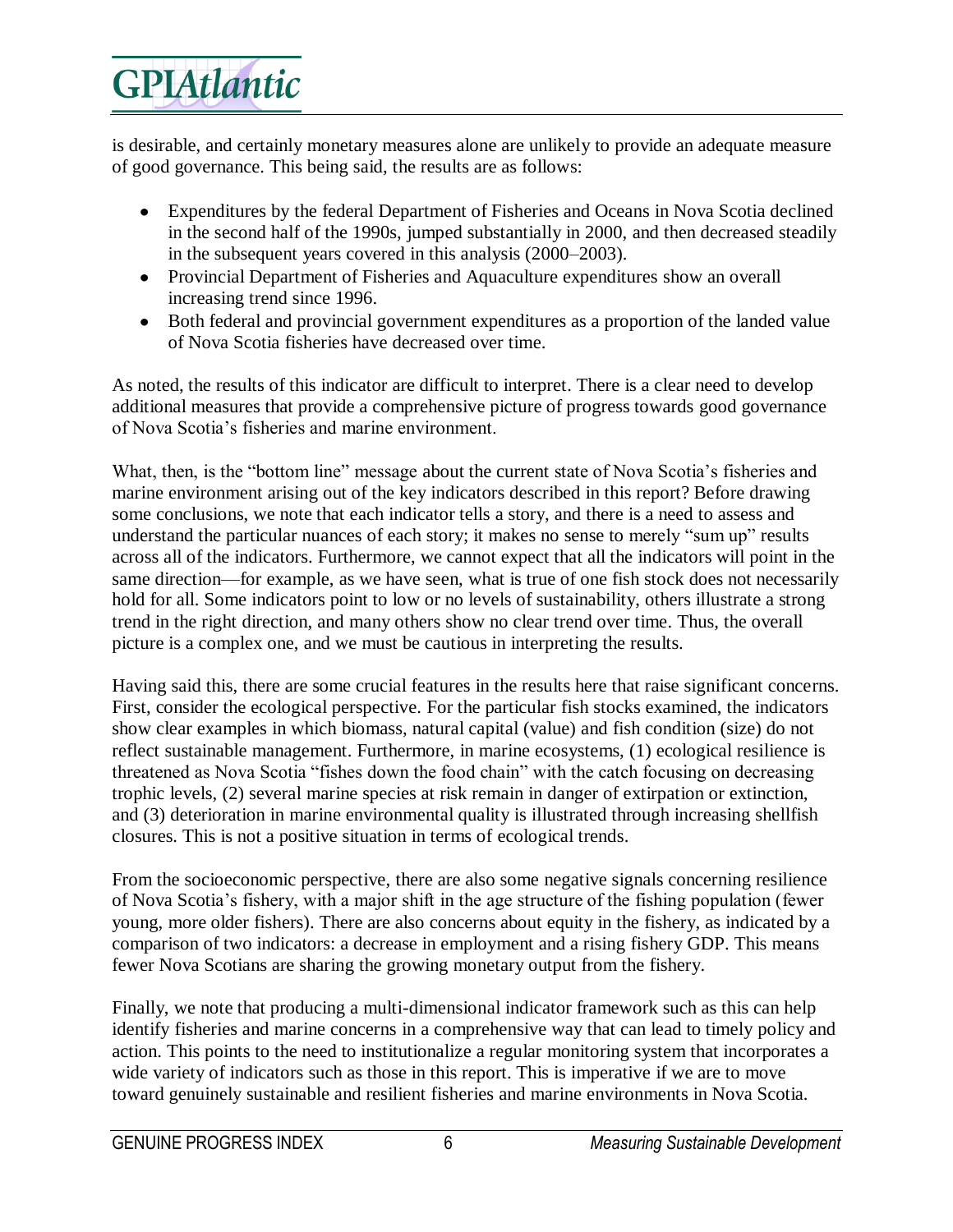is desirable, and certainly monetary measures alone are unlikely to provide an adequate measure of good governance. This being said, the results are as follows:

- Expenditures by the federal Department of Fisheries and Oceans in Nova Scotia declined in the second half of the 1990s, jumped substantially in 2000, and then decreased steadily in the subsequent years covered in this analysis (2000–2003).
- Provincial Department of Fisheries and Aquaculture expenditures show an overall increasing trend since 1996.
- Both federal and provincial government expenditures as a proportion of the landed value of Nova Scotia fisheries have decreased over time.

As noted, the results of this indicator are difficult to interpret. There is a clear need to develop additional measures that provide a comprehensive picture of progress towards good governance of Nova Scotia's fisheries and marine environment.

What, then, is the "bottom line" message about the current state of Nova Scotia's fisheries and marine environment arising out of the key indicators described in this report? Before drawing some conclusions, we note that each indicator tells a story, and there is a need to assess and understand the particular nuances of each story; it makes no sense to merely "sum up" results across all of the indicators. Furthermore, we cannot expect that all the indicators will point in the same direction—for example, as we have seen, what is true of one fish stock does not necessarily hold for all. Some indicators point to low or no levels of sustainability, others illustrate a strong trend in the right direction, and many others show no clear trend over time. Thus, the overall picture is a complex one, and we must be cautious in interpreting the results.

Having said this, there are some crucial features in the results here that raise significant concerns. First, consider the ecological perspective. For the particular fish stocks examined, the indicators show clear examples in which biomass, natural capital (value) and fish condition (size) do not reflect sustainable management. Furthermore, in marine ecosystems, (1) ecological resilience is threatened as Nova Scotia "fishes down the food chain" with the catch focusing on decreasing trophic levels, (2) several marine species at risk remain in danger of extirpation or extinction, and (3) deterioration in marine environmental quality is illustrated through increasing shellfish closures. This is not a positive situation in terms of ecological trends.

From the socioeconomic perspective, there are also some negative signals concerning resilience of Nova Scotia's fishery, with a major shift in the age structure of the fishing population (fewer young, more older fishers). There are also concerns about equity in the fishery, as indicated by a comparison of two indicators: a decrease in employment and a rising fishery GDP. This means fewer Nova Scotians are sharing the growing monetary output from the fishery.

Finally, we note that producing a multi-dimensional indicator framework such as this can help identify fisheries and marine concerns in a comprehensive way that can lead to timely policy and action. This points to the need to institutionalize a regular monitoring system that incorporates a wide variety of indicators such as those in this report. This is imperative if we are to move toward genuinely sustainable and resilient fisheries and marine environments in Nova Scotia.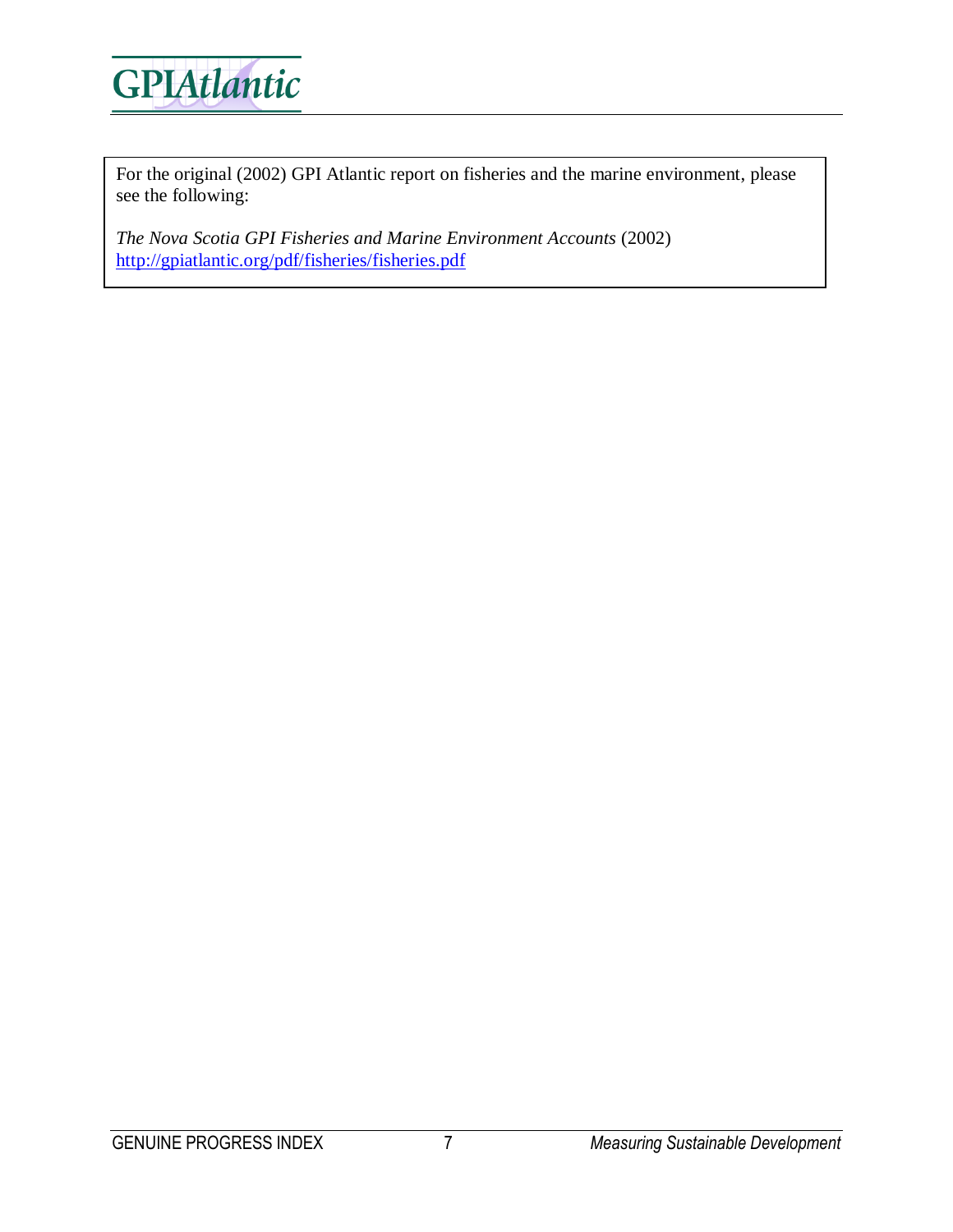For the original (2002) GPI Atlantic report on fisheries and the marine environment, please see the following:

*The Nova Scotia GPI Fisheries and Marine Environment Accounts* (2002)
http://gpiatlantic.org/pdf/fisheries/fisheries.pdf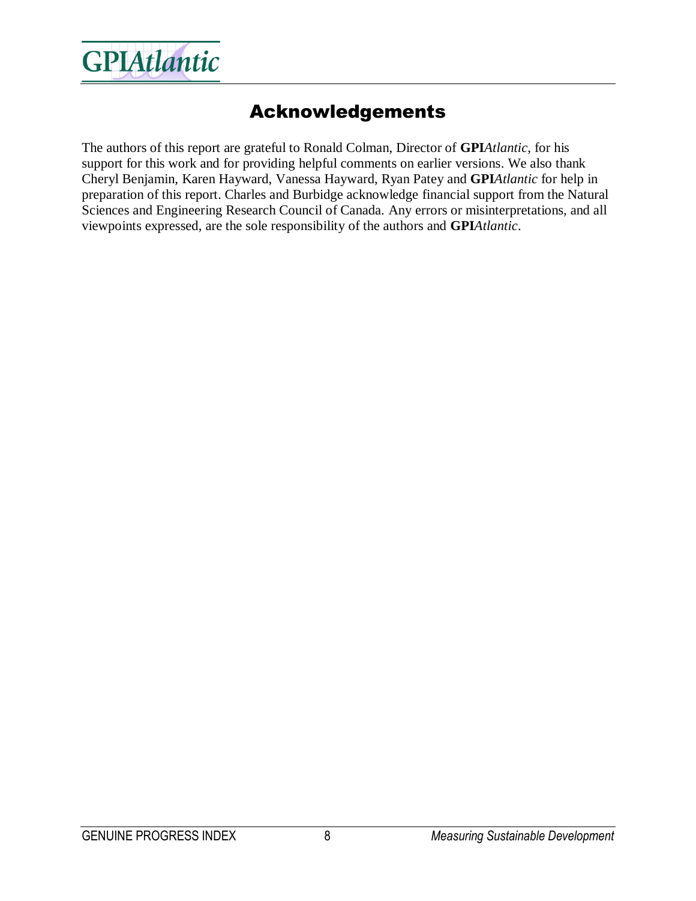## Acknowledgements

The authors of this report are grateful to Ronald Colman, Director of **GPI***Atlantic*, for his support for this work and for providing helpful comments on earlier versions. We also thank Cheryl Benjamin, Karen Hayward, Vanessa Hayward, Ryan Patey and **GPI***Atlantic* for help in preparation of this report. Charles and Burbidge acknowledge financial support from the Natural Sciences and Engineering Research Council of Canada. Any errors or misinterpretations, and all viewpoints expressed, are the sole responsibility of the authors and **GPI***Atlantic*.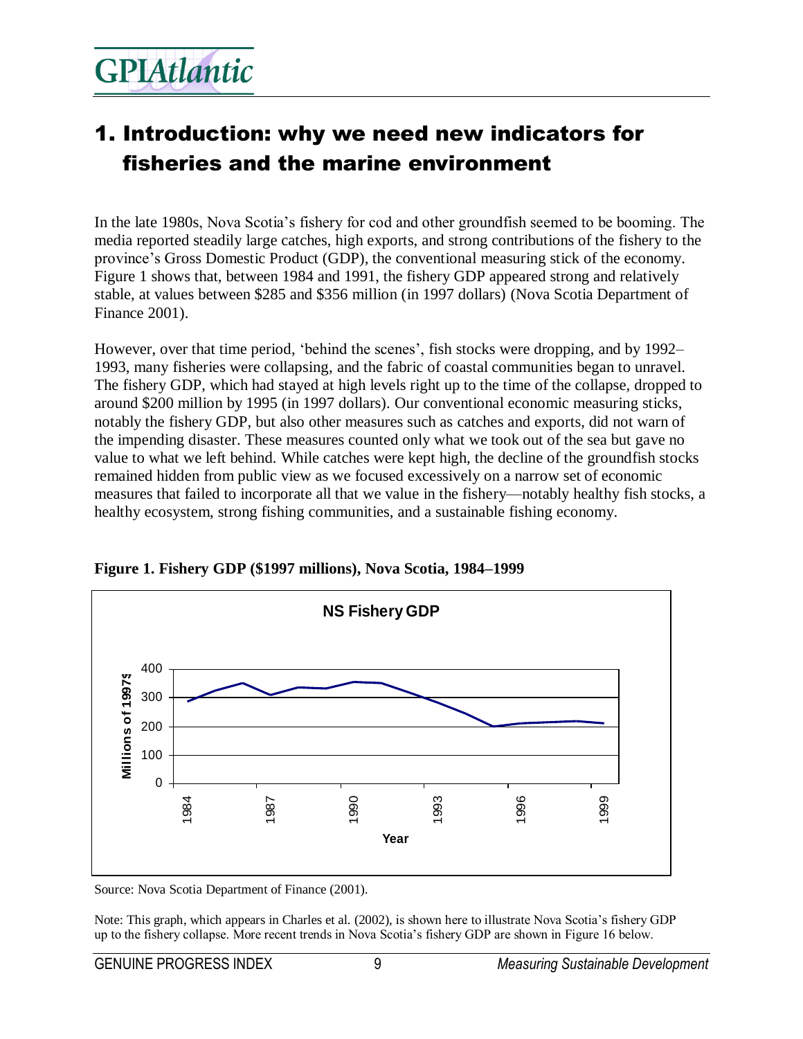# 1. Introduction: why we need new indicators for fisheries and the marine environment

In the late 1980s, Nova Scotia's fishery for cod and other groundfish seemed to be booming. The media reported steadily large catches, high exports, and strong contributions of the fishery to the province's Gross Domestic Product (GDP), the conventional measuring stick of the economy. Figure 1 shows that, between 1984 and 1991, the fishery GDP appeared strong and relatively stable, at values between $285 and $356 million (in 1997 dollars) (Nova Scotia Department of Finance 2001).

However, over that time period, 'behind the scenes', fish stocks were dropping, and by 1992–1993, many fisheries were collapsing, and the fabric of coastal communities began to unravel. The fishery GDP, which had stayed at high levels right up to the time of the collapse, dropped to around $200 million by 1995 (in 1997 dollars). Our conventional economic measuring sticks, notably the fishery GDP, but also other measures such as catches and exports, did not warn of the impending disaster. These measures counted only what we took out of the sea but gave no value to what we left behind. While catches were kept high, the decline of the groundfish stocks remained hidden from public view as we focused excessively on a narrow set of economic measures that failed to incorporate all that we value in the fishery—notably healthy fish stocks, a healthy ecosystem, strong fishing communities, and a sustainable fishing economy.

**Figure 1. Fishery GDP ($1997 millions), Nova Scotia, 1984–1999**

Source: Nova Scotia Department of Finance (2001).

Note: This graph, which appears in Charles et al. (2002), is shown here to illustrate Nova Scotia's fishery GDP up to the fishery collapse. More recent trends in Nova Scotia's fishery GDP are shown in Figure 16 below.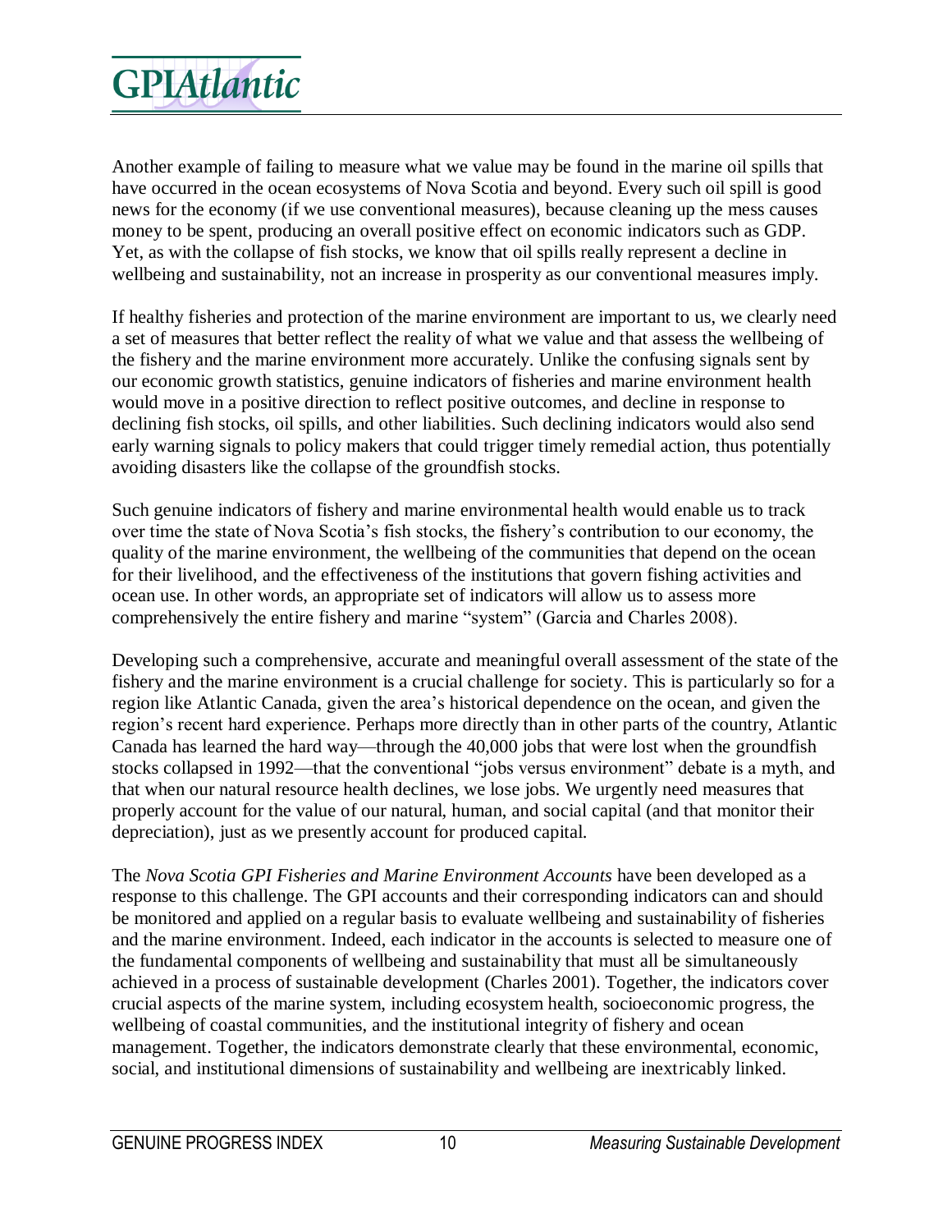Another example of failing to measure what we value may be found in the marine oil spills that have occurred in the ocean ecosystems of Nova Scotia and beyond. Every such oil spill is good news for the economy (if we use conventional measures), because cleaning up the mess causes money to be spent, producing an overall positive effect on economic indicators such as GDP. Yet, as with the collapse of fish stocks, we know that oil spills really represent a decline in wellbeing and sustainability, not an increase in prosperity as our conventional measures imply.

If healthy fisheries and protection of the marine environment are important to us, we clearly need a set of measures that better reflect the reality of what we value and that assess the wellbeing of the fishery and the marine environment more accurately. Unlike the confusing signals sent by our economic growth statistics, genuine indicators of fisheries and marine environment health would move in a positive direction to reflect positive outcomes, and decline in response to declining fish stocks, oil spills, and other liabilities. Such declining indicators would also send early warning signals to policy makers that could trigger timely remedial action, thus potentially avoiding disasters like the collapse of the groundfish stocks.

Such genuine indicators of fishery and marine environmental health would enable us to track over time the state of Nova Scotia's fish stocks, the fishery's contribution to our economy, the quality of the marine environment, the wellbeing of the communities that depend on the ocean for their livelihood, and the effectiveness of the institutions that govern fishing activities and ocean use. In other words, an appropriate set of indicators will allow us to assess more comprehensively the entire fishery and marine "system" (Garcia and Charles 2008).

Developing such a comprehensive, accurate and meaningful overall assessment of the state of the fishery and the marine environment is a crucial challenge for society. This is particularly so for a region like Atlantic Canada, given the area's historical dependence on the ocean, and given the region's recent hard experience. Perhaps more directly than in other parts of the country, Atlantic Canada has learned the hard way—through the 40,000 jobs that were lost when the groundfish stocks collapsed in 1992—that the conventional "jobs versus environment" debate is a myth, and that when our natural resource health declines, we lose jobs. We urgently need measures that properly account for the value of our natural, human, and social capital (and that monitor their depreciation), just as we presently account for produced capital.

The *Nova Scotia GPI Fisheries and Marine Environment Accounts* have been developed as a response to this challenge. The GPI accounts and their corresponding indicators can and should be monitored and applied on a regular basis to evaluate wellbeing and sustainability of fisheries and the marine environment. Indeed, each indicator in the accounts is selected to measure one of the fundamental components of wellbeing and sustainability that must all be simultaneously achieved in a process of sustainable development (Charles 2001). Together, the indicators cover crucial aspects of the marine system, including ecosystem health, socioeconomic progress, the wellbeing of coastal communities, and the institutional integrity of fishery and ocean management. Together, the indicators demonstrate clearly that these environmental, economic, social, and institutional dimensions of sustainability and wellbeing are inextricably linked.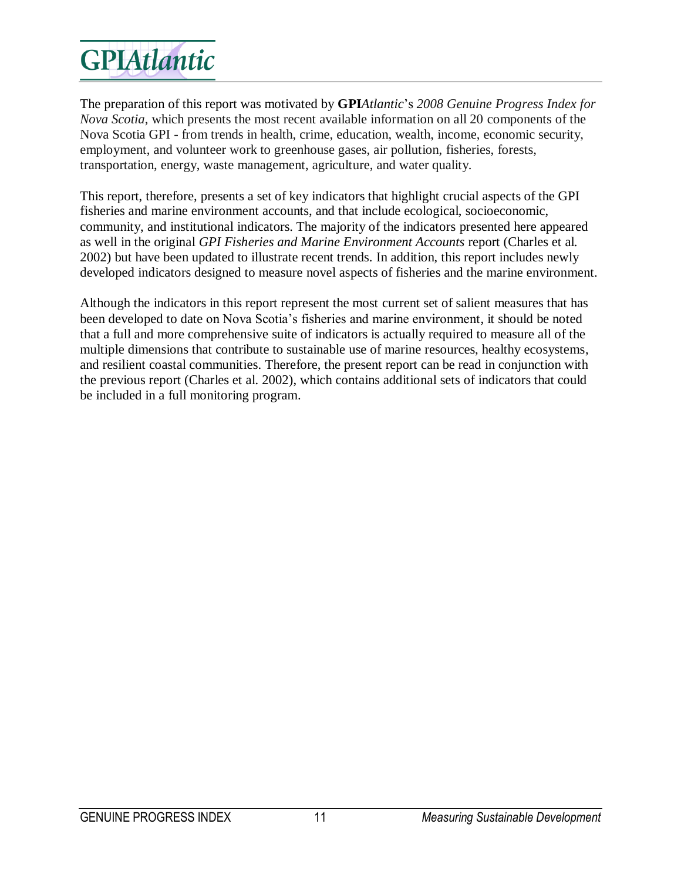The preparation of this report was motivated by **GPI***Atlantic*'s *2008 Genuine Progress Index for Nova Scotia*, which presents the most recent available information on all 20 components of the Nova Scotia GPI - from trends in health, crime, education, wealth, income, economic security, employment, and volunteer work to greenhouse gases, air pollution, fisheries, forests, transportation, energy, waste management, agriculture, and water quality.

This report, therefore, presents a set of key indicators that highlight crucial aspects of the GPI fisheries and marine environment accounts, and that include ecological, socioeconomic, community, and institutional indicators. The majority of the indicators presented here appeared as well in the original *GPI Fisheries and Marine Environment Accounts* report (Charles et al. 2002) but have been updated to illustrate recent trends. In addition, this report includes newly developed indicators designed to measure novel aspects of fisheries and the marine environment.

Although the indicators in this report represent the most current set of salient measures that has been developed to date on Nova Scotia's fisheries and marine environment, it should be noted that a full and more comprehensive suite of indicators is actually required to measure all of the multiple dimensions that contribute to sustainable use of marine resources, healthy ecosystems, and resilient coastal communities. Therefore, the present report can be read in conjunction with the previous report (Charles et al. 2002), which contains additional sets of indicators that could be included in a full monitoring program.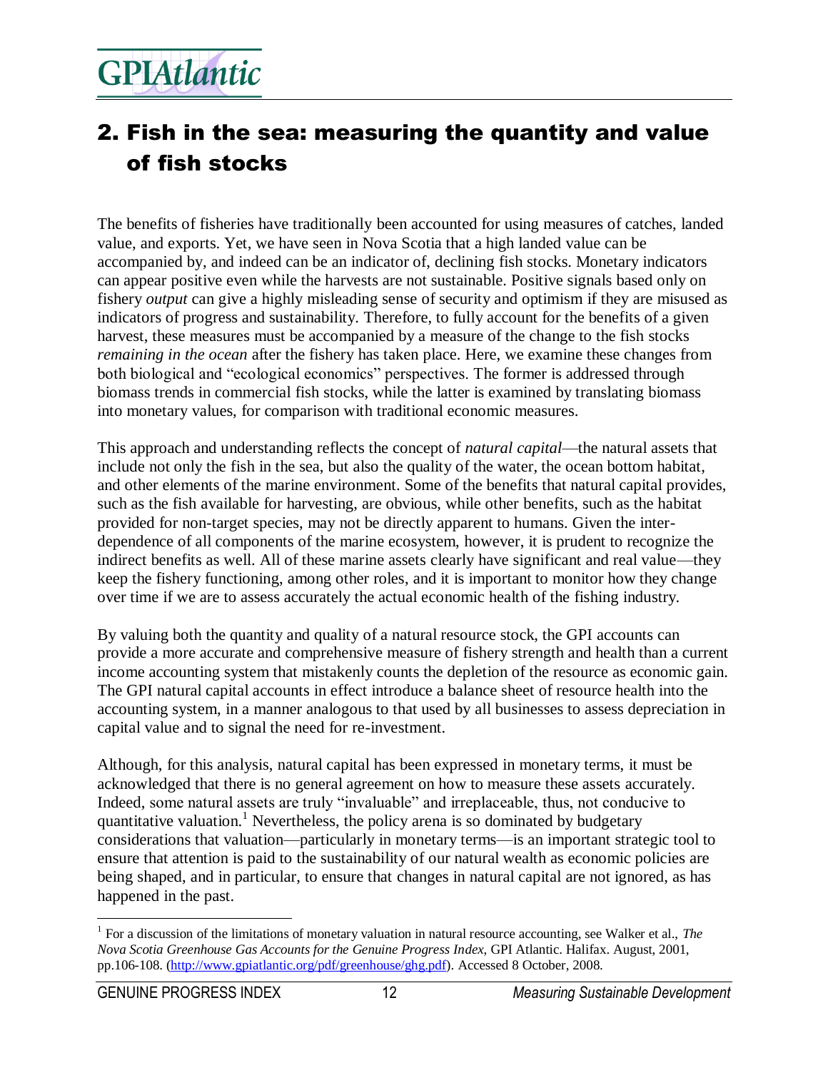# 2. Fish in the sea: measuring the quantity and value of fish stocks

The benefits of fisheries have traditionally been accounted for using measures of catches, landed value, and exports. Yet, we have seen in Nova Scotia that a high landed value can be accompanied by, and indeed can be an indicator of, declining fish stocks. Monetary indicators can appear positive even while the harvests are not sustainable. Positive signals based only on fishery *output* can give a highly misleading sense of security and optimism if they are misused as indicators of progress and sustainability. Therefore, to fully account for the benefits of a given harvest, these measures must be accompanied by a measure of the change to the fish stocks *remaining in the ocean* after the fishery has taken place. Here, we examine these changes from both biological and "ecological economics" perspectives. The former is addressed through biomass trends in commercial fish stocks, while the latter is examined by translating biomass into monetary values, for comparison with traditional economic measures.

This approach and understanding reflects the concept of *natural capital*—the natural assets that include not only the fish in the sea, but also the quality of the water, the ocean bottom habitat, and other elements of the marine environment. Some of the benefits that natural capital provides, such as the fish available for harvesting, are obvious, while other benefits, such as the habitat provided for non-target species, may not be directly apparent to humans. Given the inter-dependence of all components of the marine ecosystem, however, it is prudent to recognize the indirect benefits as well. All of these marine assets clearly have significant and real value—they keep the fishery functioning, among other roles, and it is important to monitor how they change over time if we are to assess accurately the actual economic health of the fishing industry.

By valuing both the quantity and quality of a natural resource stock, the GPI accounts can provide a more accurate and comprehensive measure of fishery strength and health than a current income accounting system that mistakenly counts the depletion of the resource as economic gain. The GPI natural capital accounts in effect introduce a balance sheet of resource health into the accounting system, in a manner analogous to that used by all businesses to assess depreciation in capital value and to signal the need for re-investment.

Although, for this analysis, natural capital has been expressed in monetary terms, it must be acknowledged that there is no general agreement on how to measure these assets accurately. Indeed, some natural assets are truly "invaluable" and irreplaceable, thus, not conducive to quantitative valuation.[1] Nevertheless, the policy arena is so dominated by budgetary considerations that valuation—particularly in monetary terms—is an important strategic tool to ensure that attention is paid to the sustainability of our natural wealth as economic policies are being shaped, and in particular, to ensure that changes in natural capital are not ignored, as has happened in the past.

[1] For a discussion of the limitations of monetary valuation in natural resource accounting, see Walker et al., *The Nova Scotia Greenhouse Gas Accounts for the Genuine Progress Index,* GPI Atlantic. Halifax. August, 2001, pp.106-108. (http://www.gpiatlantic.org/pdf/greenhouse/ghg.pdf). Accessed 8 October, 2008.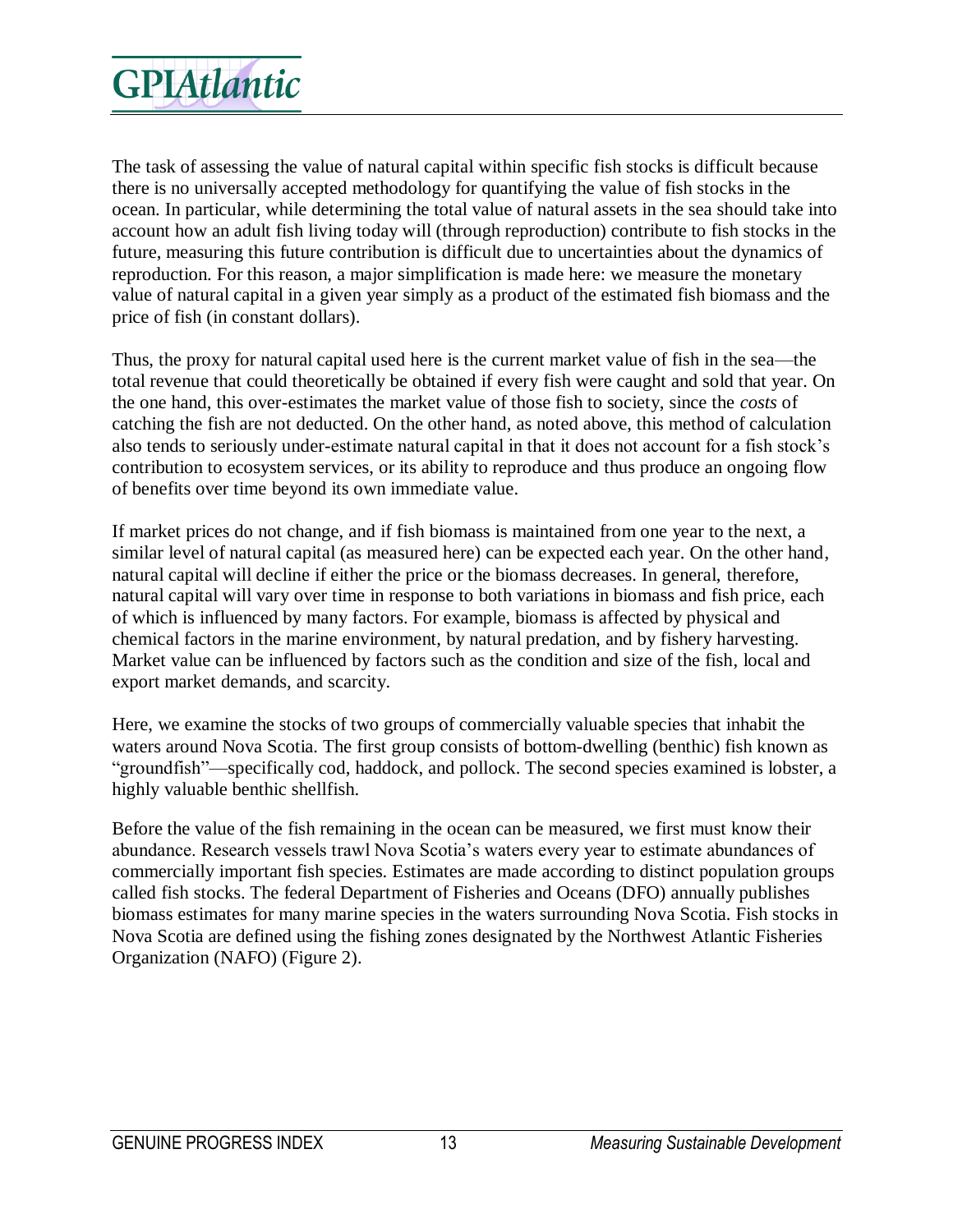The task of assessing the value of natural capital within specific fish stocks is difficult because there is no universally accepted methodology for quantifying the value of fish stocks in the ocean. In particular, while determining the total value of natural assets in the sea should take into account how an adult fish living today will (through reproduction) contribute to fish stocks in the future, measuring this future contribution is difficult due to uncertainties about the dynamics of reproduction. For this reason, a major simplification is made here: we measure the monetary value of natural capital in a given year simply as a product of the estimated fish biomass and the price of fish (in constant dollars).

Thus, the proxy for natural capital used here is the current market value of fish in the sea—the total revenue that could theoretically be obtained if every fish were caught and sold that year. On the one hand, this over-estimates the market value of those fish to society, since the *costs* of catching the fish are not deducted. On the other hand, as noted above, this method of calculation also tends to seriously under-estimate natural capital in that it does not account for a fish stock's contribution to ecosystem services, or its ability to reproduce and thus produce an ongoing flow of benefits over time beyond its own immediate value.

If market prices do not change, and if fish biomass is maintained from one year to the next, a similar level of natural capital (as measured here) can be expected each year. On the other hand, natural capital will decline if either the price or the biomass decreases. In general, therefore, natural capital will vary over time in response to both variations in biomass and fish price, each of which is influenced by many factors. For example, biomass is affected by physical and chemical factors in the marine environment, by natural predation, and by fishery harvesting. Market value can be influenced by factors such as the condition and size of the fish, local and export market demands, and scarcity.

Here, we examine the stocks of two groups of commercially valuable species that inhabit the waters around Nova Scotia. The first group consists of bottom-dwelling (benthic) fish known as "groundfish"—specifically cod, haddock, and pollock. The second species examined is lobster, a highly valuable benthic shellfish.

Before the value of the fish remaining in the ocean can be measured, we first must know their abundance. Research vessels trawl Nova Scotia's waters every year to estimate abundances of commercially important fish species. Estimates are made according to distinct population groups called fish stocks. The federal Department of Fisheries and Oceans (DFO) annually publishes biomass estimates for many marine species in the waters surrounding Nova Scotia. Fish stocks in Nova Scotia are defined using the fishing zones designated by the Northwest Atlantic Fisheries Organization (NAFO) (Figure 2).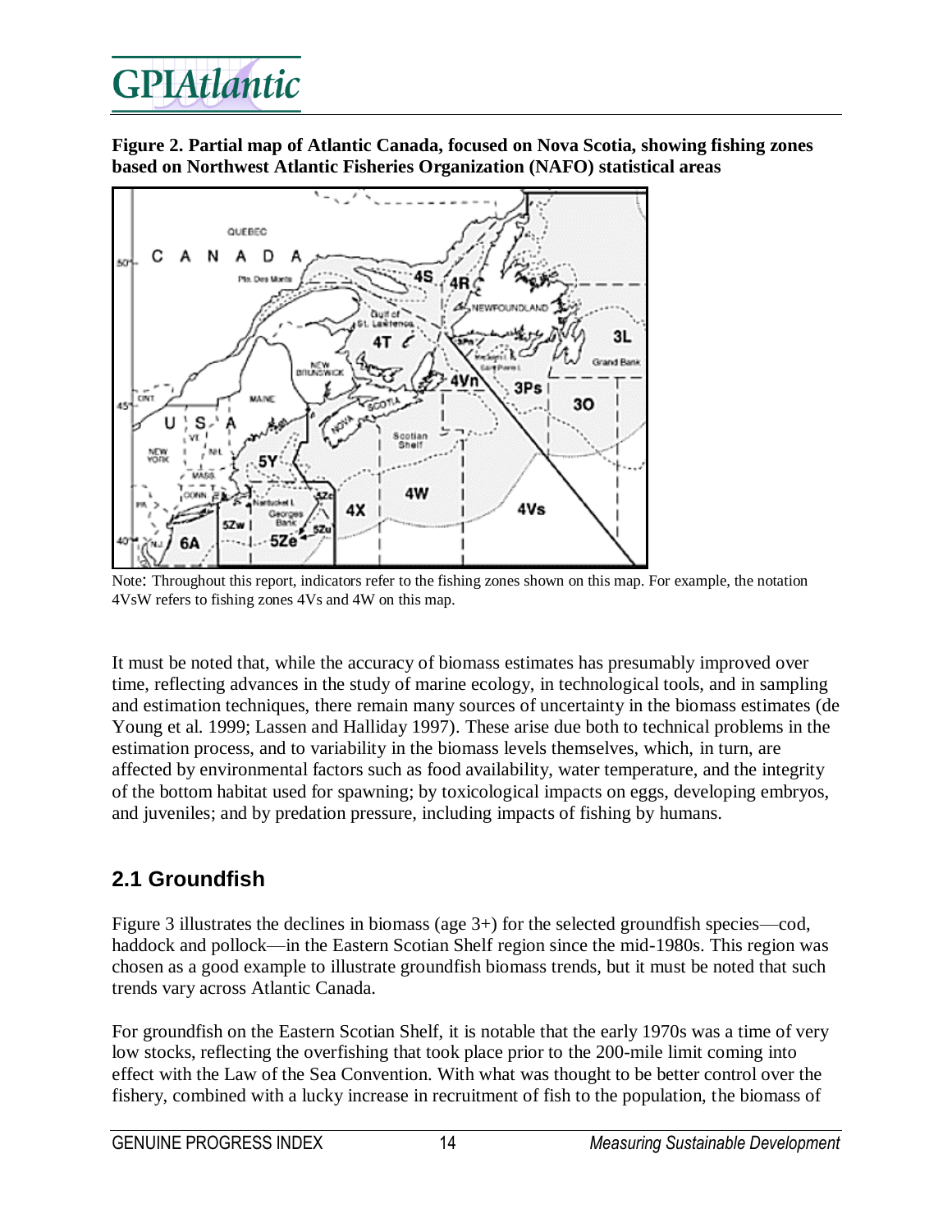**Figure 2. Partial map of Atlantic Canada, focused on Nova Scotia, showing fishing zones based on Northwest Atlantic Fisheries Organization (NAFO) statistical areas**

Note: Throughout this report, indicators refer to the fishing zones shown on this map. For example, the notation 4VsW refers to fishing zones 4Vs and 4W on this map.

It must be noted that, while the accuracy of biomass estimates has presumably improved over time, reflecting advances in the study of marine ecology, in technological tools, and in sampling and estimation techniques, there remain many sources of uncertainty in the biomass estimates (de Young et al. 1999; Lassen and Halliday 1997). These arise due both to technical problems in the estimation process, and to variability in the biomass levels themselves, which, in turn, are affected by environmental factors such as food availability, water temperature, and the integrity of the bottom habitat used for spawning; by toxicological impacts on eggs, developing embryos, and juveniles; and by predation pressure, including impacts of fishing by humans.

## 2.1 Groundfish

Figure 3 illustrates the declines in biomass (age 3+) for the selected groundfish species—cod, haddock and pollock—in the Eastern Scotian Shelf region since the mid-1980s. This region was chosen as a good example to illustrate groundfish biomass trends, but it must be noted that such trends vary across Atlantic Canada.

For groundfish on the Eastern Scotian Shelf, it is notable that the early 1970s was a time of very low stocks, reflecting the overfishing that took place prior to the 200-mile limit coming into effect with the Law of the Sea Convention. With what was thought to be better control over the fishery, combined with a lucky increase in recruitment of fish to the population, the biomass of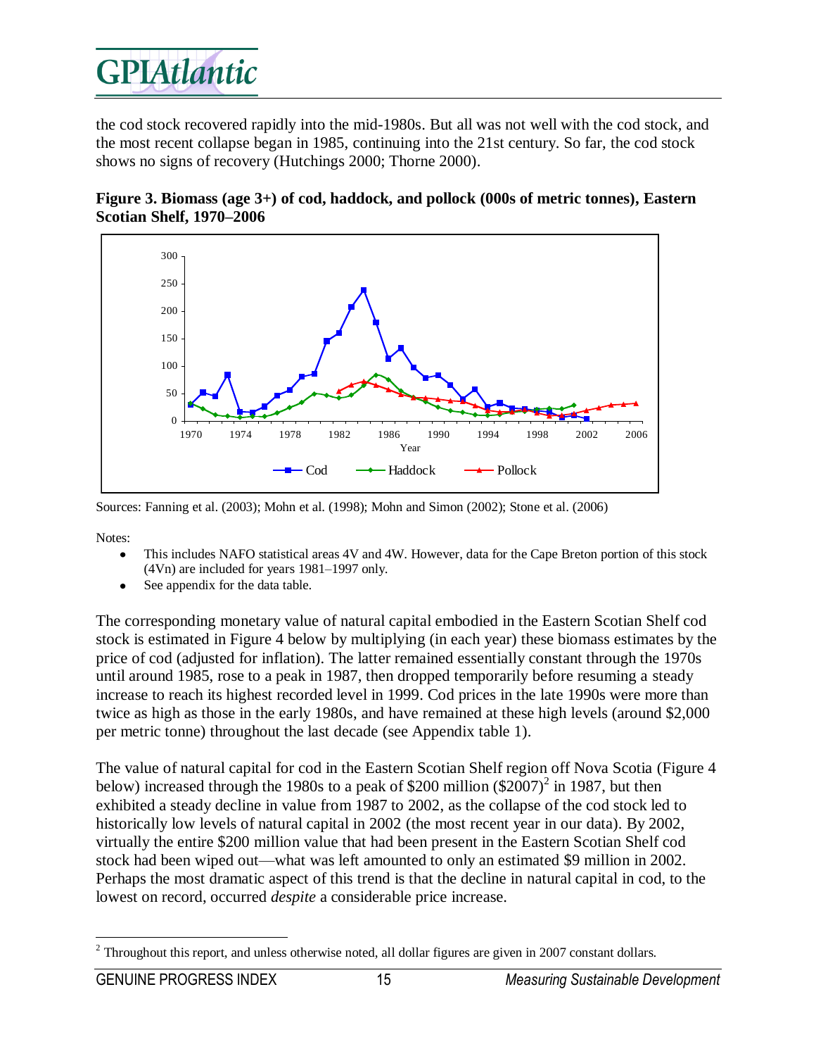the cod stock recovered rapidly into the mid-1980s. But all was not well with the cod stock, and the most recent collapse began in 1985, continuing into the 21st century. So far, the cod stock shows no signs of recovery (Hutchings 2000; Thorne 2000).

**Figure 3. Biomass (age 3+) of cod, haddock, and pollock (000s of metric tonnes), Eastern Scotian Shelf, 1970–2006**

Sources: Fanning et al. (2003); Mohn et al. (1998); Mohn and Simon (2002); Stone et al. (2006)

Notes:

- This includes NAFO statistical areas 4V and 4W. However, data for the Cape Breton portion of this stock (4Vn) are included for years 1981–1997 only.
- See appendix for the data table.

The corresponding monetary value of natural capital embodied in the Eastern Scotian Shelf cod stock is estimated in Figure 4 below by multiplying (in each year) these biomass estimates by the price of cod (adjusted for inflation). The latter remained essentially constant through the 1970s until around 1985, rose to a peak in 1987, then dropped temporarily before resuming a steady increase to reach its highest recorded level in 1999. Cod prices in the late 1990s were more than twice as high as those in the early 1980s, and have remained at these high levels (around $2,000 per metric tonne) throughout the last decade (see Appendix table 1).

The value of natural capital for cod in the Eastern Scotian Shelf region off Nova Scotia (Figure 4 below) increased through the 1980s to a peak of $200 million ($2007)[2] in 1987, but then exhibited a steady decline in value from 1987 to 2002, as the collapse of the cod stock led to historically low levels of natural capital in 2002 (the most recent year in our data). By 2002, virtually the entire $200 million value that had been present in the Eastern Scotian Shelf cod stock had been wiped out—what was left amounted to only an estimated $9 million in 2002. Perhaps the most dramatic aspect of this trend is that the decline in natural capital in cod, to the lowest on record, occurred *despite* a considerable price increase.

[2] Throughout this report, and unless otherwise noted, all dollar figures are given in 2007 constant dollars.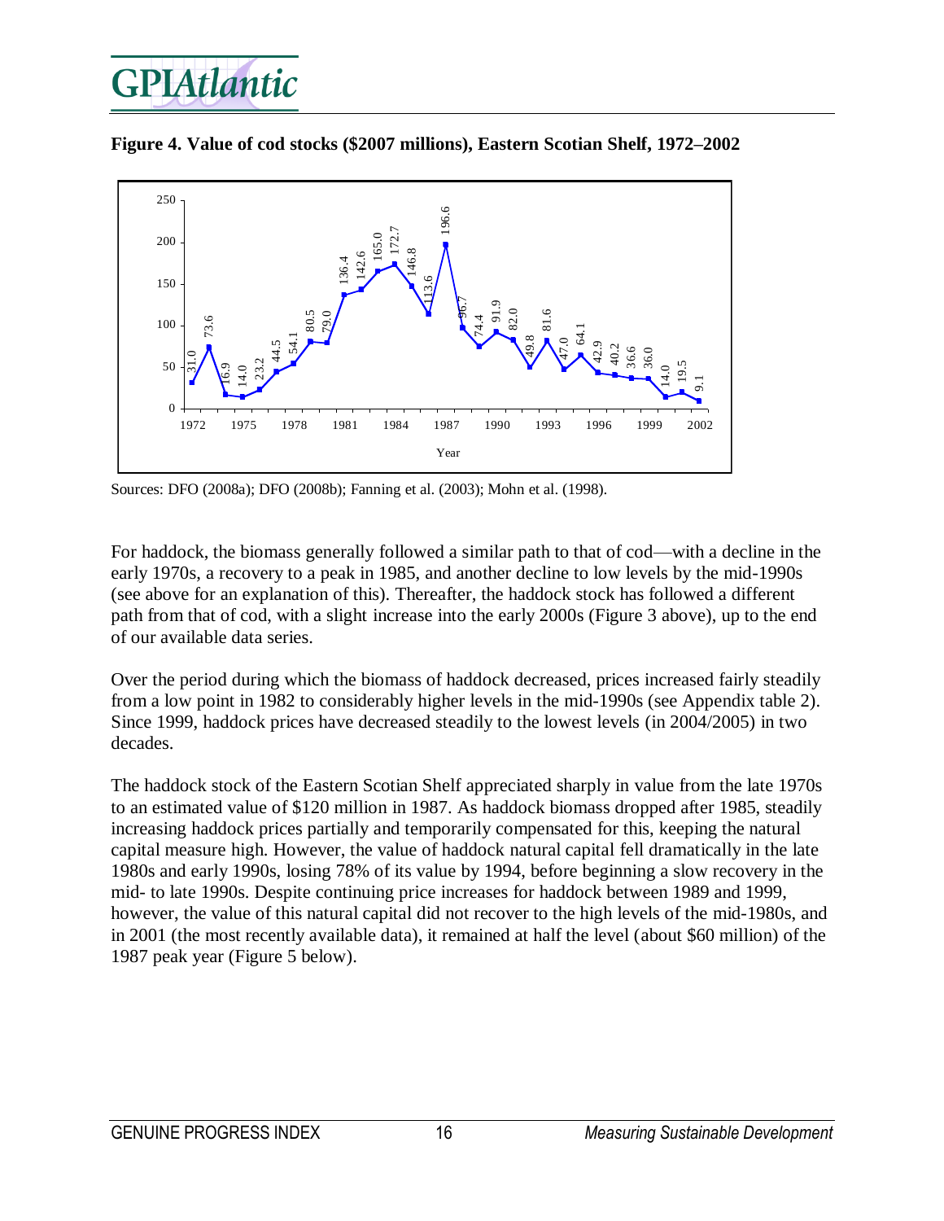**Figure 4. Value of cod stocks ($2007 millions), Eastern Scotian Shelf, 1972–2002**

Sources: DFO (2008a); DFO (2008b); Fanning et al. (2003); Mohn et al. (1998).

For haddock, the biomass generally followed a similar path to that of cod—with a decline in the early 1970s, a recovery to a peak in 1985, and another decline to low levels by the mid-1990s (see above for an explanation of this). Thereafter, the haddock stock has followed a different path from that of cod, with a slight increase into the early 2000s (Figure 3 above), up to the end of our available data series.

Over the period during which the biomass of haddock decreased, prices increased fairly steadily from a low point in 1982 to considerably higher levels in the mid-1990s (see Appendix table 2). Since 1999, haddock prices have decreased steadily to the lowest levels (in 2004/2005) in two decades.

The haddock stock of the Eastern Scotian Shelf appreciated sharply in value from the late 1970s to an estimated value of $120 million in 1987. As haddock biomass dropped after 1985, steadily increasing haddock prices partially and temporarily compensated for this, keeping the natural capital measure high. However, the value of haddock natural capital fell dramatically in the late 1980s and early 1990s, losing 78% of its value by 1994, before beginning a slow recovery in the mid- to late 1990s. Despite continuing price increases for haddock between 1989 and 1999, however, the value of this natural capital did not recover to the high levels of the mid-1980s, and in 2001 (the most recently available data), it remained at half the level (about $60 million) of the 1987 peak year (Figure 5 below).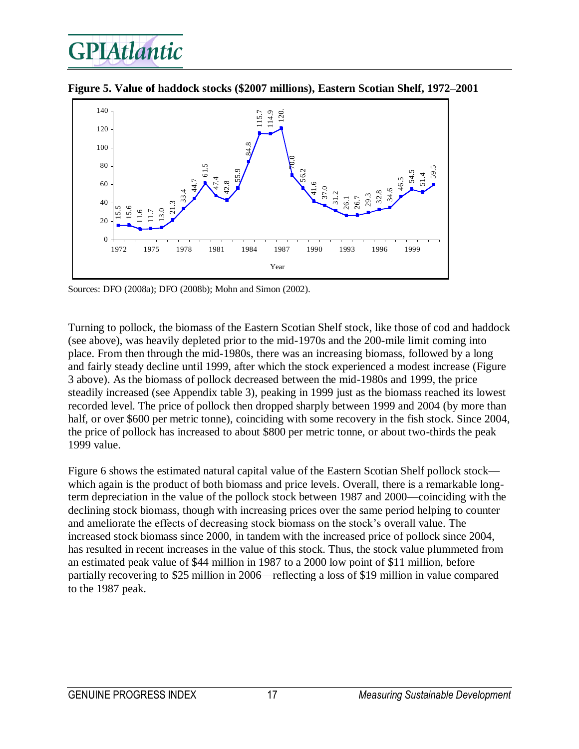**Figure 5. Value of haddock stocks ($2007 millions), Eastern Scotian Shelf, 1972–2001**

Sources: DFO (2008a); DFO (2008b); Mohn and Simon (2002).

Turning to pollock, the biomass of the Eastern Scotian Shelf stock, like those of cod and haddock (see above), was heavily depleted prior to the mid-1970s and the 200-mile limit coming into place. From then through the mid-1980s, there was an increasing biomass, followed by a long and fairly steady decline until 1999, after which the stock experienced a modest increase (Figure 3 above). As the biomass of pollock decreased between the mid-1980s and 1999, the price steadily increased (see Appendix table 3), peaking in 1999 just as the biomass reached its lowest recorded level. The price of pollock then dropped sharply between 1999 and 2004 (by more than half, or over $600 per metric tonne), coinciding with some recovery in the fish stock. Since 2004, the price of pollock has increased to about $800 per metric tonne, or about two-thirds the peak 1999 value.

Figure 6 shows the estimated natural capital value of the Eastern Scotian Shelf pollock stock—which again is the product of both biomass and price levels. Overall, there is a remarkable long-term depreciation in the value of the pollock stock between 1987 and 2000—coinciding with the declining stock biomass, though with increasing prices over the same period helping to counter and ameliorate the effects of decreasing stock biomass on the stock's overall value. The increased stock biomass since 2000, in tandem with the increased price of pollock since 2004, has resulted in recent increases in the value of this stock. Thus, the stock value plummeted from an estimated peak value of $44 million in 1987 to a 2000 low point of $11 million, before partially recovering to $25 million in 2006—reflecting a loss of $19 million in value compared to the 1987 peak.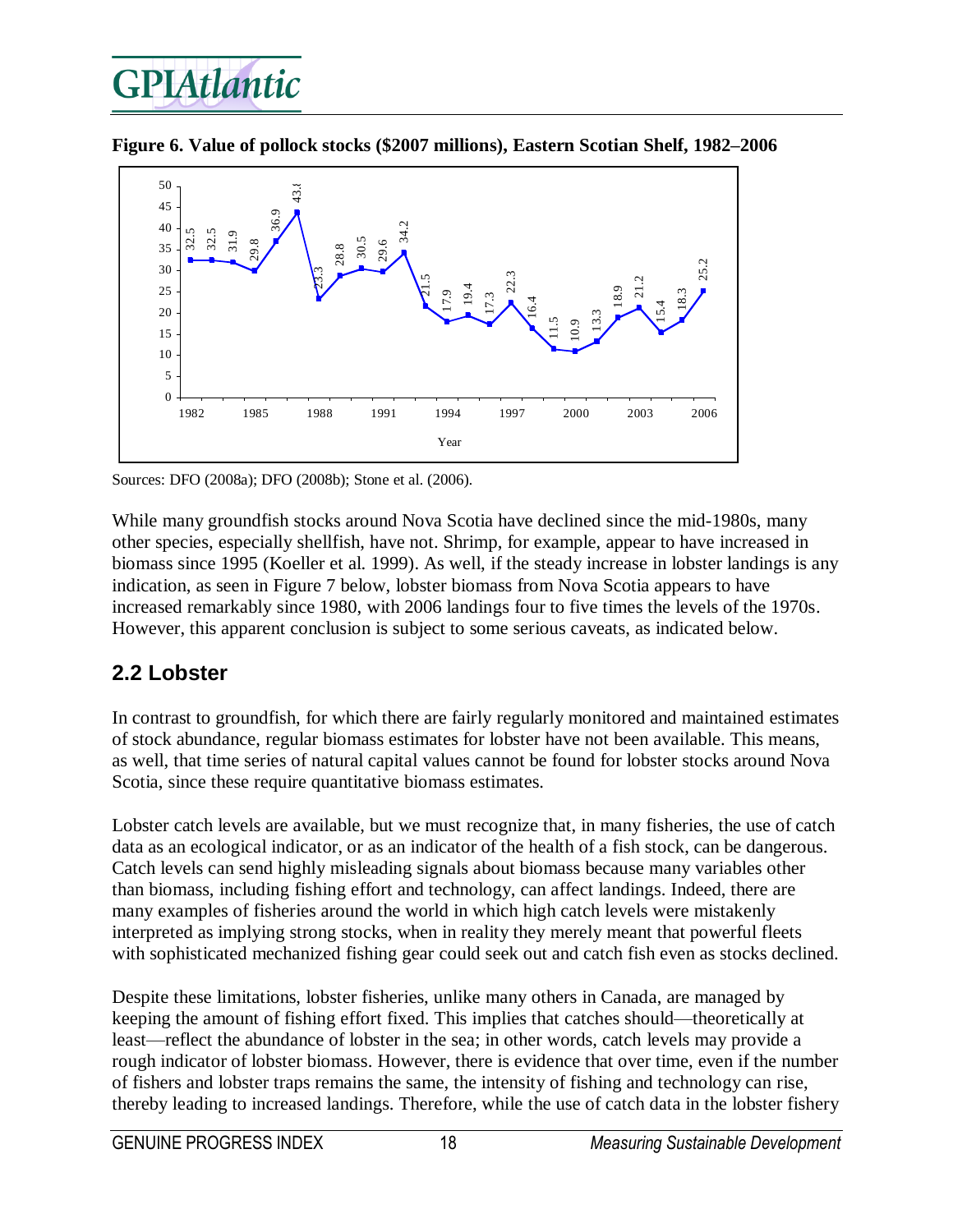**Figure 6. Value of pollock stocks ($2007 millions), Eastern Scotian Shelf, 1982–2006**

| Year | Value |
|---|---|
| 1982 | 32.5 |
| 1983 | 32.5 |
| 1984 | 31.9 |
| 1985 | 29.8 |
| 1986 | 36.9 |
| 1987 | 43.8 |
| 1988 | 23.3 |
| 1989 | 28.8 |
| 1990 | 30.5 |
| 1991 | 29.6 |
| 1992 | 34.2 |
| 1993 | 21.5 |
| 1994 | 17.9 |
| 1995 | 19.4 |
| 1996 | 17.3 |
| 1997 | 22.3 |
| 1998 | 16.4 |
| 1999 | 11.5 |
| 2000 | 10.9 |
| 2001 | 13.3 |
| 2002 | 18.9 |
| 2003 | 21.2 |
| 2004 | 15.4 |
| 2005 | 18.3 |
| 2006 | 25.2 |

Sources: DFO (2008a); DFO (2008b); Stone et al. (2006).

While many groundfish stocks around Nova Scotia have declined since the mid-1980s, many other species, especially shellfish, have not. Shrimp, for example, appear to have increased in biomass since 1995 (Koeller et al. 1999). As well, if the steady increase in lobster landings is any indication, as seen in Figure 7 below, lobster biomass from Nova Scotia appears to have increased remarkably since 1980, with 2006 landings four to five times the levels of the 1970s. However, this apparent conclusion is subject to some serious caveats, as indicated below.

## 2.2 Lobster

In contrast to groundfish, for which there are fairly regularly monitored and maintained estimates of stock abundance, regular biomass estimates for lobster have not been available. This means, as well, that time series of natural capital values cannot be found for lobster stocks around Nova Scotia, since these require quantitative biomass estimates.

Lobster catch levels are available, but we must recognize that, in many fisheries, the use of catch data as an ecological indicator, or as an indicator of the health of a fish stock, can be dangerous. Catch levels can send highly misleading signals about biomass because many variables other than biomass, including fishing effort and technology, can affect landings. Indeed, there are many examples of fisheries around the world in which high catch levels were mistakenly interpreted as implying strong stocks, when in reality they merely meant that powerful fleets with sophisticated mechanized fishing gear could seek out and catch fish even as stocks declined.

Despite these limitations, lobster fisheries, unlike many others in Canada, are managed by keeping the amount of fishing effort fixed. This implies that catches should—theoretically at least—reflect the abundance of lobster in the sea; in other words, catch levels may provide a rough indicator of lobster biomass. However, there is evidence that over time, even if the number of fishers and lobster traps remains the same, the intensity of fishing and technology can rise, thereby leading to increased landings. Therefore, while the use of catch data in the lobster fishery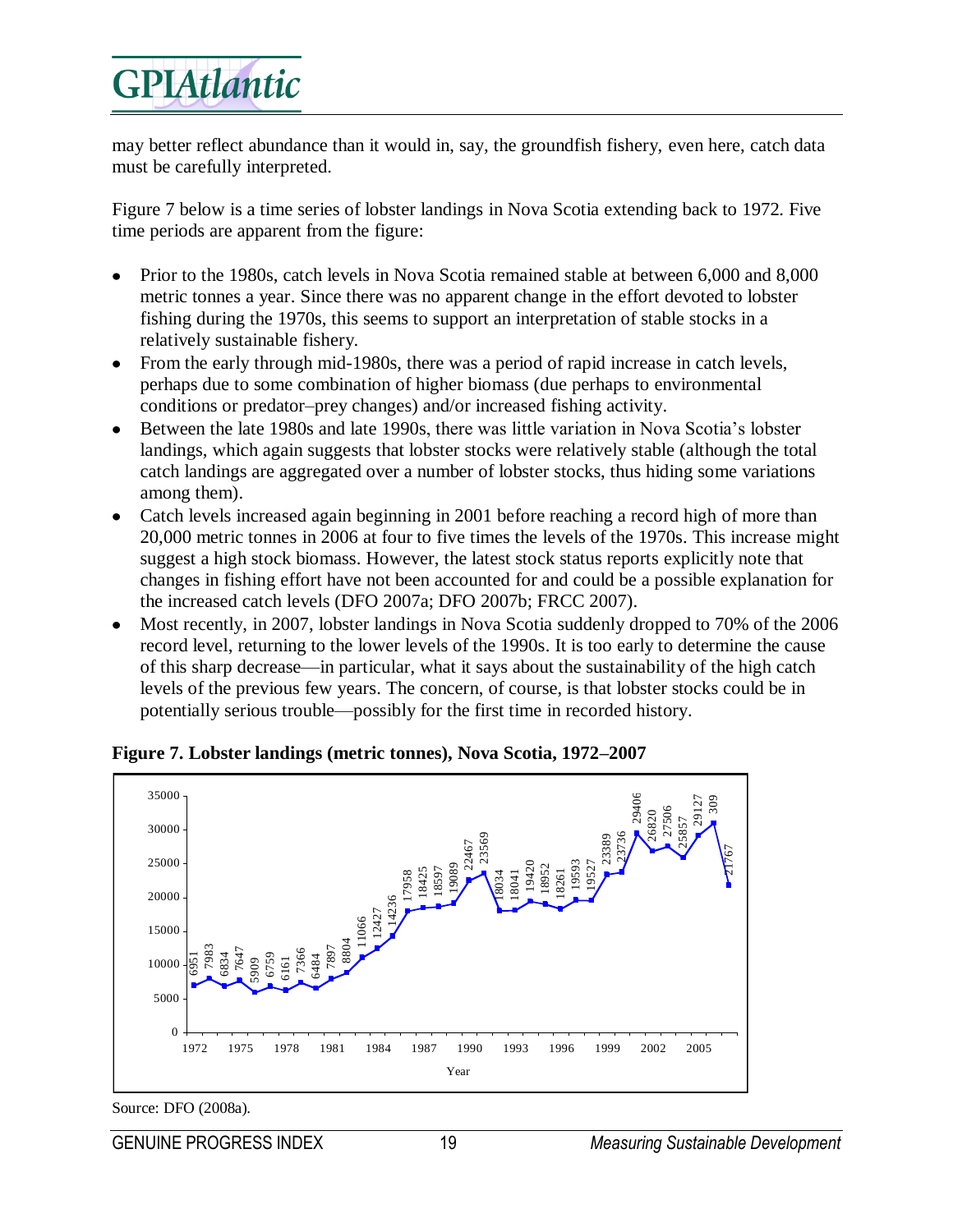may better reflect abundance than it would in, say, the groundfish fishery, even here, catch data must be carefully interpreted.

Figure 7 below is a time series of lobster landings in Nova Scotia extending back to 1972. Five time periods are apparent from the figure:

- Prior to the 1980s, catch levels in Nova Scotia remained stable at between 6,000 and 8,000 metric tonnes a year. Since there was no apparent change in the effort devoted to lobster fishing during the 1970s, this seems to support an interpretation of stable stocks in a relatively sustainable fishery.
- From the early through mid-1980s, there was a period of rapid increase in catch levels, perhaps due to some combination of higher biomass (due perhaps to environmental conditions or predator–prey changes) and/or increased fishing activity.
- Between the late 1980s and late 1990s, there was little variation in Nova Scotia's lobster landings, which again suggests that lobster stocks were relatively stable (although the total catch landings are aggregated over a number of lobster stocks, thus hiding some variations among them).
- Catch levels increased again beginning in 2001 before reaching a record high of more than 20,000 metric tonnes in 2006 at four to five times the levels of the 1970s. This increase might suggest a high stock biomass. However, the latest stock status reports explicitly note that changes in fishing effort have not been accounted for and could be a possible explanation for the increased catch levels (DFO 2007a; DFO 2007b; FRCC 2007).
- Most recently, in 2007, lobster landings in Nova Scotia suddenly dropped to 70% of the 2006 record level, returning to the lower levels of the 1990s. It is too early to determine the cause of this sharp decrease—in particular, what it says about the sustainability of the high catch levels of the previous few years. The concern, of course, is that lobster stocks could be in potentially serious trouble—possibly for the first time in recorded history.

**Figure 7. Lobster landings (metric tonnes), Nova Scotia, 1972–2007**

| Year | Landings (metric tonnes) |
|---|---|
| 1972 | 6951 |
| 1973 | 7983 |
| 1974 | 6834 |
| 1975 | 7647 |
| 1976 | 5909 |
| 1977 | 6759 |
| 1978 | 6161 |
| 1979 | 7366 |
| 1980 | 6484 |
| 1981 | 7897 |
| 1982 | 8804 |
| 1983 | 11066 |
| 1984 | 12427 |
| 1985 | 14236 |
| 1986 | 17958 |
| 1987 | 18425 |
| 1988 | 18597 |
| 1989 | 19089 |
| 1990 | 22467 |
| 1991 | 23569 |
| 1992 | 18034 |
| 1993 | 18041 |
| 1994 | 19420 |
| 1995 | 18952 |
| 1996 | 18261 |
| 1997 | 19593 |
| 1998 | 19527 |
| 1999 | 23389 |
| 2000 | 23736 |
| 2001 | 29406 |
| 2002 | 26820 |
| 2003 | 27506 |
| 2004 | 25857 |
| 2005 | 29127 |
| 2006 | 309 |
| 2007 | 21767 |

Source: DFO (2008a).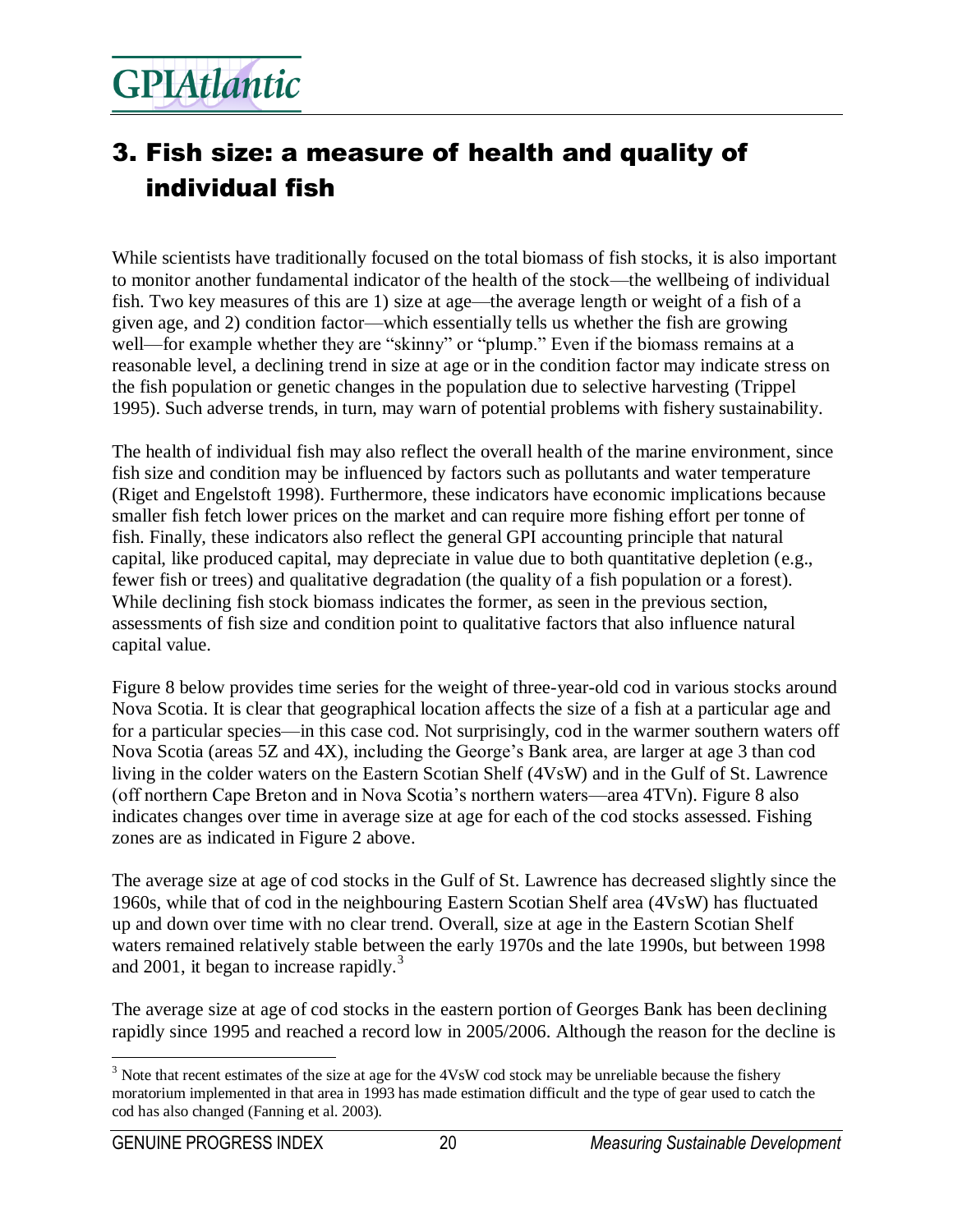# 3. Fish size: a measure of health and quality of individual fish

While scientists have traditionally focused on the total biomass of fish stocks, it is also important to monitor another fundamental indicator of the health of the stock—the wellbeing of individual fish. Two key measures of this are 1) size at age—the average length or weight of a fish of a given age, and 2) condition factor—which essentially tells us whether the fish are growing well—for example whether they are "skinny" or "plump." Even if the biomass remains at a reasonable level, a declining trend in size at age or in the condition factor may indicate stress on the fish population or genetic changes in the population due to selective harvesting (Trippel 1995). Such adverse trends, in turn, may warn of potential problems with fishery sustainability.

The health of individual fish may also reflect the overall health of the marine environment, since fish size and condition may be influenced by factors such as pollutants and water temperature (Riget and Engelstoft 1998). Furthermore, these indicators have economic implications because smaller fish fetch lower prices on the market and can require more fishing effort per tonne of fish. Finally, these indicators also reflect the general GPI accounting principle that natural capital, like produced capital, may depreciate in value due to both quantitative depletion (e.g., fewer fish or trees) and qualitative degradation (the quality of a fish population or a forest). While declining fish stock biomass indicates the former, as seen in the previous section, assessments of fish size and condition point to qualitative factors that also influence natural capital value.

Figure 8 below provides time series for the weight of three-year-old cod in various stocks around Nova Scotia. It is clear that geographical location affects the size of a fish at a particular age and for a particular species—in this case cod. Not surprisingly, cod in the warmer southern waters off Nova Scotia (areas 5Z and 4X), including the George's Bank area, are larger at age 3 than cod living in the colder waters on the Eastern Scotian Shelf (4VsW) and in the Gulf of St. Lawrence (off northern Cape Breton and in Nova Scotia's northern waters—area 4TVn). Figure 8 also indicates changes over time in average size at age for each of the cod stocks assessed. Fishing zones are as indicated in Figure 2 above.

The average size at age of cod stocks in the Gulf of St. Lawrence has decreased slightly since the 1960s, while that of cod in the neighbouring Eastern Scotian Shelf area (4VsW) has fluctuated up and down over time with no clear trend. Overall, size at age in the Eastern Scotian Shelf waters remained relatively stable between the early 1970s and the late 1990s, but between 1998 and 2001, it began to increase rapidly.[3]

The average size at age of cod stocks in the eastern portion of Georges Bank has been declining rapidly since 1995 and reached a record low in 2005/2006. Although the reason for the decline is

[3] Note that recent estimates of the size at age for the 4VsW cod stock may be unreliable because the fishery moratorium implemented in that area in 1993 has made estimation difficult and the type of gear used to catch the cod has also changed (Fanning et al. 2003).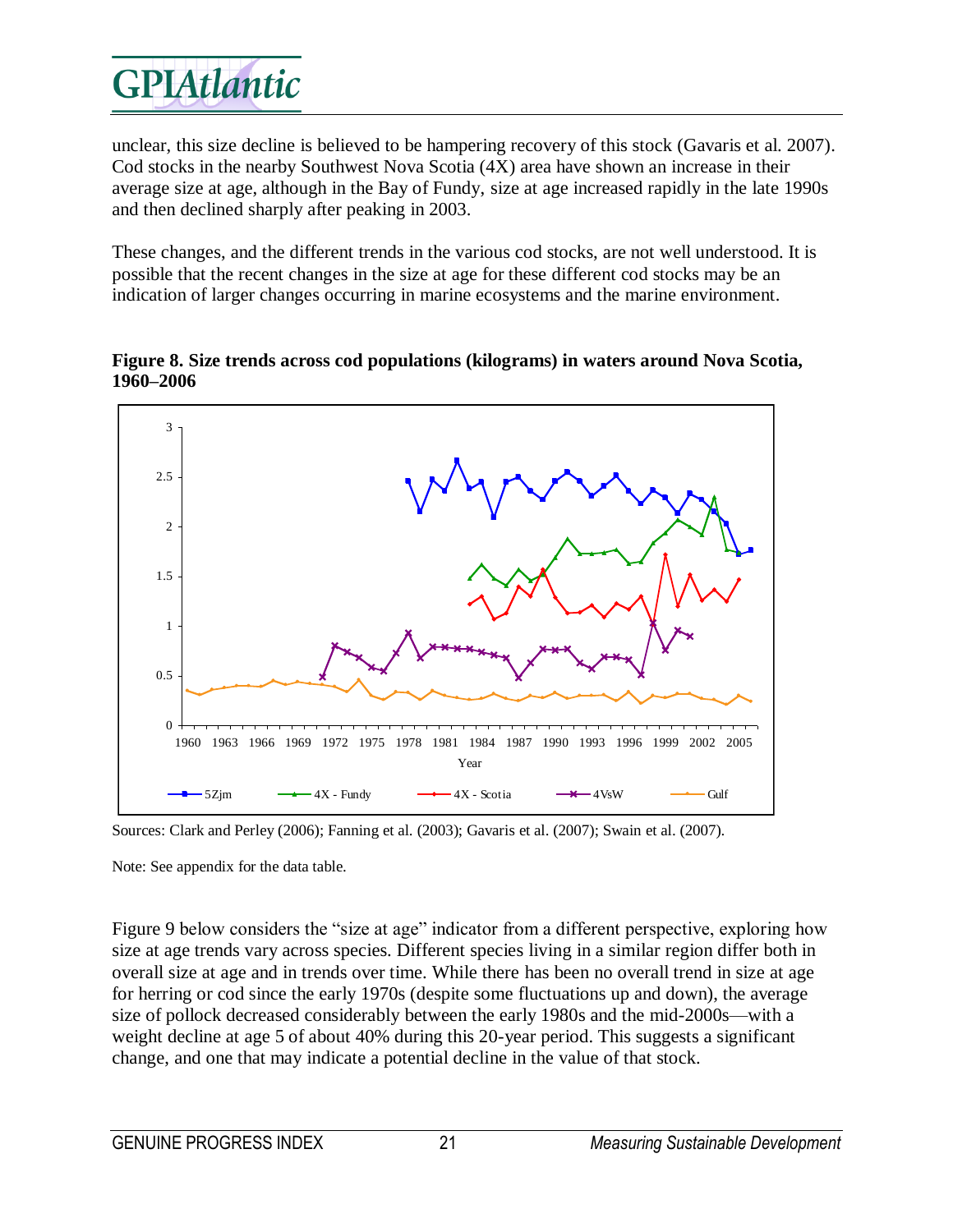unclear, this size decline is believed to be hampering recovery of this stock (Gavaris et al. 2007). Cod stocks in the nearby Southwest Nova Scotia (4X) area have shown an increase in their average size at age, although in the Bay of Fundy, size at age increased rapidly in the late 1990s and then declined sharply after peaking in 2003.

These changes, and the different trends in the various cod stocks, are not well understood. It is possible that the recent changes in the size at age for these different cod stocks may be an indication of larger changes occurring in marine ecosystems and the marine environment.

**Figure 8. Size trends across cod populations (kilograms) in waters around Nova Scotia, 1960–2006**

Sources: Clark and Perley (2006); Fanning et al. (2003); Gavaris et al. (2007); Swain et al. (2007).

Note: See appendix for the data table.

Figure 9 below considers the "size at age" indicator from a different perspective, exploring how size at age trends vary across species. Different species living in a similar region differ both in overall size at age and in trends over time. While there has been no overall trend in size at age for herring or cod since the early 1970s (despite some fluctuations up and down), the average size of pollock decreased considerably between the early 1980s and the mid-2000s—with a weight decline at age 5 of about 40% during this 20-year period. This suggests a significant change, and one that may indicate a potential decline in the value of that stock.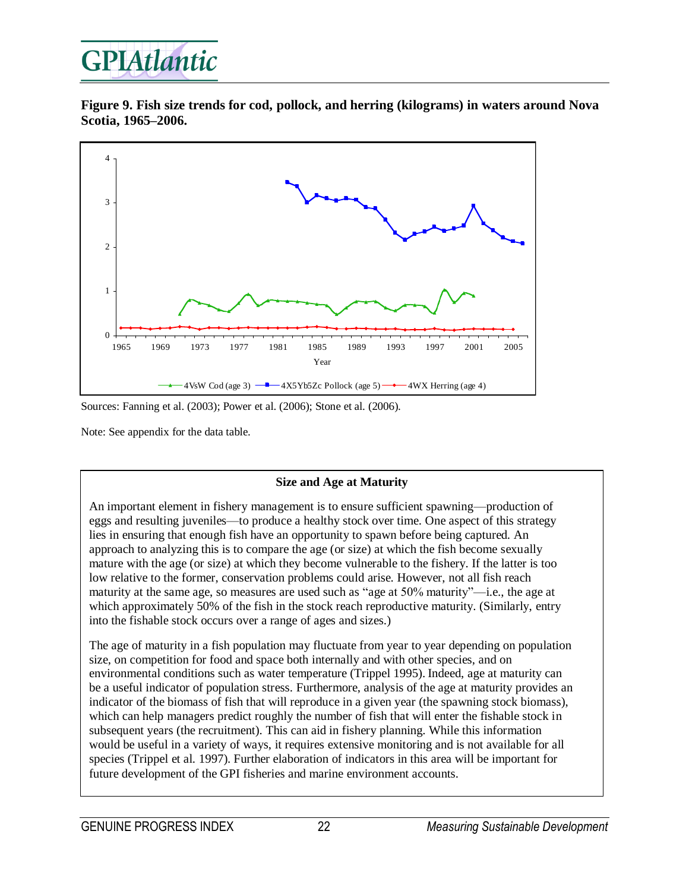**Figure 9. Fish size trends for cod, pollock, and herring (kilograms) in waters around Nova Scotia, 1965–2006.**

Sources: Fanning et al. (2003); Power et al. (2006); Stone et al. (2006).

Note: See appendix for the data table.

### Size and Age at Maturity

An important element in fishery management is to ensure sufficient spawning—production of eggs and resulting juveniles—to produce a healthy stock over time. One aspect of this strategy lies in ensuring that enough fish have an opportunity to spawn before being captured. An approach to analyzing this is to compare the age (or size) at which the fish become sexually mature with the age (or size) at which they become vulnerable to the fishery. If the latter is too low relative to the former, conservation problems could arise. However, not all fish reach maturity at the same age, so measures are used such as "age at 50% maturity"—i.e., the age at which approximately 50% of the fish in the stock reach reproductive maturity. (Similarly, entry into the fishable stock occurs over a range of ages and sizes.)

The age of maturity in a fish population may fluctuate from year to year depending on population size, on competition for food and space both internally and with other species, and on environmental conditions such as water temperature (Trippel 1995). Indeed, age at maturity can be a useful indicator of population stress. Furthermore, analysis of the age at maturity provides an indicator of the biomass of fish that will reproduce in a given year (the spawning stock biomass), which can help managers predict roughly the number of fish that will enter the fishable stock in subsequent years (the recruitment). This can aid in fishery planning. While this information would be useful in a variety of ways, it requires extensive monitoring and is not available for all species (Trippel et al. 1997). Further elaboration of indicators in this area will be important for future development of the GPI fisheries and marine environment accounts.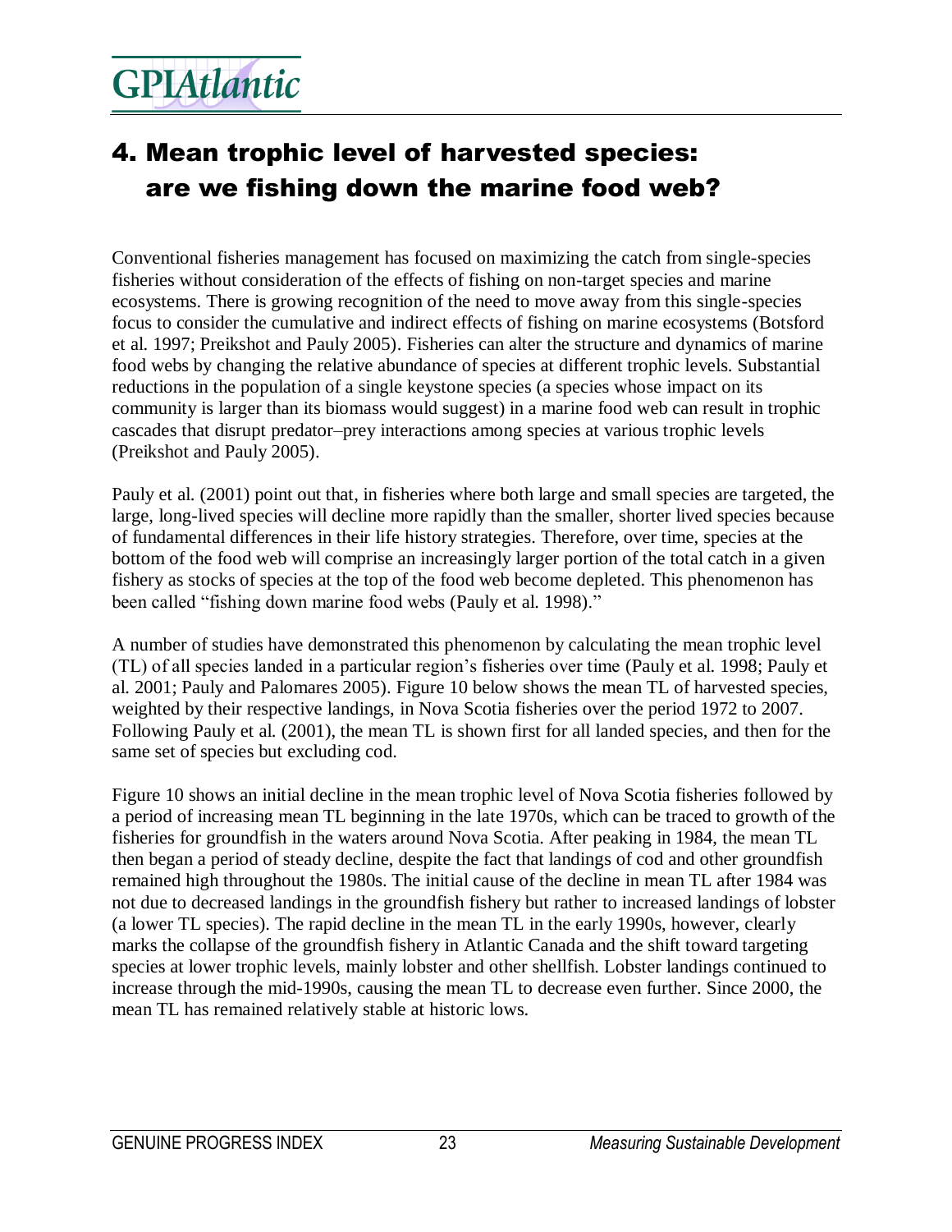# 4. Mean trophic level of harvested species: are we fishing down the marine food web?

Conventional fisheries management has focused on maximizing the catch from single-species fisheries without consideration of the effects of fishing on non-target species and marine ecosystems. There is growing recognition of the need to move away from this single-species focus to consider the cumulative and indirect effects of fishing on marine ecosystems (Botsford et al. 1997; Preikshot and Pauly 2005). Fisheries can alter the structure and dynamics of marine food webs by changing the relative abundance of species at different trophic levels. Substantial reductions in the population of a single keystone species (a species whose impact on its community is larger than its biomass would suggest) in a marine food web can result in trophic cascades that disrupt predator–prey interactions among species at various trophic levels (Preikshot and Pauly 2005).

Pauly et al. (2001) point out that, in fisheries where both large and small species are targeted, the large, long-lived species will decline more rapidly than the smaller, shorter lived species because of fundamental differences in their life history strategies. Therefore, over time, species at the bottom of the food web will comprise an increasingly larger portion of the total catch in a given fishery as stocks of species at the top of the food web become depleted. This phenomenon has been called "fishing down marine food webs (Pauly et al. 1998)."

A number of studies have demonstrated this phenomenon by calculating the mean trophic level (TL) of all species landed in a particular region's fisheries over time (Pauly et al. 1998; Pauly et al. 2001; Pauly and Palomares 2005). Figure 10 below shows the mean TL of harvested species, weighted by their respective landings, in Nova Scotia fisheries over the period 1972 to 2007. Following Pauly et al. (2001), the mean TL is shown first for all landed species, and then for the same set of species but excluding cod.

Figure 10 shows an initial decline in the mean trophic level of Nova Scotia fisheries followed by a period of increasing mean TL beginning in the late 1970s, which can be traced to growth of the fisheries for groundfish in the waters around Nova Scotia. After peaking in 1984, the mean TL then began a period of steady decline, despite the fact that landings of cod and other groundfish remained high throughout the 1980s. The initial cause of the decline in mean TL after 1984 was not due to decreased landings in the groundfish fishery but rather to increased landings of lobster (a lower TL species). The rapid decline in the mean TL in the early 1990s, however, clearly marks the collapse of the groundfish fishery in Atlantic Canada and the shift toward targeting species at lower trophic levels, mainly lobster and other shellfish. Lobster landings continued to increase through the mid-1990s, causing the mean TL to decrease even further. Since 2000, the mean TL has remained relatively stable at historic lows.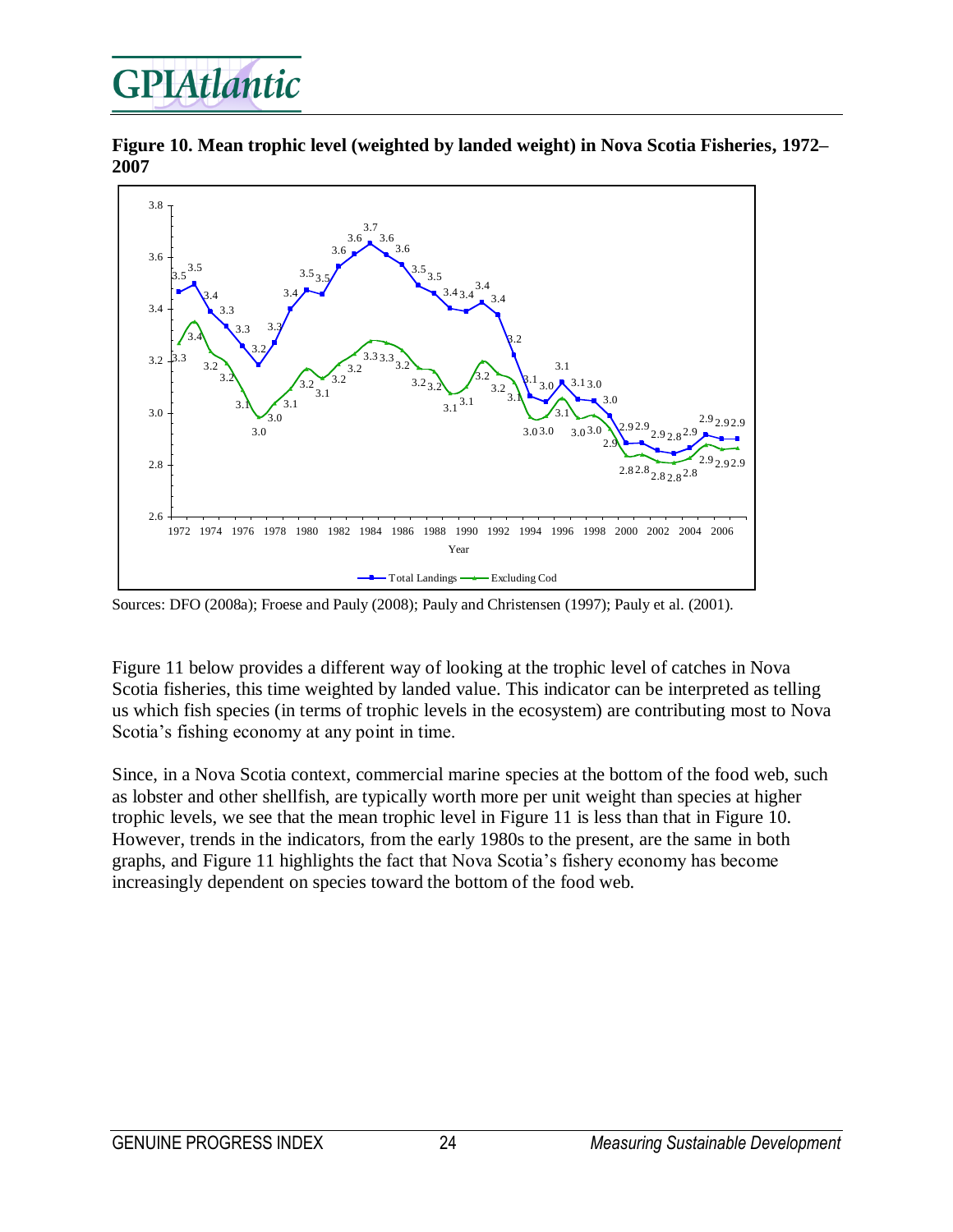**Figure 10. Mean trophic level (weighted by landed weight) in Nova Scotia Fisheries, 1972–2007**

Sources: DFO (2008a); Froese and Pauly (2008); Pauly and Christensen (1997); Pauly et al. (2001).

Figure 11 below provides a different way of looking at the trophic level of catches in Nova Scotia fisheries, this time weighted by landed value. This indicator can be interpreted as telling us which fish species (in terms of trophic levels in the ecosystem) are contributing most to Nova Scotia's fishing economy at any point in time.

Since, in a Nova Scotia context, commercial marine species at the bottom of the food web, such as lobster and other shellfish, are typically worth more per unit weight than species at higher trophic levels, we see that the mean trophic level in Figure 11 is less than that in Figure 10. However, trends in the indicators, from the early 1980s to the present, are the same in both graphs, and Figure 11 highlights the fact that Nova Scotia's fishery economy has become increasingly dependent on species toward the bottom of the food web.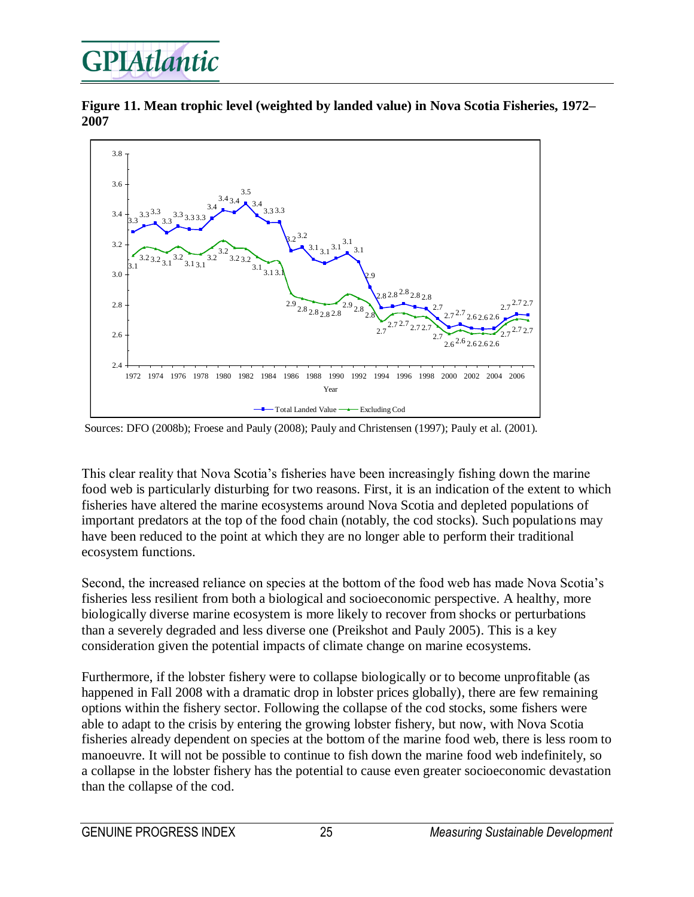**Figure 11. Mean trophic level (weighted by landed value) in Nova Scotia Fisheries, 1972–2007**

Sources: DFO (2008b); Froese and Pauly (2008); Pauly and Christensen (1997); Pauly et al. (2001).

This clear reality that Nova Scotia's fisheries have been increasingly fishing down the marine food web is particularly disturbing for two reasons. First, it is an indication of the extent to which fisheries have altered the marine ecosystems around Nova Scotia and depleted populations of important predators at the top of the food chain (notably, the cod stocks). Such populations may have been reduced to the point at which they are no longer able to perform their traditional ecosystem functions.

Second, the increased reliance on species at the bottom of the food web has made Nova Scotia's fisheries less resilient from both a biological and socioeconomic perspective. A healthy, more biologically diverse marine ecosystem is more likely to recover from shocks or perturbations than a severely degraded and less diverse one (Preikshot and Pauly 2005). This is a key consideration given the potential impacts of climate change on marine ecosystems.

Furthermore, if the lobster fishery were to collapse biologically or to become unprofitable (as happened in Fall 2008 with a dramatic drop in lobster prices globally), there are few remaining options within the fishery sector. Following the collapse of the cod stocks, some fishers were able to adapt to the crisis by entering the growing lobster fishery, but now, with Nova Scotia fisheries already dependent on species at the bottom of the marine food web, there is less room to manoeuvre. It will not be possible to continue to fish down the marine food web indefinitely, so a collapse in the lobster fishery has the potential to cause even greater socioeconomic devastation than the collapse of the cod.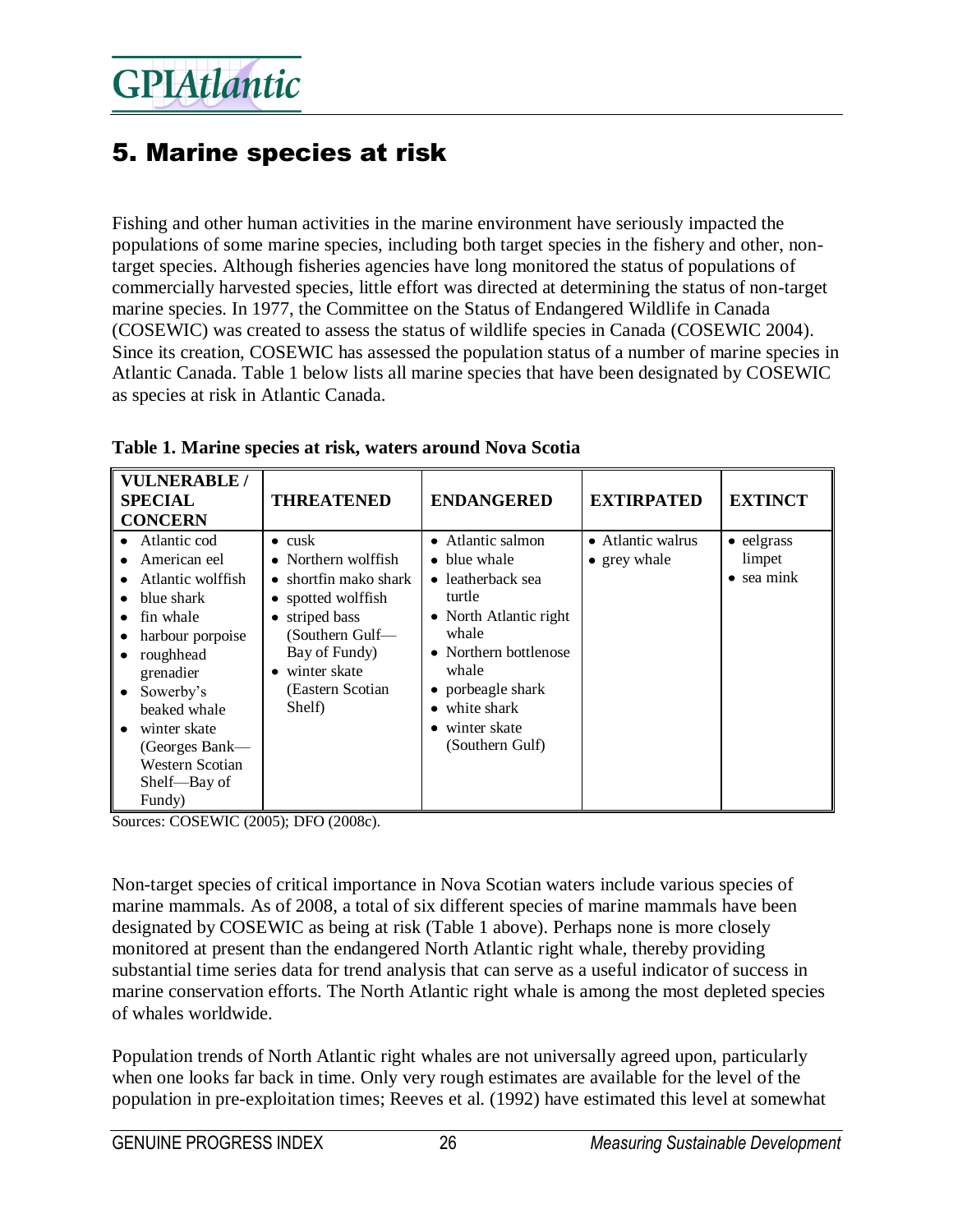# 5. Marine species at risk

Fishing and other human activities in the marine environment have seriously impacted the populations of some marine species, including both target species in the fishery and other, non-target species. Although fisheries agencies have long monitored the status of populations of commercially harvested species, little effort was directed at determining the status of non-target marine species. In 1977, the Committee on the Status of Endangered Wildlife in Canada (COSEWIC) was created to assess the status of wildlife species in Canada (COSEWIC 2004). Since its creation, COSEWIC has assessed the population status of a number of marine species in Atlantic Canada. Table 1 below lists all marine species that have been designated by COSEWIC as species at risk in Atlantic Canada.

**Table 1. Marine species at risk, waters around Nova Scotia**

| VULNERABLE / SPECIAL CONCERN | THREATENED | ENDANGERED | EXTIRPATED | EXTINCT |
|---|---|---|---|---|
| • Atlantic cod<br>• American eel<br>• Atlantic wolffish<br>• blue shark<br>• fin whale<br>• harbour porpoise<br>• roughhead grenadier<br>• Sowerby's beaked whale<br>• winter skate (Georges Bank—Western Scotian Shelf—Bay of Fundy) | • cusk<br>• Northern wolffish<br>• shortfin mako shark<br>• spotted wolffish<br>• striped bass (Southern Gulf—Bay of Fundy)<br>• winter skate (Eastern Scotian Shelf) | • Atlantic salmon<br>• blue whale<br>• leatherback sea turtle<br>• North Atlantic right whale<br>• Northern bottlenose whale<br>• porbeagle shark<br>• white shark<br>• winter skate (Southern Gulf) | • Atlantic walrus<br>• grey whale | • eelgrass limpet<br>• sea mink |

Sources: COSEWIC (2005); DFO (2008c).

Non-target species of critical importance in Nova Scotian waters include various species of marine mammals. As of 2008, a total of six different species of marine mammals have been designated by COSEWIC as being at risk (Table 1 above). Perhaps none is more closely monitored at present than the endangered North Atlantic right whale, thereby providing substantial time series data for trend analysis that can serve as a useful indicator of success in marine conservation efforts. The North Atlantic right whale is among the most depleted species of whales worldwide.

Population trends of North Atlantic right whales are not universally agreed upon, particularly when one looks far back in time. Only very rough estimates are available for the level of the population in pre-exploitation times; Reeves et al. (1992) have estimated this level at somewhat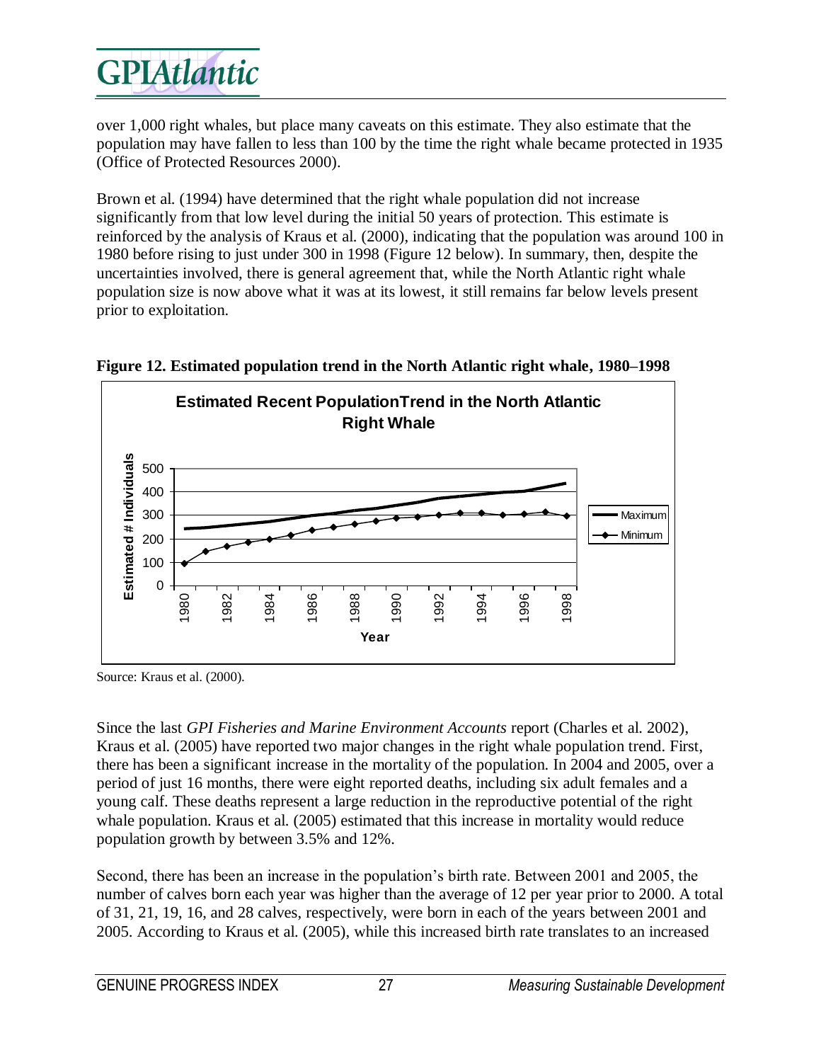over 1,000 right whales, but place many caveats on this estimate. They also estimate that the population may have fallen to less than 100 by the time the right whale became protected in 1935 (Office of Protected Resources 2000).

Brown et al. (1994) have determined that the right whale population did not increase significantly from that low level during the initial 50 years of protection. This estimate is reinforced by the analysis of Kraus et al. (2000), indicating that the population was around 100 in 1980 before rising to just under 300 in 1998 (Figure 12 below). In summary, then, despite the uncertainties involved, there is general agreement that, while the North Atlantic right whale population size is now above what it was at its lowest, it still remains far below levels present prior to exploitation.

**Figure 12. Estimated population trend in the North Atlantic right whale, 1980–1998**

Source: Kraus et al. (2000).

Since the last *GPI Fisheries and Marine Environment Accounts* report (Charles et al. 2002), Kraus et al. (2005) have reported two major changes in the right whale population trend. First, there has been a significant increase in the mortality of the population. In 2004 and 2005, over a period of just 16 months, there were eight reported deaths, including six adult females and a young calf. These deaths represent a large reduction in the reproductive potential of the right whale population. Kraus et al. (2005) estimated that this increase in mortality would reduce population growth by between 3.5% and 12%.

Second, there has been an increase in the population's birth rate. Between 2001 and 2005, the number of calves born each year was higher than the average of 12 per year prior to 2000. A total of 31, 21, 19, 16, and 28 calves, respectively, were born in each of the years between 2001 and 2005. According to Kraus et al. (2005), while this increased birth rate translates to an increased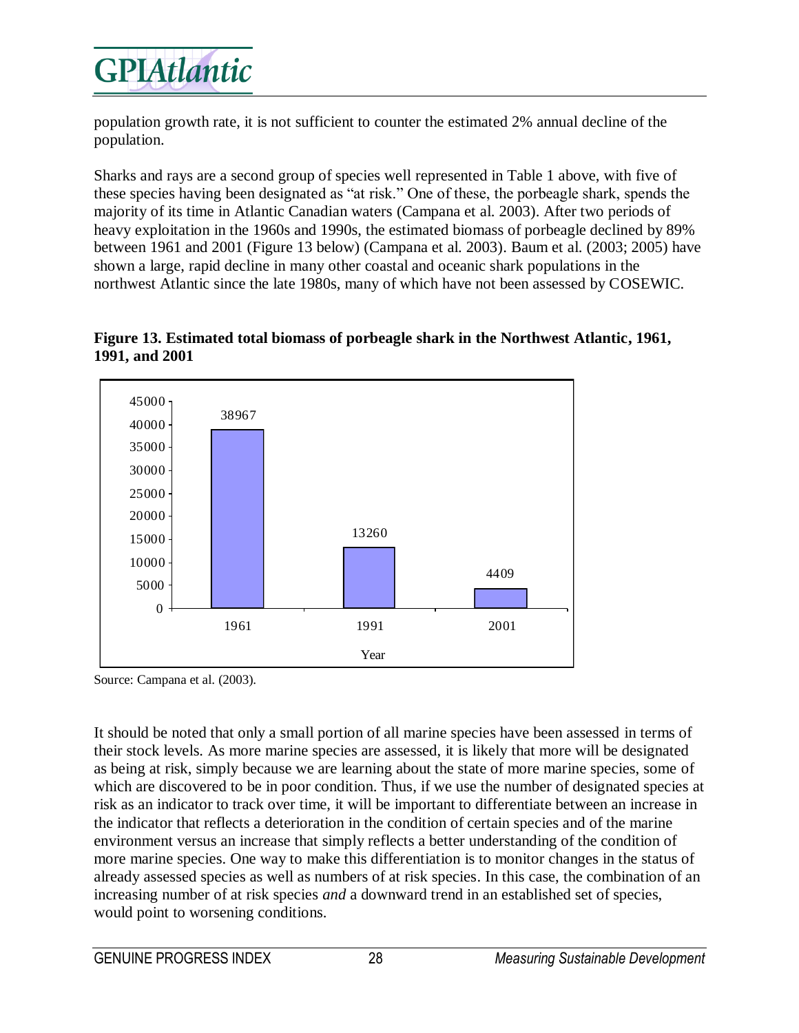population growth rate, it is not sufficient to counter the estimated 2% annual decline of the population.

Sharks and rays are a second group of species well represented in Table 1 above, with five of these species having been designated as "at risk." One of these, the porbeagle shark, spends the majority of its time in Atlantic Canadian waters (Campana et al. 2003). After two periods of heavy exploitation in the 1960s and 1990s, the estimated biomass of porbeagle declined by 89% between 1961 and 2001 (Figure 13 below) (Campana et al. 2003). Baum et al. (2003; 2005) have shown a large, rapid decline in many other coastal and oceanic shark populations in the northwest Atlantic since the late 1980s, many of which have not been assessed by COSEWIC.

**Figure 13. Estimated total biomass of porbeagle shark in the Northwest Atlantic, 1961, 1991, and 2001**

| Year | Biomass |
|---|---|
| 1961 | 38967 |
| 1991 | 13260 |
| 2001 | 4409 |

Source: Campana et al. (2003).

It should be noted that only a small portion of all marine species have been assessed in terms of their stock levels. As more marine species are assessed, it is likely that more will be designated as being at risk, simply because we are learning about the state of more marine species, some of which are discovered to be in poor condition. Thus, if we use the number of designated species at risk as an indicator to track over time, it will be important to differentiate between an increase in the indicator that reflects a deterioration in the condition of certain species and of the marine environment versus an increase that simply reflects a better understanding of the condition of more marine species. One way to make this differentiation is to monitor changes in the status of already assessed species as well as numbers of at risk species. In this case, the combination of an increasing number of at risk species *and* a downward trend in an established set of species, would point to worsening conditions.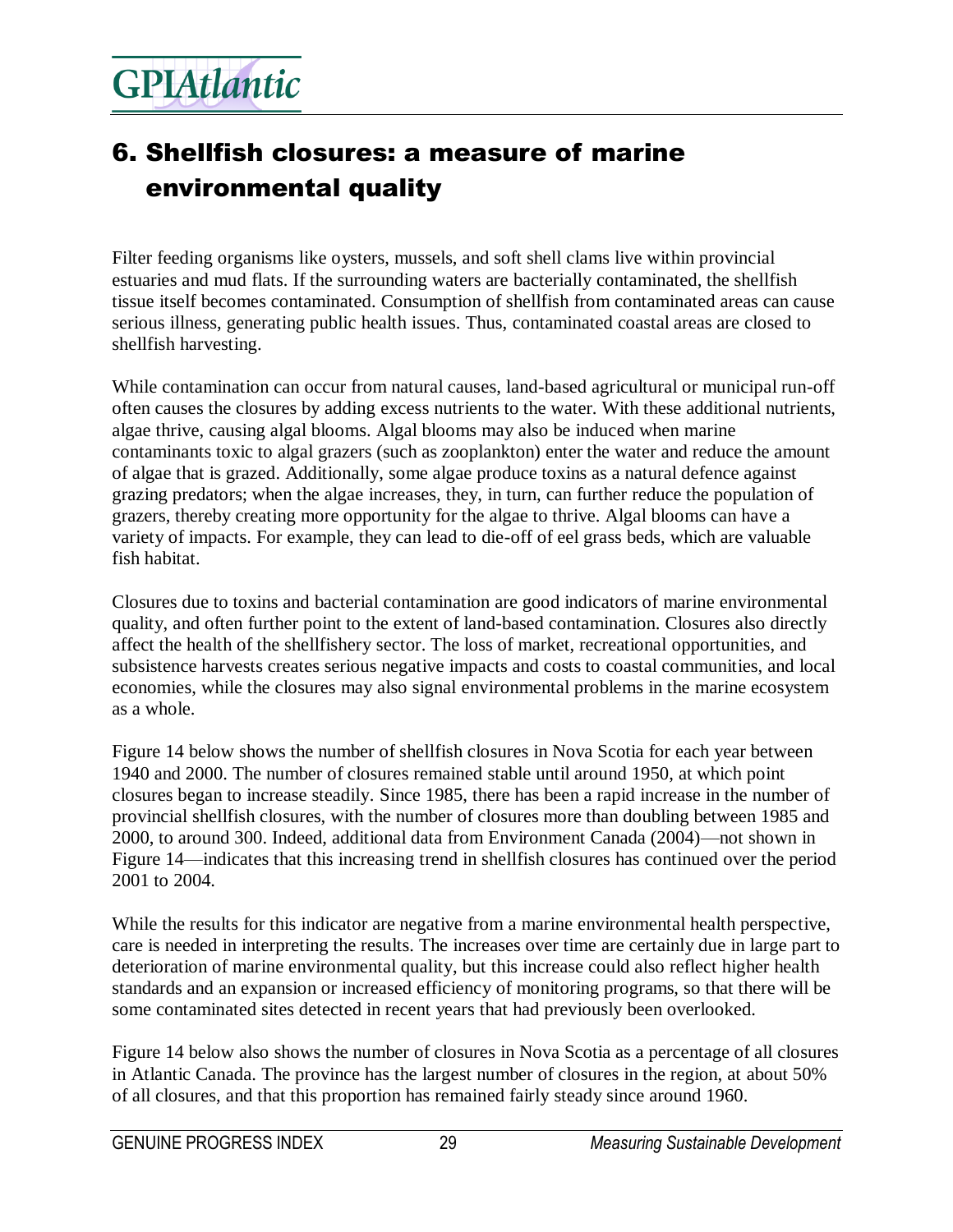# 6. Shellfish closures: a measure of marine environmental quality

Filter feeding organisms like oysters, mussels, and soft shell clams live within provincial estuaries and mud flats. If the surrounding waters are bacterially contaminated, the shellfish tissue itself becomes contaminated. Consumption of shellfish from contaminated areas can cause serious illness, generating public health issues. Thus, contaminated coastal areas are closed to shellfish harvesting.

While contamination can occur from natural causes, land-based agricultural or municipal run-off often causes the closures by adding excess nutrients to the water. With these additional nutrients, algae thrive, causing algal blooms. Algal blooms may also be induced when marine contaminants toxic to algal grazers (such as zooplankton) enter the water and reduce the amount of algae that is grazed. Additionally, some algae produce toxins as a natural defence against grazing predators; when the algae increases, they, in turn, can further reduce the population of grazers, thereby creating more opportunity for the algae to thrive. Algal blooms can have a variety of impacts. For example, they can lead to die-off of eel grass beds, which are valuable fish habitat.

Closures due to toxins and bacterial contamination are good indicators of marine environmental quality, and often further point to the extent of land-based contamination. Closures also directly affect the health of the shellfishery sector. The loss of market, recreational opportunities, and subsistence harvests creates serious negative impacts and costs to coastal communities, and local economies, while the closures may also signal environmental problems in the marine ecosystem as a whole.

Figure 14 below shows the number of shellfish closures in Nova Scotia for each year between 1940 and 2000. The number of closures remained stable until around 1950, at which point closures began to increase steadily. Since 1985, there has been a rapid increase in the number of provincial shellfish closures, with the number of closures more than doubling between 1985 and 2000, to around 300. Indeed, additional data from Environment Canada (2004)—not shown in Figure 14—indicates that this increasing trend in shellfish closures has continued over the period 2001 to 2004.

While the results for this indicator are negative from a marine environmental health perspective, care is needed in interpreting the results. The increases over time are certainly due in large part to deterioration of marine environmental quality, but this increase could also reflect higher health standards and an expansion or increased efficiency of monitoring programs, so that there will be some contaminated sites detected in recent years that had previously been overlooked.

Figure 14 below also shows the number of closures in Nova Scotia as a percentage of all closures in Atlantic Canada. The province has the largest number of closures in the region, at about 50% of all closures, and that this proportion has remained fairly steady since around 1960.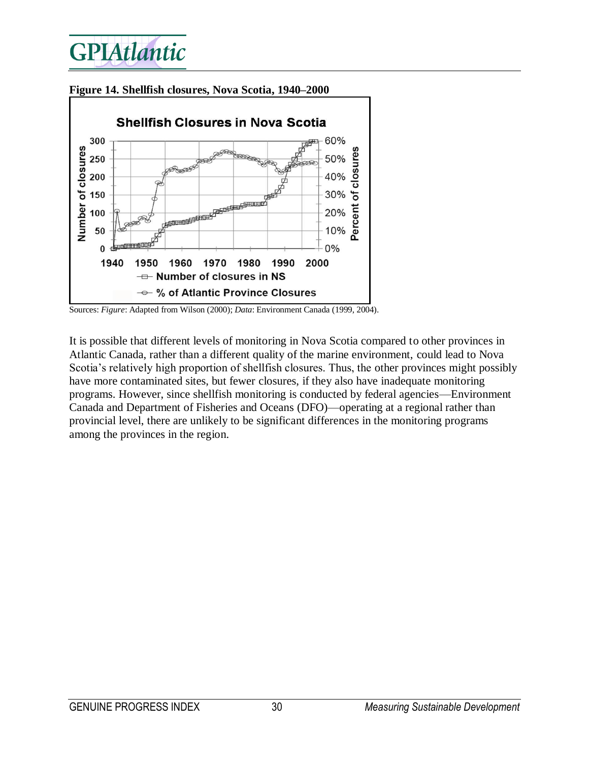**Figure 14. Shellfish closures, Nova Scotia, 1940–2000**

Sources: *Figure*: Adapted from Wilson (2000); *Data*: Environment Canada (1999, 2004).

It is possible that different levels of monitoring in Nova Scotia compared to other provinces in Atlantic Canada, rather than a different quality of the marine environment, could lead to Nova Scotia's relatively high proportion of shellfish closures. Thus, the other provinces might possibly have more contaminated sites, but fewer closures, if they also have inadequate monitoring programs. However, since shellfish monitoring is conducted by federal agencies—Environment Canada and Department of Fisheries and Oceans (DFO)—operating at a regional rather than provincial level, there are unlikely to be significant differences in the monitoring programs among the provinces in the region.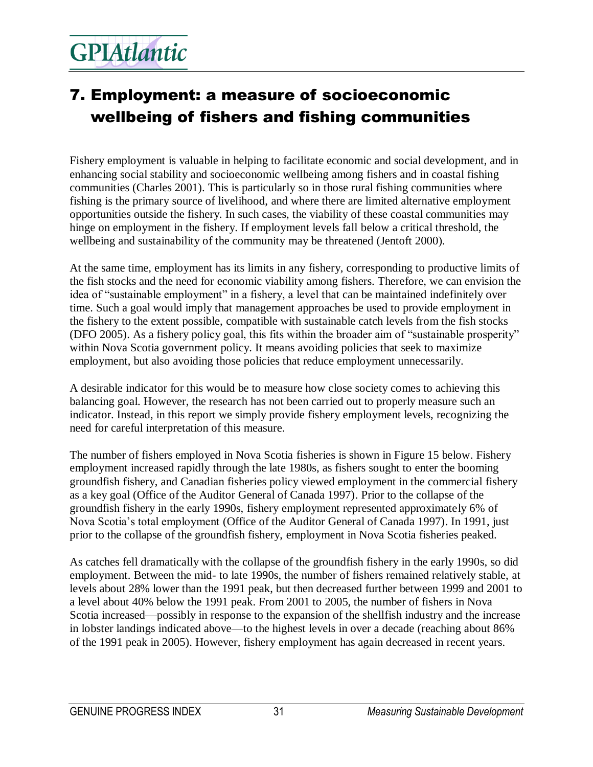# 7. Employment: a measure of socioeconomic wellbeing of fishers and fishing communities

Fishery employment is valuable in helping to facilitate economic and social development, and in enhancing social stability and socioeconomic wellbeing among fishers and in coastal fishing communities (Charles 2001). This is particularly so in those rural fishing communities where fishing is the primary source of livelihood, and where there are limited alternative employment opportunities outside the fishery. In such cases, the viability of these coastal communities may hinge on employment in the fishery. If employment levels fall below a critical threshold, the wellbeing and sustainability of the community may be threatened (Jentoft 2000).

At the same time, employment has its limits in any fishery, corresponding to productive limits of the fish stocks and the need for economic viability among fishers. Therefore, we can envision the idea of "sustainable employment" in a fishery, a level that can be maintained indefinitely over time. Such a goal would imply that management approaches be used to provide employment in the fishery to the extent possible, compatible with sustainable catch levels from the fish stocks (DFO 2005). As a fishery policy goal, this fits within the broader aim of "sustainable prosperity" within Nova Scotia government policy. It means avoiding policies that seek to maximize employment, but also avoiding those policies that reduce employment unnecessarily.

A desirable indicator for this would be to measure how close society comes to achieving this balancing goal. However, the research has not been carried out to properly measure such an indicator. Instead, in this report we simply provide fishery employment levels, recognizing the need for careful interpretation of this measure.

The number of fishers employed in Nova Scotia fisheries is shown in Figure 15 below. Fishery employment increased rapidly through the late 1980s, as fishers sought to enter the booming groundfish fishery, and Canadian fisheries policy viewed employment in the commercial fishery as a key goal (Office of the Auditor General of Canada 1997). Prior to the collapse of the groundfish fishery in the early 1990s, fishery employment represented approximately 6% of Nova Scotia's total employment (Office of the Auditor General of Canada 1997). In 1991, just prior to the collapse of the groundfish fishery, employment in Nova Scotia fisheries peaked.

As catches fell dramatically with the collapse of the groundfish fishery in the early 1990s, so did employment. Between the mid- to late 1990s, the number of fishers remained relatively stable, at levels about 28% lower than the 1991 peak, but then decreased further between 1999 and 2001 to a level about 40% below the 1991 peak. From 2001 to 2005, the number of fishers in Nova Scotia increased—possibly in response to the expansion of the shellfish industry and the increase in lobster landings indicated above—to the highest levels in over a decade (reaching about 86% of the 1991 peak in 2005). However, fishery employment has again decreased in recent years.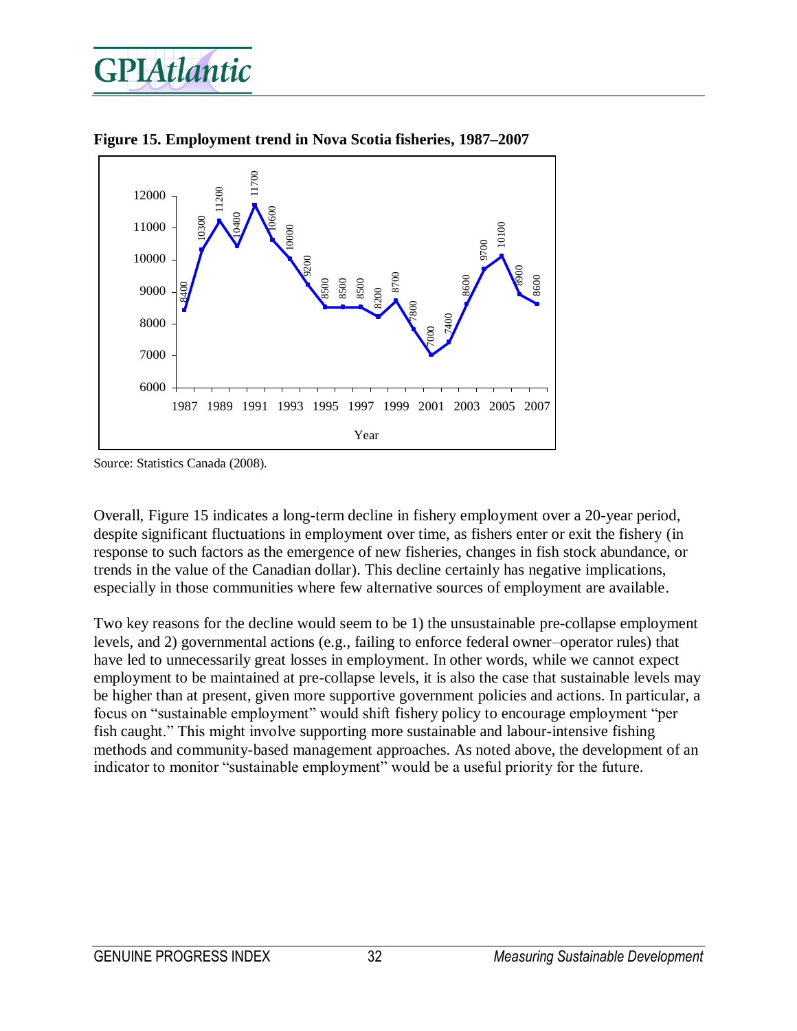**Figure 15. Employment trend in Nova Scotia fisheries, 1987–2007**

Source: Statistics Canada (2008).

Overall, Figure 15 indicates a long-term decline in fishery employment over a 20-year period, despite significant fluctuations in employment over time, as fishers enter or exit the fishery (in response to such factors as the emergence of new fisheries, changes in fish stock abundance, or trends in the value of the Canadian dollar). This decline certainly has negative implications, especially in those communities where few alternative sources of employment are available.

Two key reasons for the decline would seem to be 1) the unsustainable pre-collapse employment levels, and 2) governmental actions (e.g., failing to enforce federal owner–operator rules) that have led to unnecessarily great losses in employment. In other words, while we cannot expect employment to be maintained at pre-collapse levels, it is also the case that sustainable levels may be higher than at present, given more supportive government policies and actions. In particular, a focus on "sustainable employment" would shift fishery policy to encourage employment "per fish caught." This might involve supporting more sustainable and labour-intensive fishing methods and community-based management approaches. As noted above, the development of an indicator to monitor "sustainable employment" would be a useful priority for the future.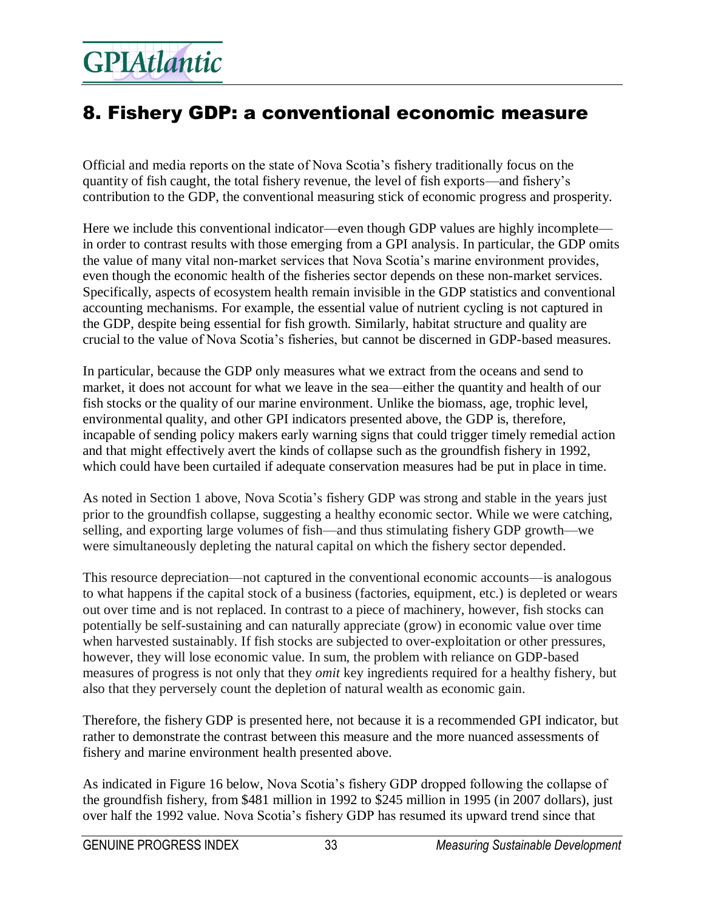# 8. Fishery GDP: a conventional economic measure

Official and media reports on the state of Nova Scotia's fishery traditionally focus on the quantity of fish caught, the total fishery revenue, the level of fish exports—and fishery's contribution to the GDP, the conventional measuring stick of economic progress and prosperity.

Here we include this conventional indicator—even though GDP values are highly incomplete—in order to contrast results with those emerging from a GPI analysis. In particular, the GDP omits the value of many vital non-market services that Nova Scotia's marine environment provides, even though the economic health of the fisheries sector depends on these non-market services. Specifically, aspects of ecosystem health remain invisible in the GDP statistics and conventional accounting mechanisms. For example, the essential value of nutrient cycling is not captured in the GDP, despite being essential for fish growth. Similarly, habitat structure and quality are crucial to the value of Nova Scotia's fisheries, but cannot be discerned in GDP-based measures.

In particular, because the GDP only measures what we extract from the oceans and send to market, it does not account for what we leave in the sea—either the quantity and health of our fish stocks or the quality of our marine environment. Unlike the biomass, age, trophic level, environmental quality, and other GPI indicators presented above, the GDP is, therefore, incapable of sending policy makers early warning signs that could trigger timely remedial action and that might effectively avert the kinds of collapse such as the groundfish fishery in 1992, which could have been curtailed if adequate conservation measures had be put in place in time.

As noted in Section 1 above, Nova Scotia's fishery GDP was strong and stable in the years just prior to the groundfish collapse, suggesting a healthy economic sector. While we were catching, selling, and exporting large volumes of fish—and thus stimulating fishery GDP growth—we were simultaneously depleting the natural capital on which the fishery sector depended.

This resource depreciation—not captured in the conventional economic accounts—is analogous to what happens if the capital stock of a business (factories, equipment, etc.) is depleted or wears out over time and is not replaced. In contrast to a piece of machinery, however, fish stocks can potentially be self-sustaining and can naturally appreciate (grow) in economic value over time when harvested sustainably. If fish stocks are subjected to over-exploitation or other pressures, however, they will lose economic value. In sum, the problem with reliance on GDP-based measures of progress is not only that they *omit* key ingredients required for a healthy fishery, but also that they perversely count the depletion of natural wealth as economic gain.

Therefore, the fishery GDP is presented here, not because it is a recommended GPI indicator, but rather to demonstrate the contrast between this measure and the more nuanced assessments of fishery and marine environment health presented above.

As indicated in Figure 16 below, Nova Scotia's fishery GDP dropped following the collapse of the groundfish fishery, from $481 million in 1992 to $245 million in 1995 (in 2007 dollars), just over half the 1992 value. Nova Scotia's fishery GDP has resumed its upward trend since that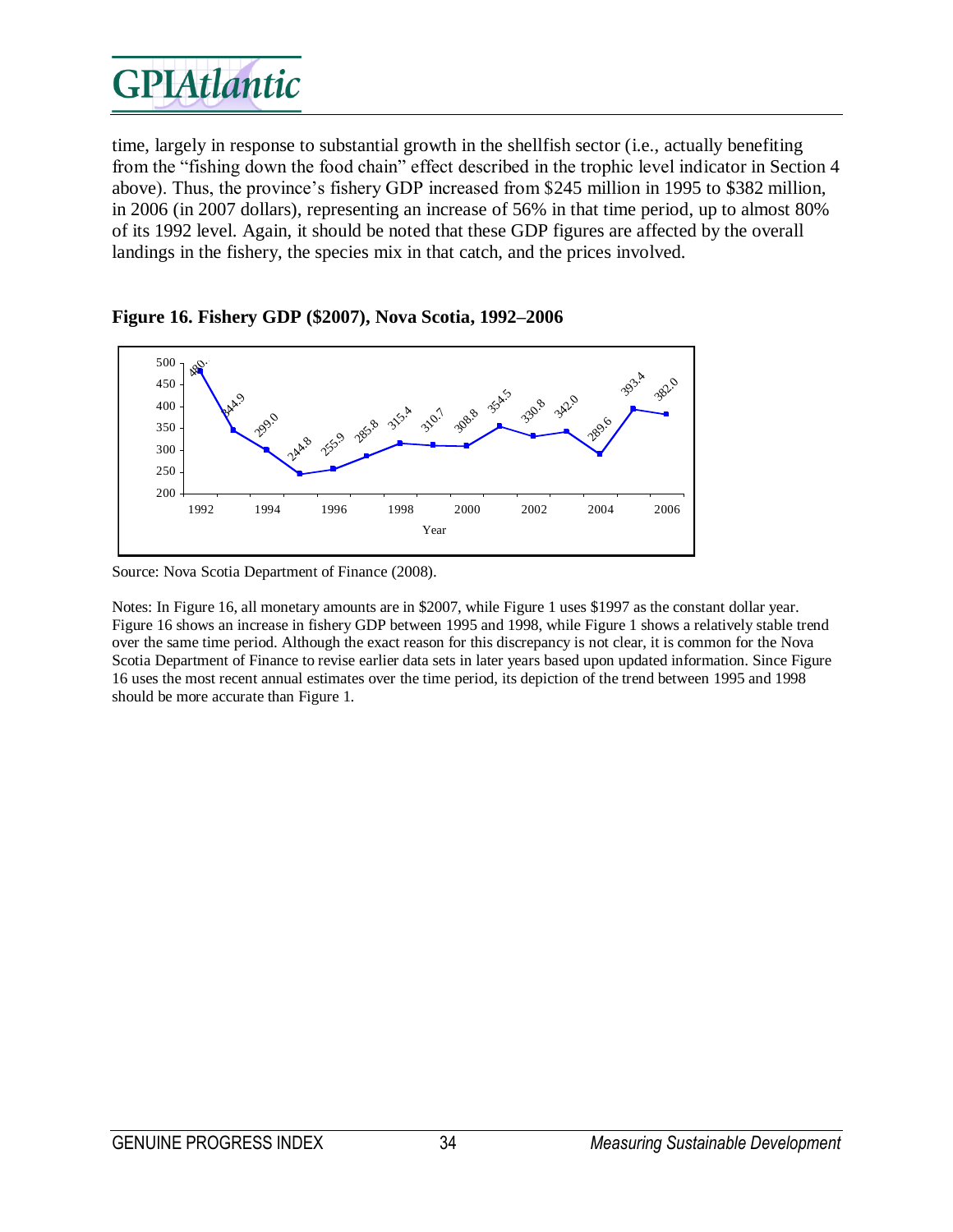time, largely in response to substantial growth in the shellfish sector (i.e., actually benefiting from the "fishing down the food chain" effect described in the trophic level indicator in Section 4 above). Thus, the province's fishery GDP increased from $245 million in 1995 to $382 million, in 2006 (in 2007 dollars), representing an increase of 56% in that time period, up to almost 80% of its 1992 level. Again, it should be noted that these GDP figures are affected by the overall landings in the fishery, the species mix in that catch, and the prices involved.

**Figure 16. Fishery GDP ($2007), Nova Scotia, 1992–2006**

| Year | Fishery GDP ($2007, millions) |
|---|---|
| 1992 | 480.. |
| 1993 | 344.9 |
| 1994 | 299.0 |
| 1995 | 244.8 |
| 1996 | 255.9 |
| 1997 | 285.8 |
| 1998 | 315.4 |
| 1999 | 310.7 |
| 2000 | 308.8 |
| 2001 | 354.5 |
| 2002 | 330.8 |
| 2003 | 342.0 |
| 2004 | 289.6 |
| 2005 | 393.4 |
| 2006 | 382.0 |

Source: Nova Scotia Department of Finance (2008).

Notes: In Figure 16, all monetary amounts are in $2007, while Figure 1 uses $1997 as the constant dollar year. Figure 16 shows an increase in fishery GDP between 1995 and 1998, while Figure 1 shows a relatively stable trend over the same time period. Although the exact reason for this discrepancy is not clear, it is common for the Nova Scotia Department of Finance to revise earlier data sets in later years based upon updated information. Since Figure 16 uses the most recent annual estimates over the time period, its depiction of the trend between 1995 and 1998 should be more accurate than Figure 1.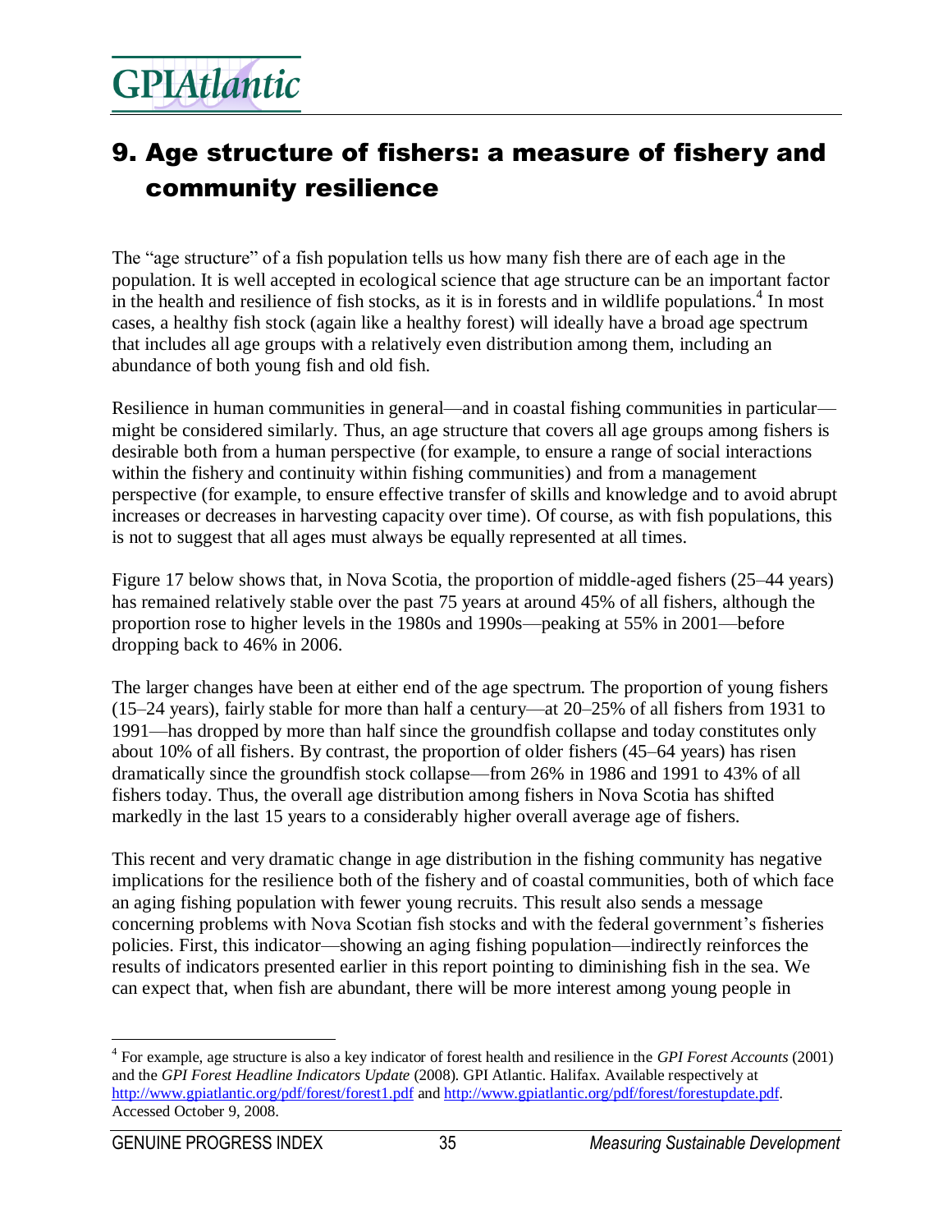# 9. Age structure of fishers: a measure of fishery and community resilience

The "age structure" of a fish population tells us how many fish there are of each age in the population. It is well accepted in ecological science that age structure can be an important factor in the health and resilience of fish stocks, as it is in forests and in wildlife populations.[4] In most cases, a healthy fish stock (again like a healthy forest) will ideally have a broad age spectrum that includes all age groups with a relatively even distribution among them, including an abundance of both young fish and old fish.

Resilience in human communities in general—and in coastal fishing communities in particular—might be considered similarly. Thus, an age structure that covers all age groups among fishers is desirable both from a human perspective (for example, to ensure a range of social interactions within the fishery and continuity within fishing communities) and from a management perspective (for example, to ensure effective transfer of skills and knowledge and to avoid abrupt increases or decreases in harvesting capacity over time). Of course, as with fish populations, this is not to suggest that all ages must always be equally represented at all times.

Figure 17 below shows that, in Nova Scotia, the proportion of middle-aged fishers (25–44 years) has remained relatively stable over the past 75 years at around 45% of all fishers, although the proportion rose to higher levels in the 1980s and 1990s—peaking at 55% in 2001—before dropping back to 46% in 2006.

The larger changes have been at either end of the age spectrum. The proportion of young fishers (15–24 years), fairly stable for more than half a century—at 20–25% of all fishers from 1931 to 1991—has dropped by more than half since the groundfish collapse and today constitutes only about 10% of all fishers. By contrast, the proportion of older fishers (45–64 years) has risen dramatically since the groundfish stock collapse—from 26% in 1986 and 1991 to 43% of all fishers today. Thus, the overall age distribution among fishers in Nova Scotia has shifted markedly in the last 15 years to a considerably higher overall average age of fishers.

This recent and very dramatic change in age distribution in the fishing community has negative implications for the resilience both of the fishery and of coastal communities, both of which face an aging fishing population with fewer young recruits. This result also sends a message concerning problems with Nova Scotian fish stocks and with the federal government's fisheries policies. First, this indicator—showing an aging fishing population—indirectly reinforces the results of indicators presented earlier in this report pointing to diminishing fish in the sea. We can expect that, when fish are abundant, there will be more interest among young people in

---

[4] For example, age structure is also a key indicator of forest health and resilience in the *GPI Forest Accounts* (2001) and the *GPI Forest Headline Indicators Update* (2008). GPI Atlantic. Halifax. Available respectively at http://www.gpiatlantic.org/pdf/forest/forest1.pdf and http://www.gpiatlantic.org/pdf/forest/forestupdate.pdf. Accessed October 9, 2008.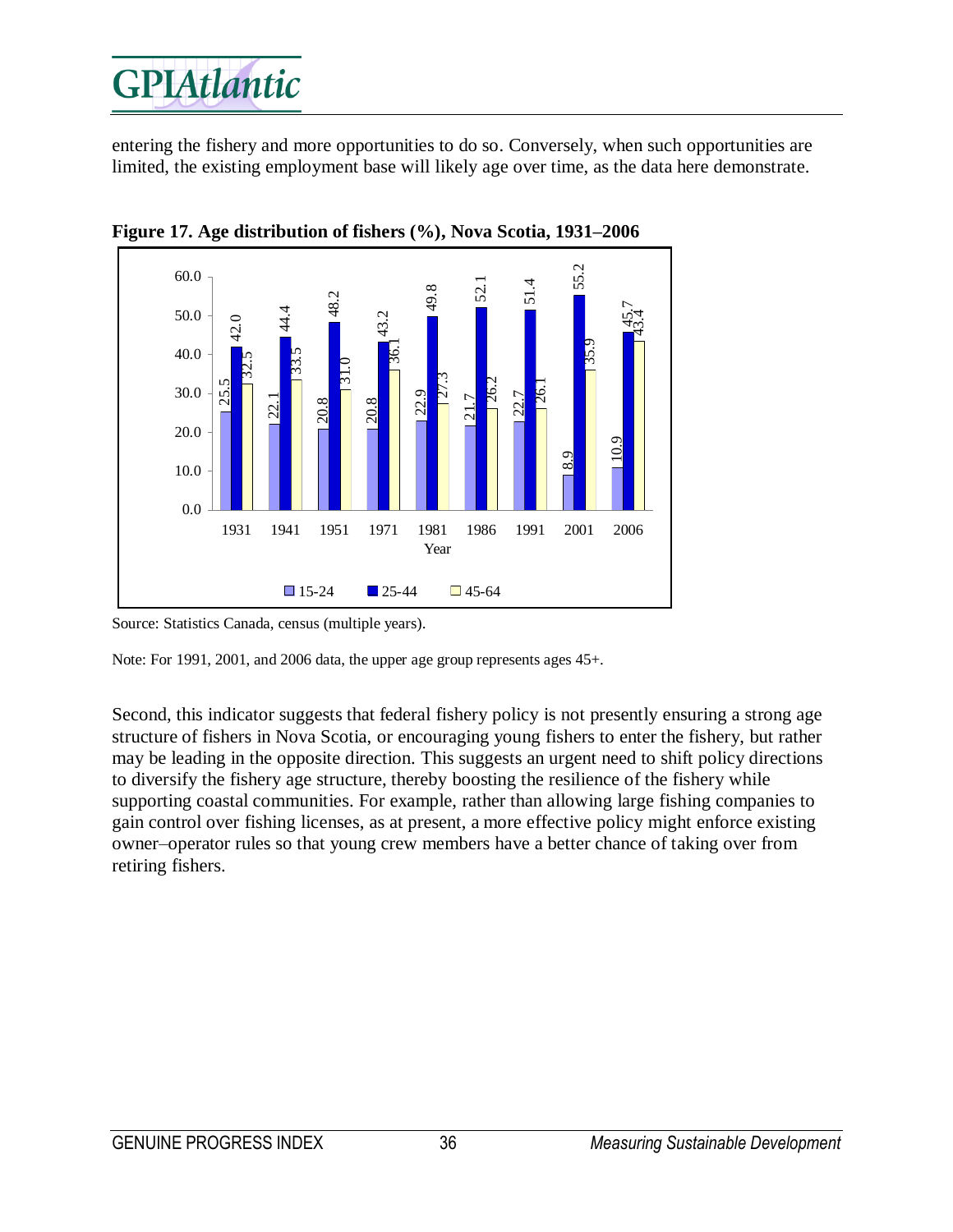entering the fishery and more opportunities to do so. Conversely, when such opportunities are limited, the existing employment base will likely age over time, as the data here demonstrate.

**Figure 17. Age distribution of fishers (%), Nova Scotia, 1931–2006**

| Year | 15-24 | 25-44 | 45-64 |
|---|---|---|---|
| 1931 | 25.5 | 42.0 | 32.5 |
| 1941 | 22.1 | 44.4 | 33.5 |
| 1951 | 20.8 | 48.2 | 31.0 |
| 1971 | 20.8 | 43.2 | 36.1 |
| 1981 | 22.9 | 49.8 | 27.3 |
| 1986 | 21.7 | 52.1 | 26.2 |
| 1991 | 22.7 | 51.4 | 26.1 |
| 2001 | 8.9 | 55.2 | 35.9 |
| 2006 | 10.9 | 45.7 | 43.4 |

Source: Statistics Canada, census (multiple years).

Note: For 1991, 2001, and 2006 data, the upper age group represents ages 45+.

Second, this indicator suggests that federal fishery policy is not presently ensuring a strong age structure of fishers in Nova Scotia, or encouraging young fishers to enter the fishery, but rather may be leading in the opposite direction. This suggests an urgent need to shift policy directions to diversify the fishery age structure, thereby boosting the resilience of the fishery while supporting coastal communities. For example, rather than allowing large fishing companies to gain control over fishing licenses, as at present, a more effective policy might enforce existing owner–operator rules so that young crew members have a better chance of taking over from retiring fishers.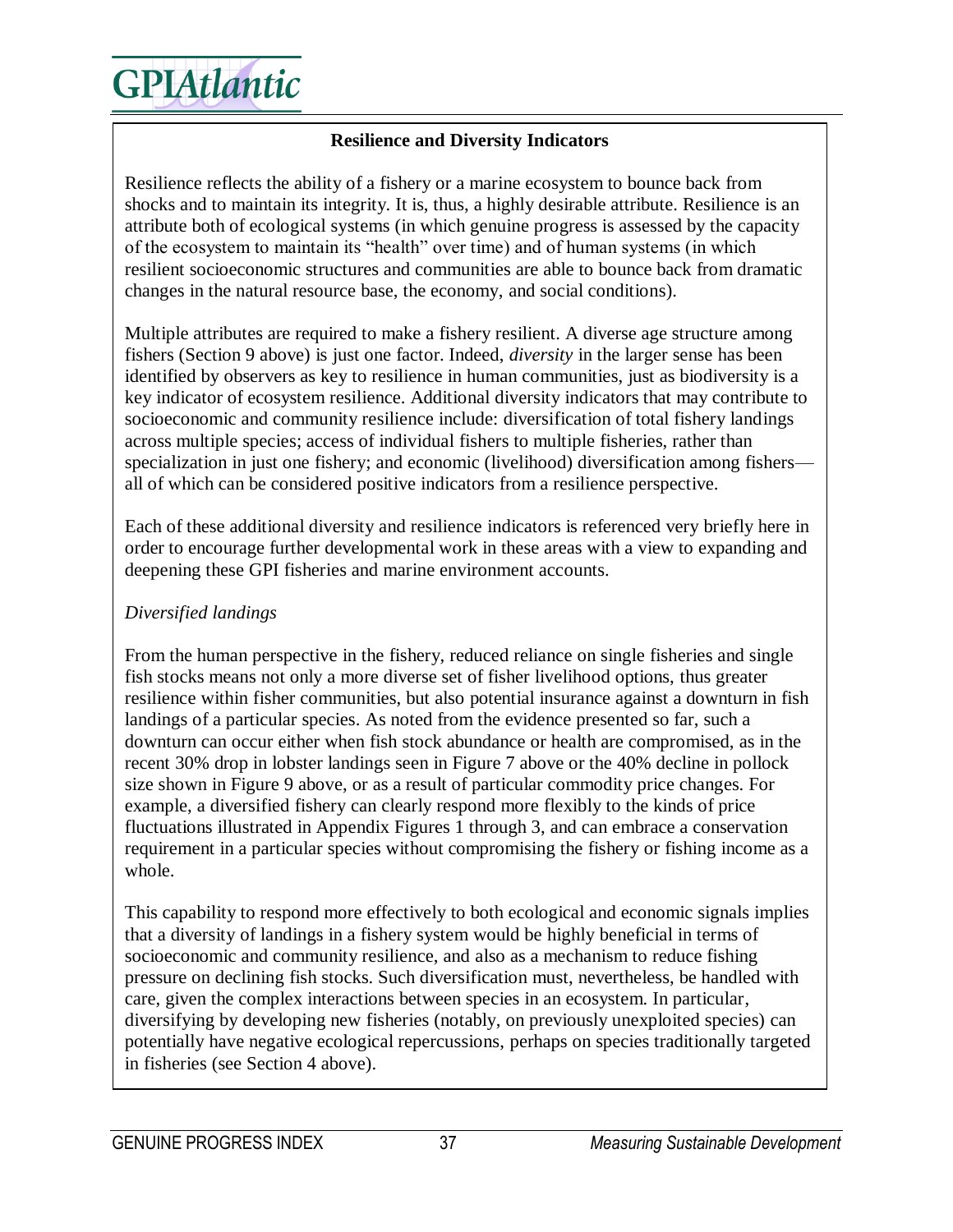**Resilience and Diversity Indicators**

Resilience reflects the ability of a fishery or a marine ecosystem to bounce back from shocks and to maintain its integrity. It is, thus, a highly desirable attribute. Resilience is an attribute both of ecological systems (in which genuine progress is assessed by the capacity of the ecosystem to maintain its "health" over time) and of human systems (in which resilient socioeconomic structures and communities are able to bounce back from dramatic changes in the natural resource base, the economy, and social conditions).

Multiple attributes are required to make a fishery resilient. A diverse age structure among fishers (Section 9 above) is just one factor. Indeed, *diversity* in the larger sense has been identified by observers as key to resilience in human communities, just as biodiversity is a key indicator of ecosystem resilience. Additional diversity indicators that may contribute to socioeconomic and community resilience include: diversification of total fishery landings across multiple species; access of individual fishers to multiple fisheries, rather than specialization in just one fishery; and economic (livelihood) diversification among fishers—all of which can be considered positive indicators from a resilience perspective.

Each of these additional diversity and resilience indicators is referenced very briefly here in order to encourage further developmental work in these areas with a view to expanding and deepening these GPI fisheries and marine environment accounts.

*Diversified landings*

From the human perspective in the fishery, reduced reliance on single fisheries and single fish stocks means not only a more diverse set of fisher livelihood options, thus greater resilience within fisher communities, but also potential insurance against a downturn in fish landings of a particular species. As noted from the evidence presented so far, such a downturn can occur either when fish stock abundance or health are compromised, as in the recent 30% drop in lobster landings seen in Figure 7 above or the 40% decline in pollock size shown in Figure 9 above, or as a result of particular commodity price changes. For example, a diversified fishery can clearly respond more flexibly to the kinds of price fluctuations illustrated in Appendix Figures 1 through 3, and can embrace a conservation requirement in a particular species without compromising the fishery or fishing income as a whole.

This capability to respond more effectively to both ecological and economic signals implies that a diversity of landings in a fishery system would be highly beneficial in terms of socioeconomic and community resilience, and also as a mechanism to reduce fishing pressure on declining fish stocks. Such diversification must, nevertheless, be handled with care, given the complex interactions between species in an ecosystem. In particular, diversifying by developing new fisheries (notably, on previously unexploited species) can potentially have negative ecological repercussions, perhaps on species traditionally targeted in fisheries (see Section 4 above).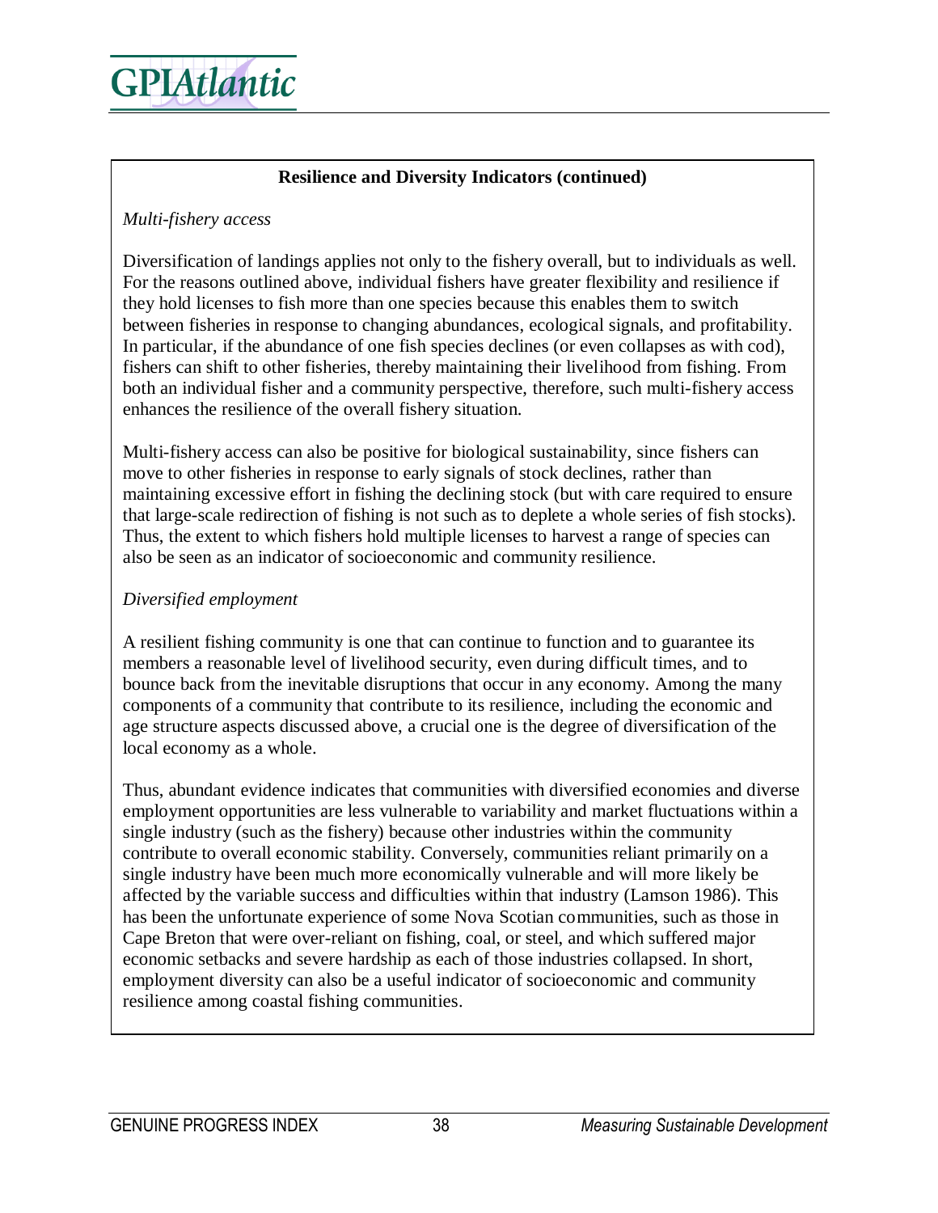**Resilience and Diversity Indicators (continued)**

*Multi-fishery access*

Diversification of landings applies not only to the fishery overall, but to individuals as well. For the reasons outlined above, individual fishers have greater flexibility and resilience if they hold licenses to fish more than one species because this enables them to switch between fisheries in response to changing abundances, ecological signals, and profitability. In particular, if the abundance of one fish species declines (or even collapses as with cod), fishers can shift to other fisheries, thereby maintaining their livelihood from fishing. From both an individual fisher and a community perspective, therefore, such multi-fishery access enhances the resilience of the overall fishery situation.

Multi-fishery access can also be positive for biological sustainability, since fishers can move to other fisheries in response to early signals of stock declines, rather than maintaining excessive effort in fishing the declining stock (but with care required to ensure that large-scale redirection of fishing is not such as to deplete a whole series of fish stocks). Thus, the extent to which fishers hold multiple licenses to harvest a range of species can also be seen as an indicator of socioeconomic and community resilience.

*Diversified employment*

A resilient fishing community is one that can continue to function and to guarantee its members a reasonable level of livelihood security, even during difficult times, and to bounce back from the inevitable disruptions that occur in any economy. Among the many components of a community that contribute to its resilience, including the economic and age structure aspects discussed above, a crucial one is the degree of diversification of the local economy as a whole.

Thus, abundant evidence indicates that communities with diversified economies and diverse employment opportunities are less vulnerable to variability and market fluctuations within a single industry (such as the fishery) because other industries within the community contribute to overall economic stability. Conversely, communities reliant primarily on a single industry have been much more economically vulnerable and will more likely be affected by the variable success and difficulties within that industry (Lamson 1986). This has been the unfortunate experience of some Nova Scotian communities, such as those in Cape Breton that were over-reliant on fishing, coal, or steel, and which suffered major economic setbacks and severe hardship as each of those industries collapsed. In short, employment diversity can also be a useful indicator of socioeconomic and community resilience among coastal fishing communities.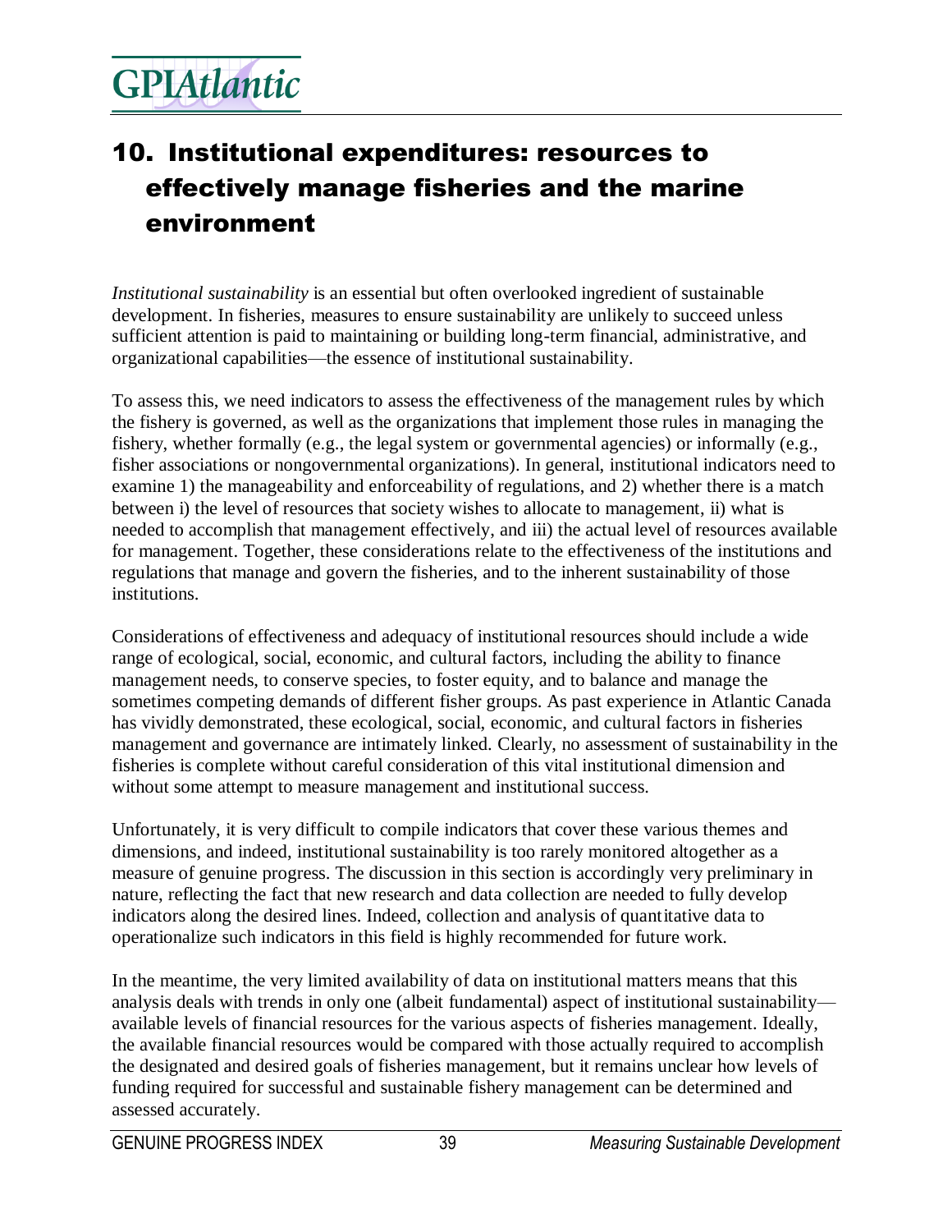# 10. Institutional expenditures: resources to effectively manage fisheries and the marine environment

*Institutional sustainability* is an essential but often overlooked ingredient of sustainable development. In fisheries, measures to ensure sustainability are unlikely to succeed unless sufficient attention is paid to maintaining or building long-term financial, administrative, and organizational capabilities—the essence of institutional sustainability.

To assess this, we need indicators to assess the effectiveness of the management rules by which the fishery is governed, as well as the organizations that implement those rules in managing the fishery, whether formally (e.g., the legal system or governmental agencies) or informally (e.g., fisher associations or nongovernmental organizations). In general, institutional indicators need to examine 1) the manageability and enforceability of regulations, and 2) whether there is a match between i) the level of resources that society wishes to allocate to management, ii) what is needed to accomplish that management effectively, and iii) the actual level of resources available for management. Together, these considerations relate to the effectiveness of the institutions and regulations that manage and govern the fisheries, and to the inherent sustainability of those institutions.

Considerations of effectiveness and adequacy of institutional resources should include a wide range of ecological, social, economic, and cultural factors, including the ability to finance management needs, to conserve species, to foster equity, and to balance and manage the sometimes competing demands of different fisher groups. As past experience in Atlantic Canada has vividly demonstrated, these ecological, social, economic, and cultural factors in fisheries management and governance are intimately linked. Clearly, no assessment of sustainability in the fisheries is complete without careful consideration of this vital institutional dimension and without some attempt to measure management and institutional success.

Unfortunately, it is very difficult to compile indicators that cover these various themes and dimensions, and indeed, institutional sustainability is too rarely monitored altogether as a measure of genuine progress. The discussion in this section is accordingly very preliminary in nature, reflecting the fact that new research and data collection are needed to fully develop indicators along the desired lines. Indeed, collection and analysis of quantitative data to operationalize such indicators in this field is highly recommended for future work.

In the meantime, the very limited availability of data on institutional matters means that this analysis deals with trends in only one (albeit fundamental) aspect of institutional sustainability—available levels of financial resources for the various aspects of fisheries management. Ideally, the available financial resources would be compared with those actually required to accomplish the designated and desired goals of fisheries management, but it remains unclear how levels of funding required for successful and sustainable fishery management can be determined and assessed accurately.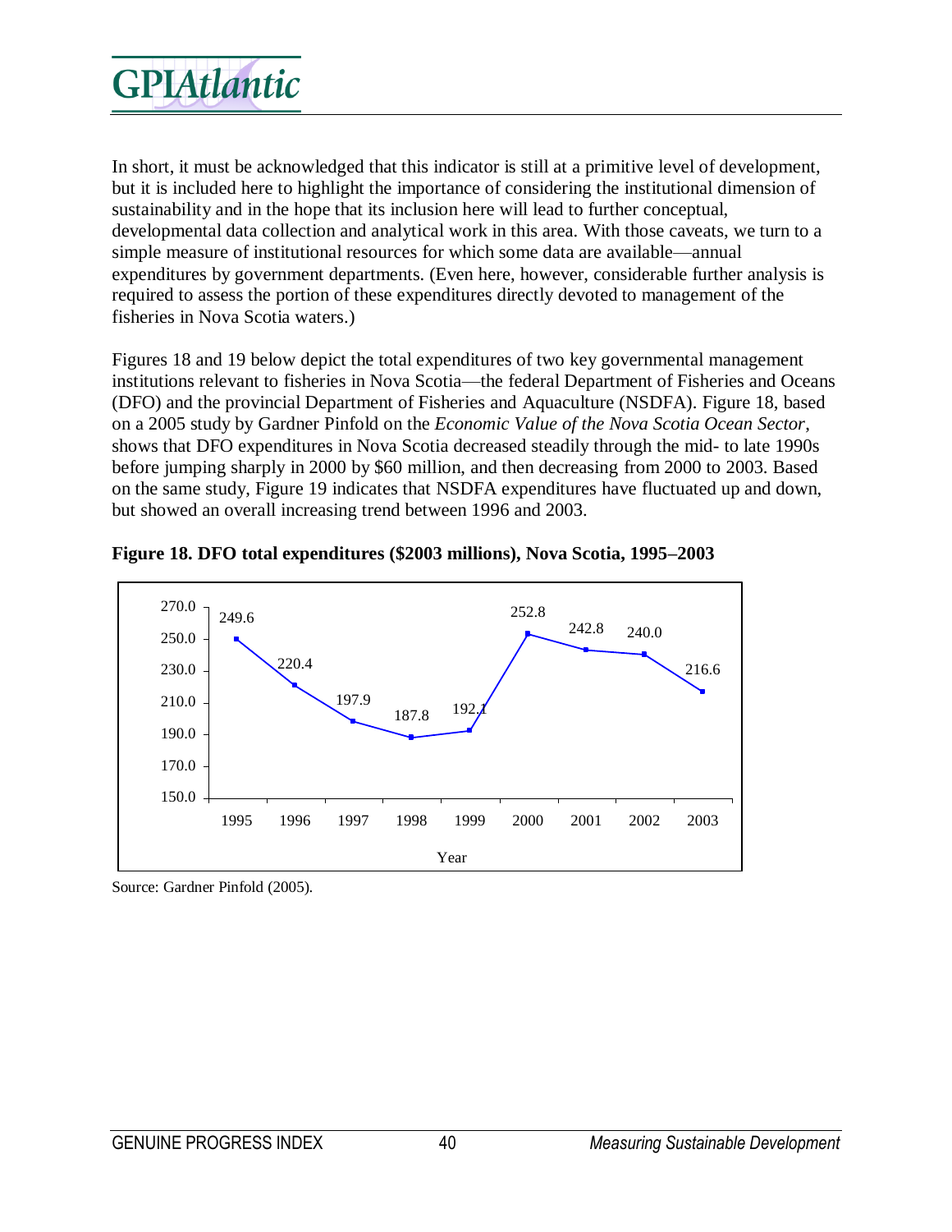In short, it must be acknowledged that this indicator is still at a primitive level of development, but it is included here to highlight the importance of considering the institutional dimension of sustainability and in the hope that its inclusion here will lead to further conceptual, developmental data collection and analytical work in this area. With those caveats, we turn to a simple measure of institutional resources for which some data are available—annual expenditures by government departments. (Even here, however, considerable further analysis is required to assess the portion of these expenditures directly devoted to management of the fisheries in Nova Scotia waters.)

Figures 18 and 19 below depict the total expenditures of two key governmental management institutions relevant to fisheries in Nova Scotia—the federal Department of Fisheries and Oceans (DFO) and the provincial Department of Fisheries and Aquaculture (NSDFA). Figure 18, based on a 2005 study by Gardner Pinfold on the *Economic Value of the Nova Scotia Ocean Sector*, shows that DFO expenditures in Nova Scotia decreased steadily through the mid- to late 1990s before jumping sharply in 2000 by $60 million, and then decreasing from 2000 to 2003. Based on the same study, Figure 19 indicates that NSDFA expenditures have fluctuated up and down, but showed an overall increasing trend between 1996 and 2003.

**Figure 18. DFO total expenditures ($2003 millions), Nova Scotia, 1995–2003**

| Year | 1995 | 1996 | 1997 | 1998 | 1999 | 2000 | 2001 | 2002 | 2003 |
|---|---|---|---|---|---|---|---|---|---|
| Expenditures | 249.6 | 220.4 | 197.9 | 187.8 | 192.1 | 252.8 | 242.8 | 240.0 | 216.6 |

Source: Gardner Pinfold (2005).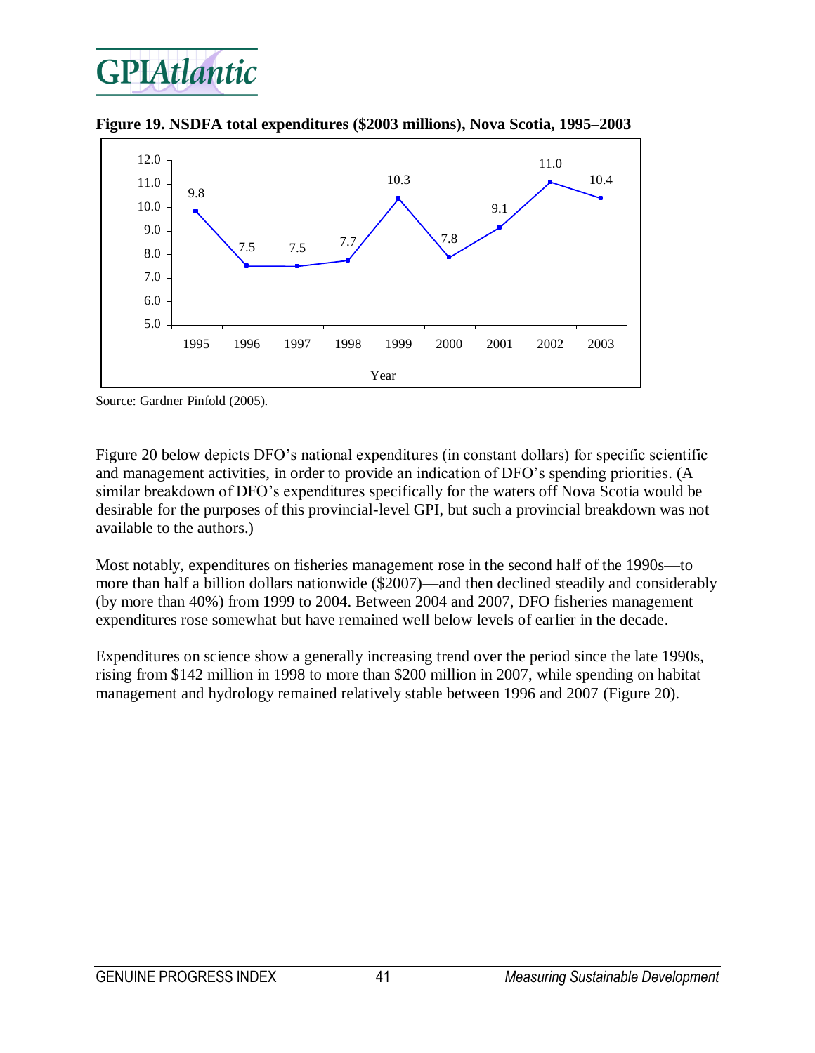**Figure 19. NSDFA total expenditures ($2003 millions), Nova Scotia, 1995–2003**

| Year | Expenditures ($2003 millions) |
|---|---|
| 1995 | 9.8 |
| 1996 | 7.5 |
| 1997 | 7.5 |
| 1998 | 7.7 |
| 1999 | 10.3 |
| 2000 | 7.8 |
| 2001 | 9.1 |
| 2002 | 11.0 |
| 2003 | 10.4 |

Source: Gardner Pinfold (2005).

Figure 20 below depicts DFO's national expenditures (in constant dollars) for specific scientific and management activities, in order to provide an indication of DFO's spending priorities. (A similar breakdown of DFO's expenditures specifically for the waters off Nova Scotia would be desirable for the purposes of this provincial-level GPI, but such a provincial breakdown was not available to the authors.)

Most notably, expenditures on fisheries management rose in the second half of the 1990s—to more than half a billion dollars nationwide ($2007)—and then declined steadily and considerably (by more than 40%) from 1999 to 2004. Between 2004 and 2007, DFO fisheries management expenditures rose somewhat but have remained well below levels of earlier in the decade.

Expenditures on science show a generally increasing trend over the period since the late 1990s, rising from $142 million in 1998 to more than $200 million in 2007, while spending on habitat management and hydrology remained relatively stable between 1996 and 2007 (Figure 20).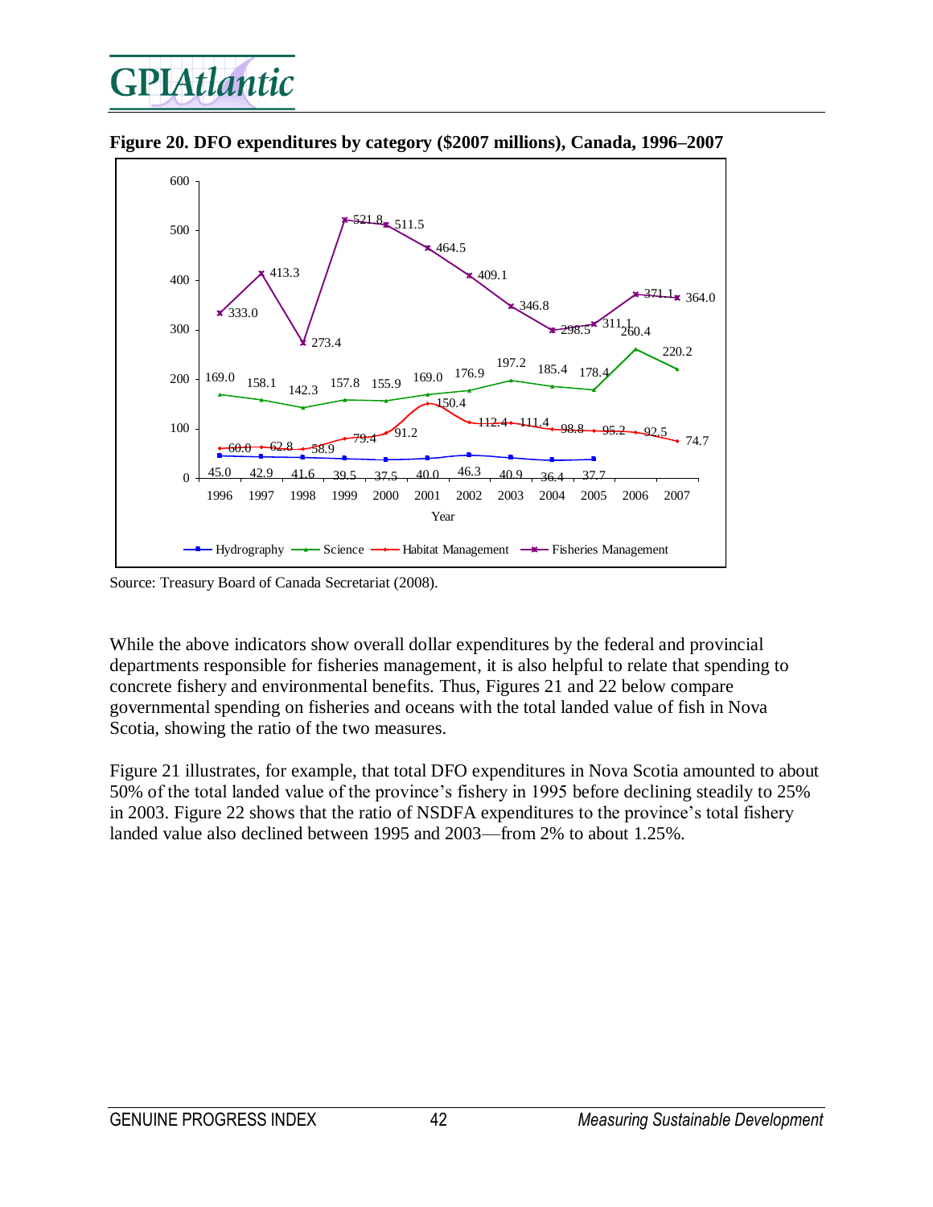**Figure 20. DFO expenditures by category ($2007 millions), Canada, 1996–2007**

Source: Treasury Board of Canada Secretariat (2008).

While the above indicators show overall dollar expenditures by the federal and provincial departments responsible for fisheries management, it is also helpful to relate that spending to concrete fishery and environmental benefits. Thus, Figures 21 and 22 below compare governmental spending on fisheries and oceans with the total landed value of fish in Nova Scotia, showing the ratio of the two measures.

Figure 21 illustrates, for example, that total DFO expenditures in Nova Scotia amounted to about 50% of the total landed value of the province's fishery in 1995 before declining steadily to 25% in 2003. Figure 22 shows that the ratio of NSDFA expenditures to the province's total fishery landed value also declined between 1995 and 2003—from 2% to about 1.25%.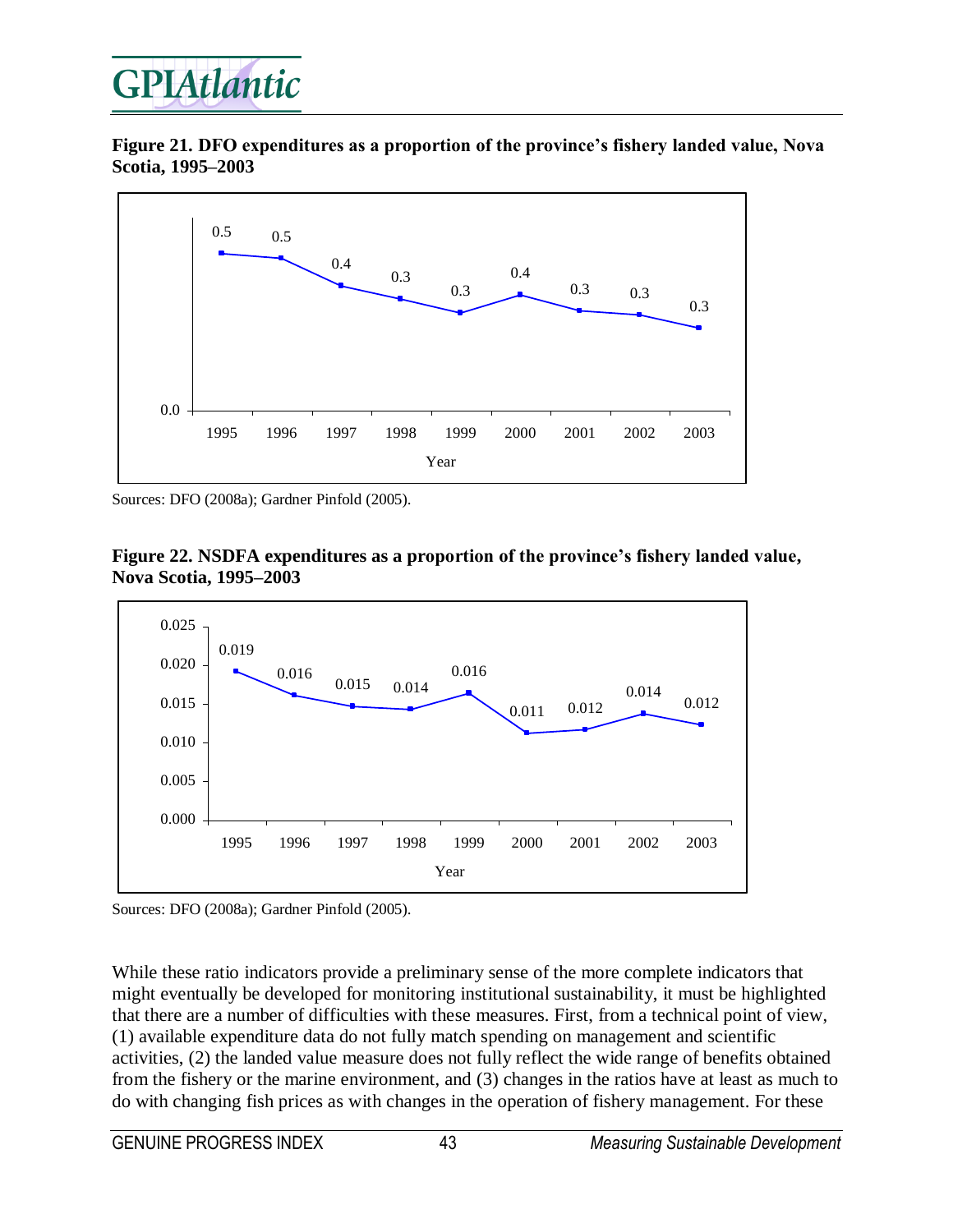**Figure 21. DFO expenditures as a proportion of the province's fishery landed value, Nova Scotia, 1995–2003**

| Year | 1995 | 1996 | 1997 | 1998 | 1999 | 2000 | 2001 | 2002 | 2003 |
|---|---|---|---|---|---|---|---|---|---|
| Value | 0.5 | 0.5 | 0.4 | 0.3 | 0.3 | 0.4 | 0.3 | 0.3 | 0.3 |

Sources: DFO (2008a); Gardner Pinfold (2005).

**Figure 22. NSDFA expenditures as a proportion of the province's fishery landed value, Nova Scotia, 1995–2003**

| Year | 1995 | 1996 | 1997 | 1998 | 1999 | 2000 | 2001 | 2002 | 2003 |
|---|---|---|---|---|---|---|---|---|---|
| Value | 0.019 | 0.016 | 0.015 | 0.014 | 0.016 | 0.011 | 0.012 | 0.014 | 0.012 |

Sources: DFO (2008a); Gardner Pinfold (2005).

While these ratio indicators provide a preliminary sense of the more complete indicators that might eventually be developed for monitoring institutional sustainability, it must be highlighted that there are a number of difficulties with these measures. First, from a technical point of view, (1) available expenditure data do not fully match spending on management and scientific activities, (2) the landed value measure does not fully reflect the wide range of benefits obtained from the fishery or the marine environment, and (3) changes in the ratios have at least as much to do with changing fish prices as with changes in the operation of fishery management. For these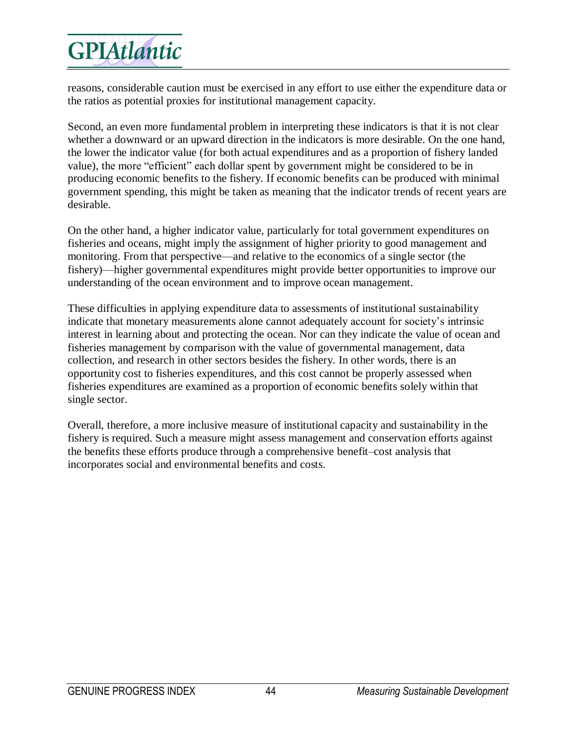reasons, considerable caution must be exercised in any effort to use either the expenditure data or the ratios as potential proxies for institutional management capacity.

Second, an even more fundamental problem in interpreting these indicators is that it is not clear whether a downward or an upward direction in the indicators is more desirable. On the one hand, the lower the indicator value (for both actual expenditures and as a proportion of fishery landed value), the more "efficient" each dollar spent by government might be considered to be in producing economic benefits to the fishery. If economic benefits can be produced with minimal government spending, this might be taken as meaning that the indicator trends of recent years are desirable.

On the other hand, a higher indicator value, particularly for total government expenditures on fisheries and oceans, might imply the assignment of higher priority to good management and monitoring. From that perspective—and relative to the economics of a single sector (the fishery)—higher governmental expenditures might provide better opportunities to improve our understanding of the ocean environment and to improve ocean management.

These difficulties in applying expenditure data to assessments of institutional sustainability indicate that monetary measurements alone cannot adequately account for society's intrinsic interest in learning about and protecting the ocean. Nor can they indicate the value of ocean and fisheries management by comparison with the value of governmental management, data collection, and research in other sectors besides the fishery. In other words, there is an opportunity cost to fisheries expenditures, and this cost cannot be properly assessed when fisheries expenditures are examined as a proportion of economic benefits solely within that single sector.

Overall, therefore, a more inclusive measure of institutional capacity and sustainability in the fishery is required. Such a measure might assess management and conservation efforts against the benefits these efforts produce through a comprehensive benefit–cost analysis that incorporates social and environmental benefits and costs.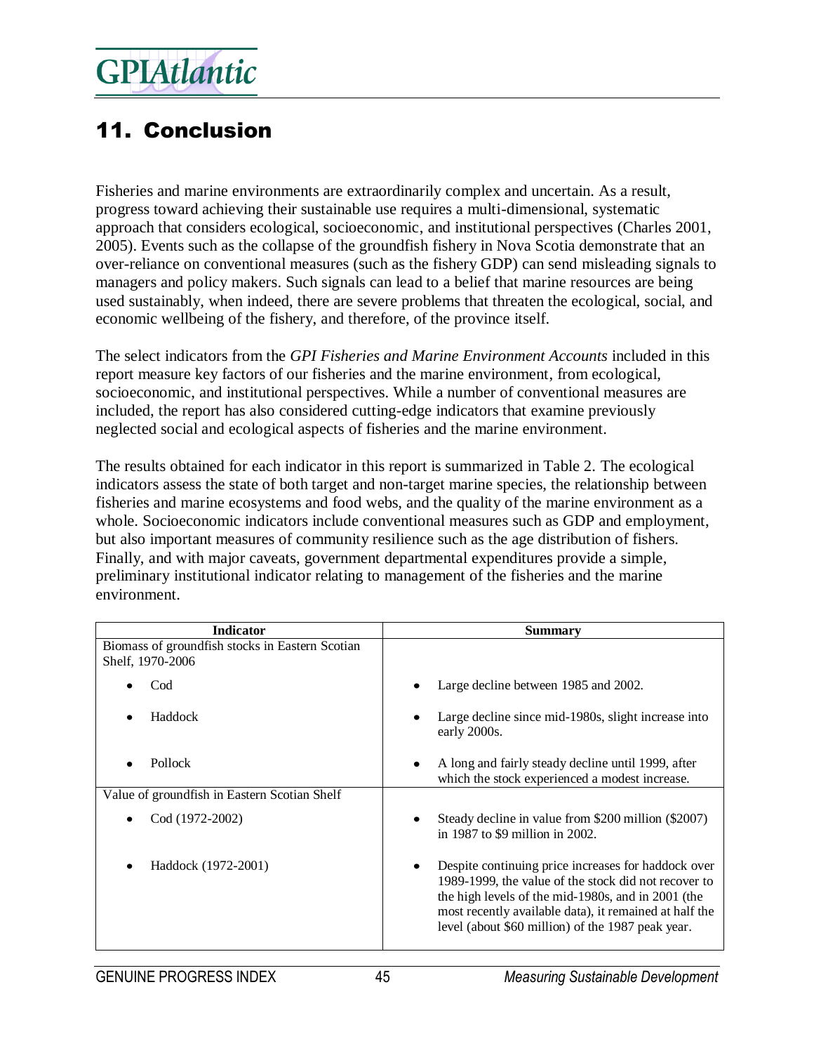# 11. Conclusion

Fisheries and marine environments are extraordinarily complex and uncertain. As a result, progress toward achieving their sustainable use requires a multi-dimensional, systematic approach that considers ecological, socioeconomic, and institutional perspectives (Charles 2001, 2005). Events such as the collapse of the groundfish fishery in Nova Scotia demonstrate that an over-reliance on conventional measures (such as the fishery GDP) can send misleading signals to managers and policy makers. Such signals can lead to a belief that marine resources are being used sustainably, when indeed, there are severe problems that threaten the ecological, social, and economic wellbeing of the fishery, and therefore, of the province itself.

The select indicators from the *GPI Fisheries and Marine Environment Accounts* included in this report measure key factors of our fisheries and the marine environment, from ecological, socioeconomic, and institutional perspectives. While a number of conventional measures are included, the report has also considered cutting-edge indicators that examine previously neglected social and ecological aspects of fisheries and the marine environment.

The results obtained for each indicator in this report is summarized in Table 2. The ecological indicators assess the state of both target and non-target marine species, the relationship between fisheries and marine ecosystems and food webs, and the quality of the marine environment as a whole. Socioeconomic indicators include conventional measures such as GDP and employment, but also important measures of community resilience such as the age distribution of fishers. Finally, and with major caveats, government departmental expenditures provide a simple, preliminary institutional indicator relating to management of the fisheries and the marine environment.

| Indicator | Summary |
|---|---|
| Biomass of groundfish stocks in Eastern Scotian Shelf, 1970-2006 | |
| • Cod | • Large decline between 1985 and 2002. |
| • Haddock | • Large decline since mid-1980s, slight increase into early 2000s. |
| • Pollock | • A long and fairly steady decline until 1999, after which the stock experienced a modest increase. |
| Value of groundfish in Eastern Scotian Shelf | |
| • Cod (1972-2002) | • Steady decline in value from $200 million ($2007) in 1987 to $9 million in 2002. |
| • Haddock (1972-2001) | • Despite continuing price increases for haddock over 1989-1999, the value of the stock did not recover to the high levels of the mid-1980s, and in 2001 (the most recently available data), it remained at half the level (about $60 million) of the 1987 peak year. |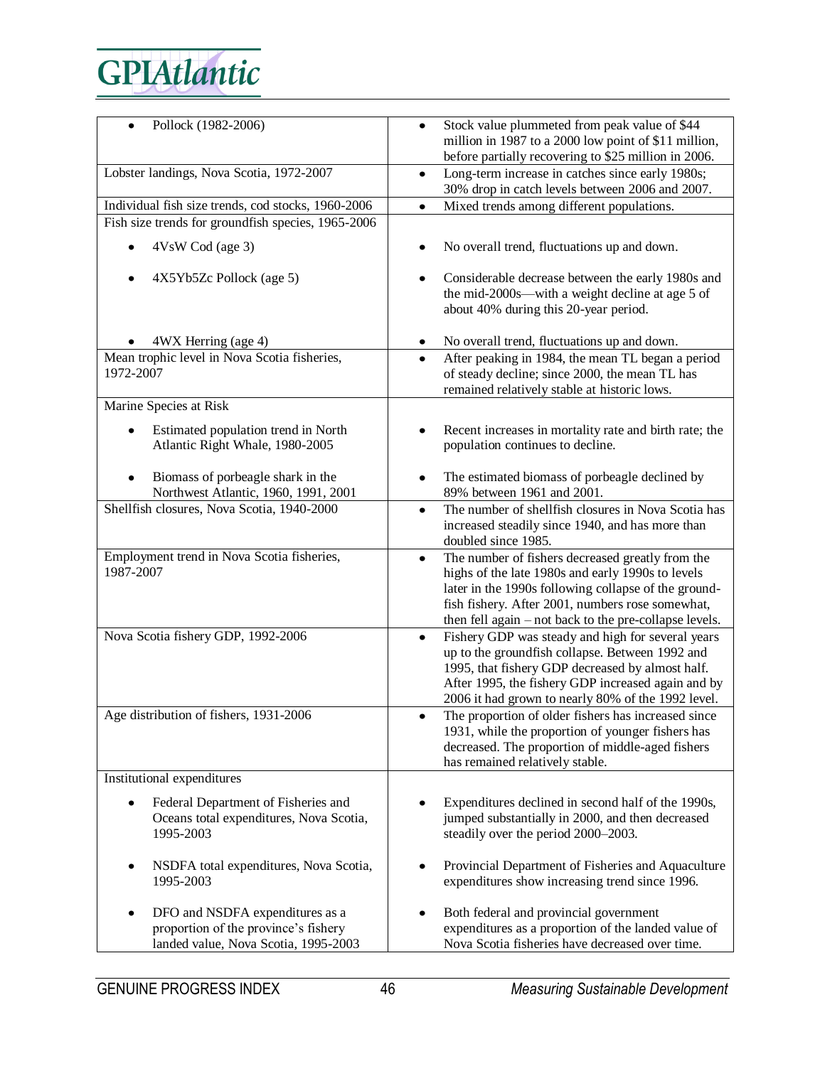| | |
|---|---|
| • Pollock (1982-2006) | • Stock value plummeted from peak value of $44 million in 1987 to a 2000 low point of $11 million, before partially recovering to $25 million in 2006. |
| Lobster landings, Nova Scotia, 1972-2007 | • Long-term increase in catches since early 1980s; 30% drop in catch levels between 2006 and 2007. |
| Individual fish size trends, cod stocks, 1960-2006 | • Mixed trends among different populations. |
| Fish size trends for groundfish species, 1965-2006 | |
| • 4VsW Cod (age 3) | • No overall trend, fluctuations up and down. |
| • 4X5Yb5Zc Pollock (age 5) | • Considerable decrease between the early 1980s and the mid-2000s—with a weight decline at age 5 of about 40% during this 20-year period. |
| • 4WX Herring (age 4) | • No overall trend, fluctuations up and down. |
| Mean trophic level in Nova Scotia fisheries, 1972-2007 | • After peaking in 1984, the mean TL began a period of steady decline; since 2000, the mean TL has remained relatively stable at historic lows. |
| Marine Species at Risk | |
| • Estimated population trend in North Atlantic Right Whale, 1980-2005 | • Recent increases in mortality rate and birth rate; the population continues to decline. |
| • Biomass of porbeagle shark in the Northwest Atlantic, 1960, 1991, 2001 | • The estimated biomass of porbeagle declined by 89% between 1961 and 2001. |
| Shellfish closures, Nova Scotia, 1940-2000 | • The number of shellfish closures in Nova Scotia has increased steadily since 1940, and has more than doubled since 1985. |
| Employment trend in Nova Scotia fisheries, 1987-2007 | • The number of fishers decreased greatly from the highs of the late 1980s and early 1990s to levels later in the 1990s following collapse of the ground-fish fishery. After 2001, numbers rose somewhat, then fell again – not back to the pre-collapse levels. |
| Nova Scotia fishery GDP, 1992-2006 | • Fishery GDP was steady and high for several years up to the groundfish collapse. Between 1992 and 1995, that fishery GDP decreased by almost half. After 1995, the fishery GDP increased again and by 2006 it had grown to nearly 80% of the 1992 level. |
| Age distribution of fishers, 1931-2006 | • The proportion of older fishers has increased since 1931, while the proportion of younger fishers has decreased. The proportion of middle-aged fishers has remained relatively stable. |
| Institutional expenditures | |
| • Federal Department of Fisheries and Oceans total expenditures, Nova Scotia, 1995-2003 | • Expenditures declined in second half of the 1990s, jumped substantially in 2000, and then decreased steadily over the period 2000–2003. |
| • NSDFA total expenditures, Nova Scotia, 1995-2003 | • Provincial Department of Fisheries and Aquaculture expenditures show increasing trend since 1996. |
| • DFO and NSDFA expenditures as a proportion of the province's fishery landed value, Nova Scotia, 1995-2003 | • Both federal and provincial government expenditures as a proportion of the landed value of Nova Scotia fisheries have decreased over time. |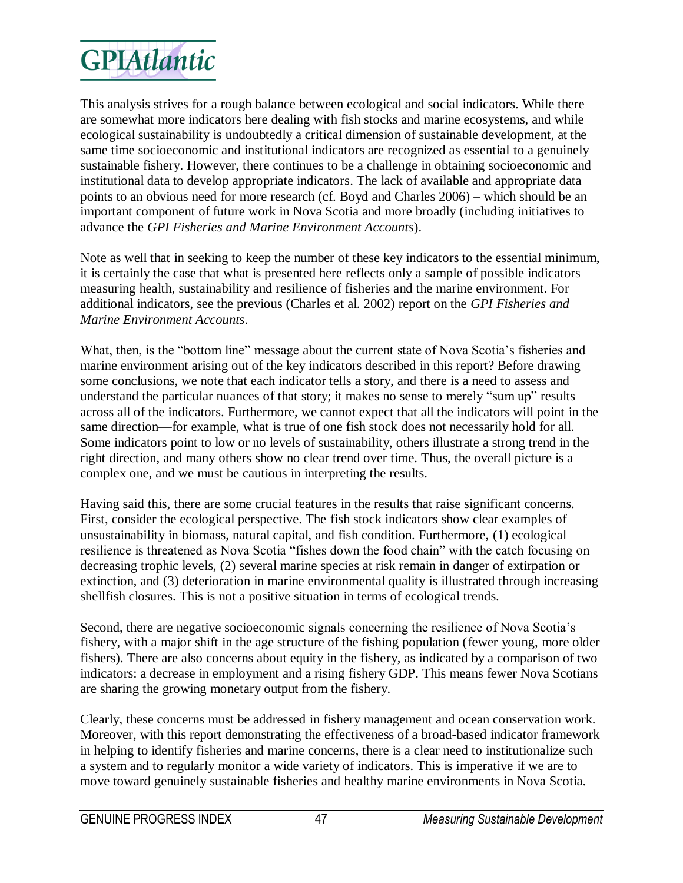This analysis strives for a rough balance between ecological and social indicators. While there are somewhat more indicators here dealing with fish stocks and marine ecosystems, and while ecological sustainability is undoubtedly a critical dimension of sustainable development, at the same time socioeconomic and institutional indicators are recognized as essential to a genuinely sustainable fishery. However, there continues to be a challenge in obtaining socioeconomic and institutional data to develop appropriate indicators. The lack of available and appropriate data points to an obvious need for more research (cf. Boyd and Charles 2006) – which should be an important component of future work in Nova Scotia and more broadly (including initiatives to advance the *GPI Fisheries and Marine Environment Accounts*).

Note as well that in seeking to keep the number of these key indicators to the essential minimum, it is certainly the case that what is presented here reflects only a sample of possible indicators measuring health, sustainability and resilience of fisheries and the marine environment. For additional indicators, see the previous (Charles et al. 2002) report on the *GPI Fisheries and Marine Environment Accounts*.

What, then, is the "bottom line" message about the current state of Nova Scotia's fisheries and marine environment arising out of the key indicators described in this report? Before drawing some conclusions, we note that each indicator tells a story, and there is a need to assess and understand the particular nuances of that story; it makes no sense to merely "sum up" results across all of the indicators. Furthermore, we cannot expect that all the indicators will point in the same direction—for example, what is true of one fish stock does not necessarily hold for all. Some indicators point to low or no levels of sustainability, others illustrate a strong trend in the right direction, and many others show no clear trend over time. Thus, the overall picture is a complex one, and we must be cautious in interpreting the results.

Having said this, there are some crucial features in the results that raise significant concerns. First, consider the ecological perspective. The fish stock indicators show clear examples of unsustainability in biomass, natural capital, and fish condition. Furthermore, (1) ecological resilience is threatened as Nova Scotia "fishes down the food chain" with the catch focusing on decreasing trophic levels, (2) several marine species at risk remain in danger of extirpation or extinction, and (3) deterioration in marine environmental quality is illustrated through increasing shellfish closures. This is not a positive situation in terms of ecological trends.

Second, there are negative socioeconomic signals concerning the resilience of Nova Scotia's fishery, with a major shift in the age structure of the fishing population (fewer young, more older fishers). There are also concerns about equity in the fishery, as indicated by a comparison of two indicators: a decrease in employment and a rising fishery GDP. This means fewer Nova Scotians are sharing the growing monetary output from the fishery.

Clearly, these concerns must be addressed in fishery management and ocean conservation work. Moreover, with this report demonstrating the effectiveness of a broad-based indicator framework in helping to identify fisheries and marine concerns, there is a clear need to institutionalize such a system and to regularly monitor a wide variety of indicators. This is imperative if we are to move toward genuinely sustainable fisheries and healthy marine environments in Nova Scotia.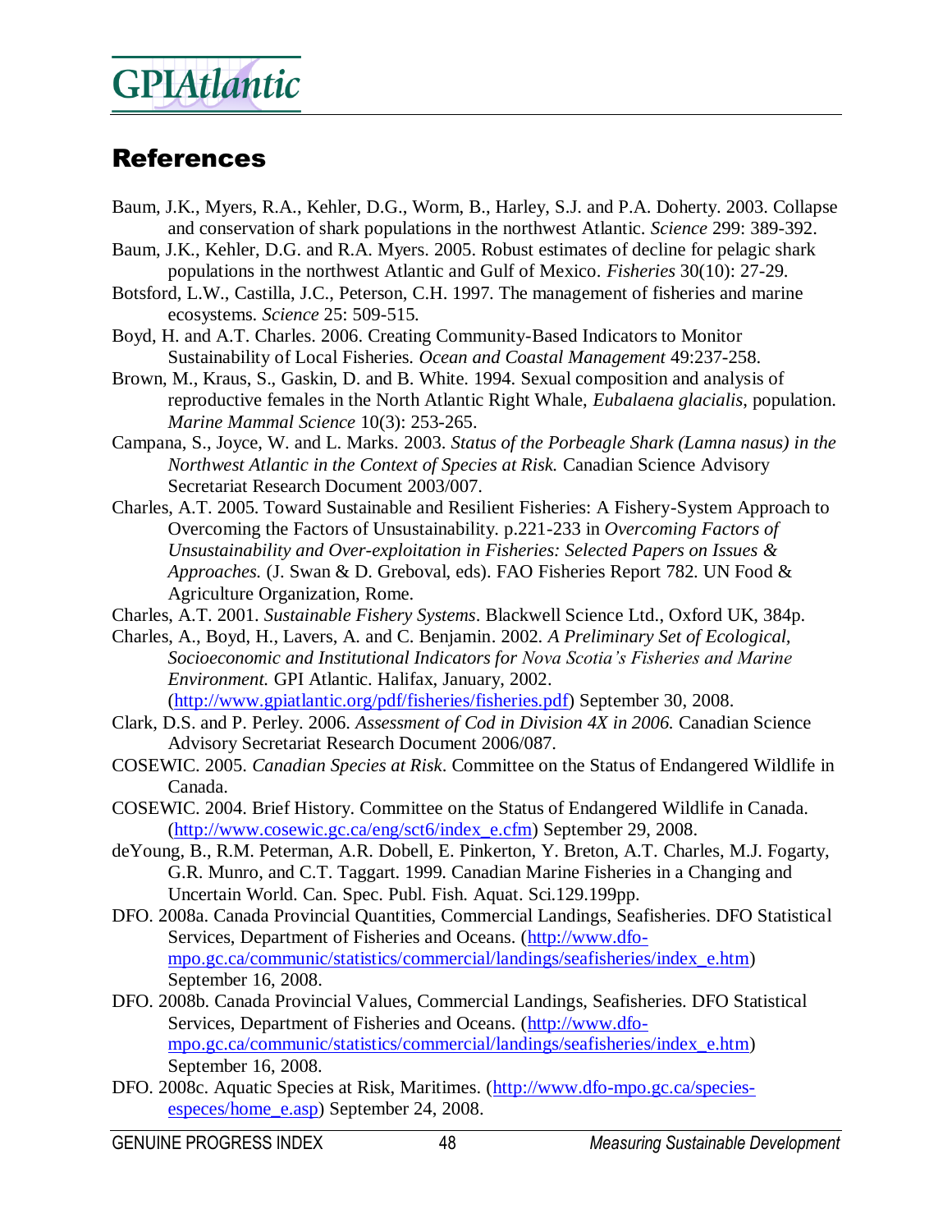## References

Baum, J.K., Myers, R.A., Kehler, D.G., Worm, B., Harley, S.J. and P.A. Doherty. 2003. Collapse and conservation of shark populations in the northwest Atlantic. *Science* 299: 389-392.

Baum, J.K., Kehler, D.G. and R.A. Myers. 2005. Robust estimates of decline for pelagic shark populations in the northwest Atlantic and Gulf of Mexico. *Fisheries* 30(10): 27-29.

Botsford, L.W., Castilla, J.C., Peterson, C.H. 1997. The management of fisheries and marine ecosystems. *Science* 25: 509-515.

Boyd, H. and A.T. Charles. 2006. Creating Community-Based Indicators to Monitor Sustainability of Local Fisheries. *Ocean and Coastal Management* 49:237-258.

Brown, M., Kraus, S., Gaskin, D. and B. White. 1994. Sexual composition and analysis of reproductive females in the North Atlantic Right Whale, *Eubalaena glacialis*, population. *Marine Mammal Science* 10(3): 253-265.

Campana, S., Joyce, W. and L. Marks. 2003. *Status of the Porbeagle Shark (Lamna nasus) in the Northwest Atlantic in the Context of Species at Risk.* Canadian Science Advisory Secretariat Research Document 2003/007.

Charles, A.T. 2005. Toward Sustainable and Resilient Fisheries: A Fishery-System Approach to Overcoming the Factors of Unsustainability. p.221-233 in *Overcoming Factors of Unsustainability and Over-exploitation in Fisheries: Selected Papers on Issues & Approaches.* (J. Swan & D. Greboval, eds). FAO Fisheries Report 782. UN Food & Agriculture Organization, Rome.

Charles, A.T. 2001. *Sustainable Fishery Systems*. Blackwell Science Ltd., Oxford UK, 384p.

Charles, A., Boyd, H., Lavers, A. and C. Benjamin. 2002. *A Preliminary Set of Ecological, Socioeconomic and Institutional Indicators for Nova Scotia's Fisheries and Marine Environment.* GPI Atlantic. Halifax, January, 2002. (http://www.gpiatlantic.org/pdf/fisheries/fisheries.pdf) September 30, 2008.

Clark, D.S. and P. Perley. 2006. *Assessment of Cod in Division 4X in 2006.* Canadian Science Advisory Secretariat Research Document 2006/087.

COSEWIC. 2005. *Canadian Species at Risk*. Committee on the Status of Endangered Wildlife in Canada.

COSEWIC. 2004. Brief History. Committee on the Status of Endangered Wildlife in Canada. (http://www.cosewic.gc.ca/eng/sct6/index_e.cfm) September 29, 2008.

deYoung, B., R.M. Peterman, A.R. Dobell, E. Pinkerton, Y. Breton, A.T. Charles, M.J. Fogarty, G.R. Munro, and C.T. Taggart. 1999. Canadian Marine Fisheries in a Changing and Uncertain World. Can. Spec. Publ. Fish. Aquat. Sci.129.199pp.

DFO. 2008a. Canada Provincial Quantities, Commercial Landings, Seafisheries. DFO Statistical Services, Department of Fisheries and Oceans. (http://www.dfo-mpo.gc.ca/communic/statistics/commercial/landings/seafisheries/index_e.htm) September 16, 2008.

DFO. 2008b. Canada Provincial Values, Commercial Landings, Seafisheries. DFO Statistical Services, Department of Fisheries and Oceans. (http://www.dfo-mpo.gc.ca/communic/statistics/commercial/landings/seafisheries/index_e.htm) September 16, 2008.

DFO. 2008c. Aquatic Species at Risk, Maritimes. (http://www.dfo-mpo.gc.ca/species-especes/home_e.asp) September 24, 2008.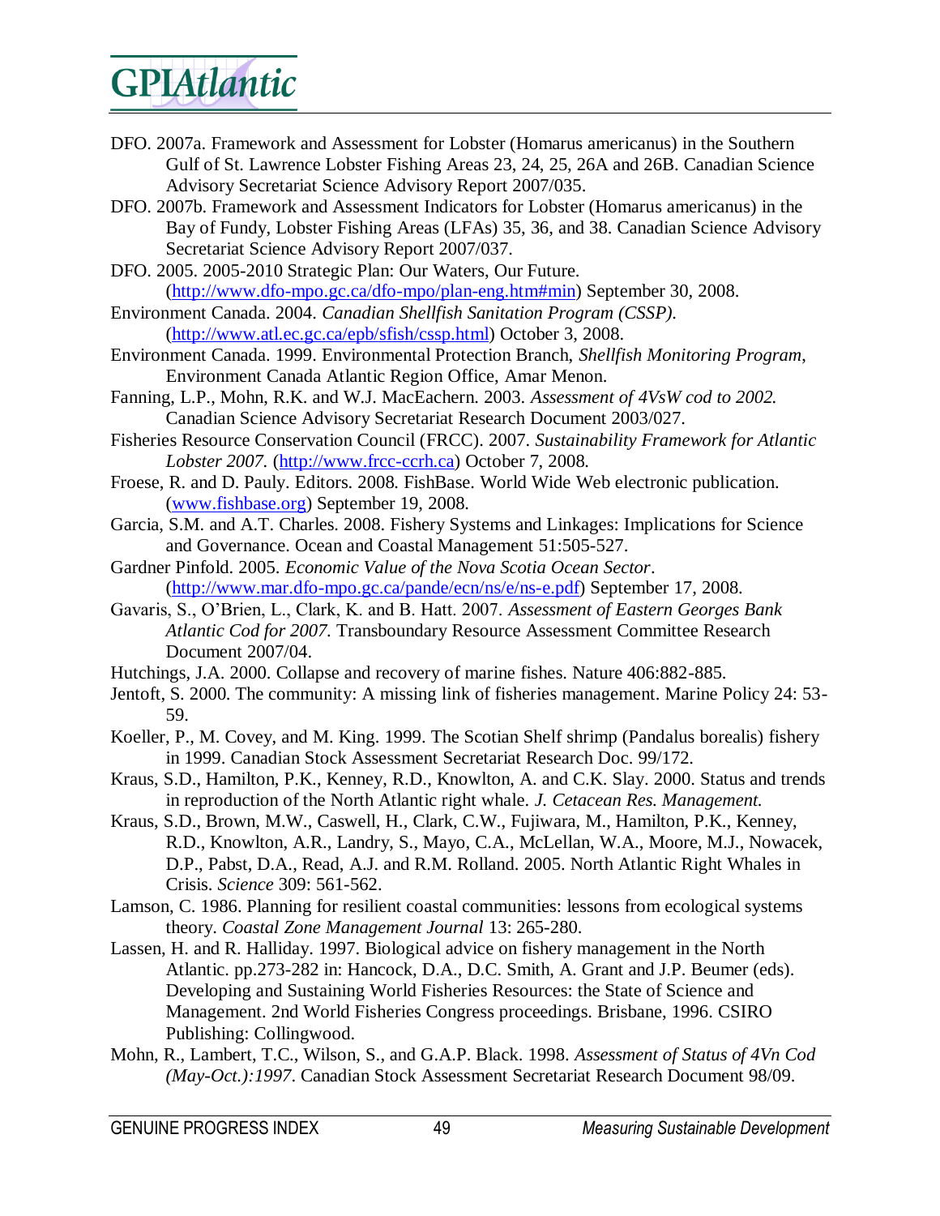DFO. 2007a. Framework and Assessment for Lobster (Homarus americanus) in the Southern Gulf of St. Lawrence Lobster Fishing Areas 23, 24, 25, 26A and 26B. Canadian Science Advisory Secretariat Science Advisory Report 2007/035.

DFO. 2007b. Framework and Assessment Indicators for Lobster (Homarus americanus) in the Bay of Fundy, Lobster Fishing Areas (LFAs) 35, 36, and 38. Canadian Science Advisory Secretariat Science Advisory Report 2007/037.

DFO. 2005. 2005-2010 Strategic Plan: Our Waters, Our Future. (http://www.dfo-mpo.gc.ca/dfo-mpo/plan-eng.htm#min) September 30, 2008.

Environment Canada. 2004. *Canadian Shellfish Sanitation Program (CSSP).* (http://www.atl.ec.gc.ca/epb/sfish/cssp.html) October 3, 2008.

Environment Canada. 1999. Environmental Protection Branch, *Shellfish Monitoring Program*, Environment Canada Atlantic Region Office, Amar Menon.

Fanning, L.P., Mohn, R.K. and W.J. MacEachern. 2003. *Assessment of 4VsW cod to 2002.* Canadian Science Advisory Secretariat Research Document 2003/027.

Fisheries Resource Conservation Council (FRCC). 2007. *Sustainability Framework for Atlantic Lobster 2007.* (http://www.frcc-ccrh.ca) October 7, 2008.

Froese, R. and D. Pauly. Editors. 2008. FishBase. World Wide Web electronic publication. (www.fishbase.org) September 19, 2008.

Garcia, S.M. and A.T. Charles. 2008. Fishery Systems and Linkages: Implications for Science and Governance. Ocean and Coastal Management 51:505-527.

Gardner Pinfold. 2005. *Economic Value of the Nova Scotia Ocean Sector*. (http://www.mar.dfo-mpo.gc.ca/pande/ecn/ns/e/ns-e.pdf) September 17, 2008.

Gavaris, S., O'Brien, L., Clark, K. and B. Hatt. 2007. *Assessment of Eastern Georges Bank Atlantic Cod for 2007.* Transboundary Resource Assessment Committee Research Document 2007/04.

Hutchings, J.A. 2000. Collapse and recovery of marine fishes. Nature 406:882-885.

Jentoft, S. 2000. The community: A missing link of fisheries management. Marine Policy 24: 53-59.

Koeller, P., M. Covey, and M. King. 1999. The Scotian Shelf shrimp (Pandalus borealis) fishery in 1999. Canadian Stock Assessment Secretariat Research Doc. 99/172.

Kraus, S.D., Hamilton, P.K., Kenney, R.D., Knowlton, A. and C.K. Slay. 2000. Status and trends in reproduction of the North Atlantic right whale. *J. Cetacean Res. Management.*

Kraus, S.D., Brown, M.W., Caswell, H., Clark, C.W., Fujiwara, M., Hamilton, P.K., Kenney, R.D., Knowlton, A.R., Landry, S., Mayo, C.A., McLellan, W.A., Moore, M.J., Nowacek, D.P., Pabst, D.A., Read, A.J. and R.M. Rolland. 2005. North Atlantic Right Whales in Crisis. *Science* 309: 561-562.

Lamson, C. 1986. Planning for resilient coastal communities: lessons from ecological systems theory. *Coastal Zone Management Journal* 13: 265-280.

Lassen, H. and R. Halliday. 1997. Biological advice on fishery management in the North Atlantic. pp.273-282 in: Hancock, D.A., D.C. Smith, A. Grant and J.P. Beumer (eds). Developing and Sustaining World Fisheries Resources: the State of Science and Management. 2nd World Fisheries Congress proceedings. Brisbane, 1996. CSIRO Publishing: Collingwood.

Mohn, R., Lambert, T.C., Wilson, S., and G.A.P. Black. 1998. *Assessment of Status of 4Vn Cod (May-Oct.):1997*. Canadian Stock Assessment Secretariat Research Document 98/09.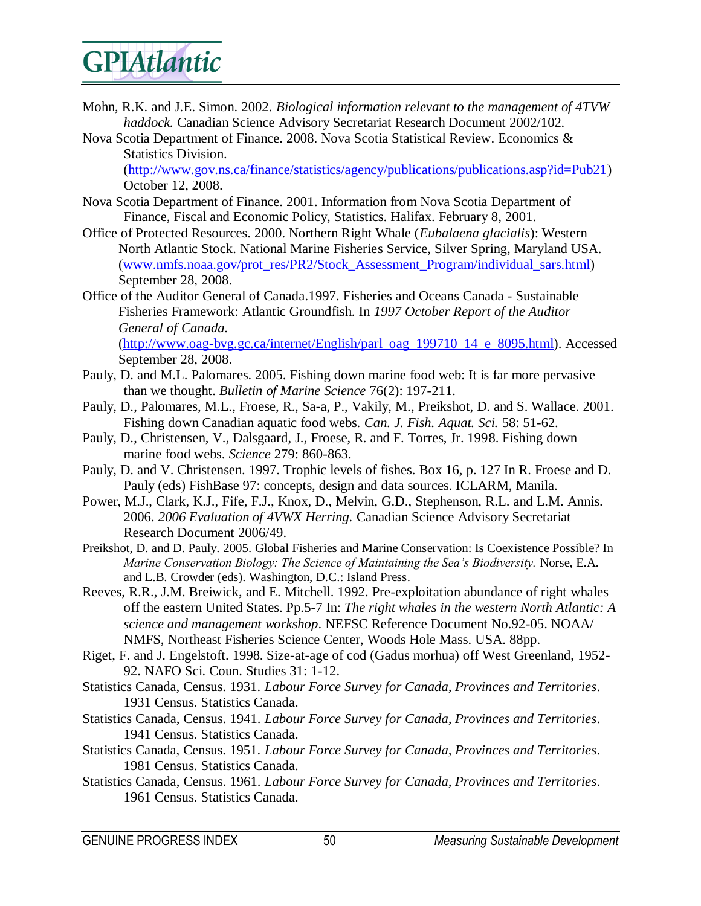Mohn, R.K. and J.E. Simon. 2002. *Biological information relevant to the management of 4TVW haddock.* Canadian Science Advisory Secretariat Research Document 2002/102.

Nova Scotia Department of Finance. 2008. Nova Scotia Statistical Review. Economics & Statistics Division. (http://www.gov.ns.ca/finance/statistics/agency/publications/publications.asp?id=Pub21) October 12, 2008.

Nova Scotia Department of Finance. 2001. Information from Nova Scotia Department of Finance, Fiscal and Economic Policy, Statistics. Halifax. February 8, 2001.

Office of Protected Resources. 2000. Northern Right Whale (*Eubalaena glacialis*): Western North Atlantic Stock. National Marine Fisheries Service, Silver Spring, Maryland USA. (www.nmfs.noaa.gov/prot_res/PR2/Stock_Assessment_Program/individual_sars.html) September 28, 2008.

Office of the Auditor General of Canada.1997. Fisheries and Oceans Canada - Sustainable Fisheries Framework: Atlantic Groundfish. In *1997 October Report of the Auditor General of Canada.* (http://www.oag-bvg.gc.ca/internet/English/parl_oag_199710_14_e_8095.html). Accessed September 28, 2008.

Pauly, D. and M.L. Palomares. 2005. Fishing down marine food web: It is far more pervasive than we thought. *Bulletin of Marine Science* 76(2): 197-211.

Pauly, D., Palomares, M.L., Froese, R., Sa-a, P., Vakily, M., Preikshot, D. and S. Wallace. 2001. Fishing down Canadian aquatic food webs. *Can. J. Fish. Aquat. Sci.* 58: 51-62.

Pauly, D., Christensen, V., Dalsgaard, J., Froese, R. and F. Torres, Jr. 1998. Fishing down marine food webs. *Science* 279: 860-863.

Pauly, D. and V. Christensen. 1997. Trophic levels of fishes. Box 16, p. 127 In R. Froese and D. Pauly (eds) FishBase 97: concepts, design and data sources. ICLARM, Manila.

Power, M.J., Clark, K.J., Fife, F.J., Knox, D., Melvin, G.D., Stephenson, R.L. and L.M. Annis. 2006. *2006 Evaluation of 4VWX Herring.* Canadian Science Advisory Secretariat Research Document 2006/49.

Preikshot, D. and D. Pauly. 2005. Global Fisheries and Marine Conservation: Is Coexistence Possible? In *Marine Conservation Biology: The Science of Maintaining the Sea's Biodiversity.* Norse, E.A. and L.B. Crowder (eds). Washington, D.C.: Island Press.

Reeves, R.R., J.M. Breiwick, and E. Mitchell. 1992. Pre-exploitation abundance of right whales off the eastern United States. Pp.5-7 In: *The right whales in the western North Atlantic: A science and management workshop*. NEFSC Reference Document No.92-05. NOAA/ NMFS, Northeast Fisheries Science Center, Woods Hole Mass. USA. 88pp.

Riget, F. and J. Engelstoft. 1998. Size-at-age of cod (Gadus morhua) off West Greenland, 1952-92. NAFO Sci. Coun. Studies 31: 1-12.

Statistics Canada, Census. 1931. *Labour Force Survey for Canada, Provinces and Territories*. 1931 Census. Statistics Canada.

Statistics Canada, Census. 1941. *Labour Force Survey for Canada, Provinces and Territories*. 1941 Census. Statistics Canada.

Statistics Canada, Census. 1951. *Labour Force Survey for Canada, Provinces and Territories*. 1981 Census. Statistics Canada.

Statistics Canada, Census. 1961. *Labour Force Survey for Canada, Provinces and Territories*. 1961 Census. Statistics Canada.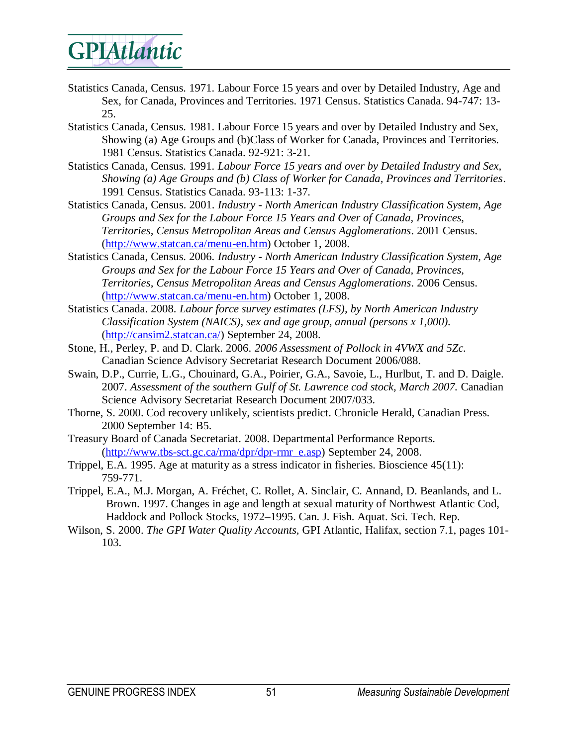Statistics Canada, Census. 1971. Labour Force 15 years and over by Detailed Industry, Age and Sex, for Canada, Provinces and Territories. 1971 Census. Statistics Canada. 94-747: 13-25.

Statistics Canada, Census. 1981. Labour Force 15 years and over by Detailed Industry and Sex, Showing (a) Age Groups and (b)Class of Worker for Canada, Provinces and Territories. 1981 Census. Statistics Canada. 92-921: 3-21.

Statistics Canada, Census. 1991. *Labour Force 15 years and over by Detailed Industry and Sex, Showing (a) Age Groups and (b) Class of Worker for Canada, Provinces and Territories*. 1991 Census. Statistics Canada. 93-113: 1-37.

Statistics Canada, Census. 2001. *Industry - North American Industry Classification System, Age Groups and Sex for the Labour Force 15 Years and Over of Canada, Provinces, Territories, Census Metropolitan Areas and Census Agglomerations*. 2001 Census. (http://www.statcan.ca/menu-en.htm) October 1, 2008.

Statistics Canada, Census. 2006. *Industry - North American Industry Classification System, Age Groups and Sex for the Labour Force 15 Years and Over of Canada, Provinces, Territories, Census Metropolitan Areas and Census Agglomerations*. 2006 Census. (http://www.statcan.ca/menu-en.htm) October 1, 2008.

Statistics Canada. 2008. *Labour force survey estimates (LFS), by North American Industry Classification System (NAICS), sex and age group, annual (persons x 1,000).* (http://cansim2.statcan.ca/) September 24, 2008.

Stone, H., Perley, P. and D. Clark. 2006. *2006 Assessment of Pollock in 4VWX and 5Zc.* Canadian Science Advisory Secretariat Research Document 2006/088.

Swain, D.P., Currie, L.G., Chouinard, G.A., Poirier, G.A., Savoie, L., Hurlbut, T. and D. Daigle. 2007. *Assessment of the southern Gulf of St. Lawrence cod stock, March 2007.* Canadian Science Advisory Secretariat Research Document 2007/033.

Thorne, S. 2000. Cod recovery unlikely, scientists predict. Chronicle Herald, Canadian Press. 2000 September 14: B5.

Treasury Board of Canada Secretariat. 2008. Departmental Performance Reports. (http://www.tbs-sct.gc.ca/rma/dpr/dpr-rmr_e.asp) September 24, 2008.

Trippel, E.A. 1995. Age at maturity as a stress indicator in fisheries. Bioscience 45(11): 759-771.

Trippel, E.A., M.J. Morgan, A. Fréchet, C. Rollet, A. Sinclair, C. Annand, D. Beanlands, and L. Brown. 1997. Changes in age and length at sexual maturity of Northwest Atlantic Cod, Haddock and Pollock Stocks, 1972–1995. Can. J. Fish. Aquat. Sci. Tech. Rep.

Wilson, S. 2000. *The GPI Water Quality Accounts*, GPI Atlantic, Halifax, section 7.1, pages 101-103.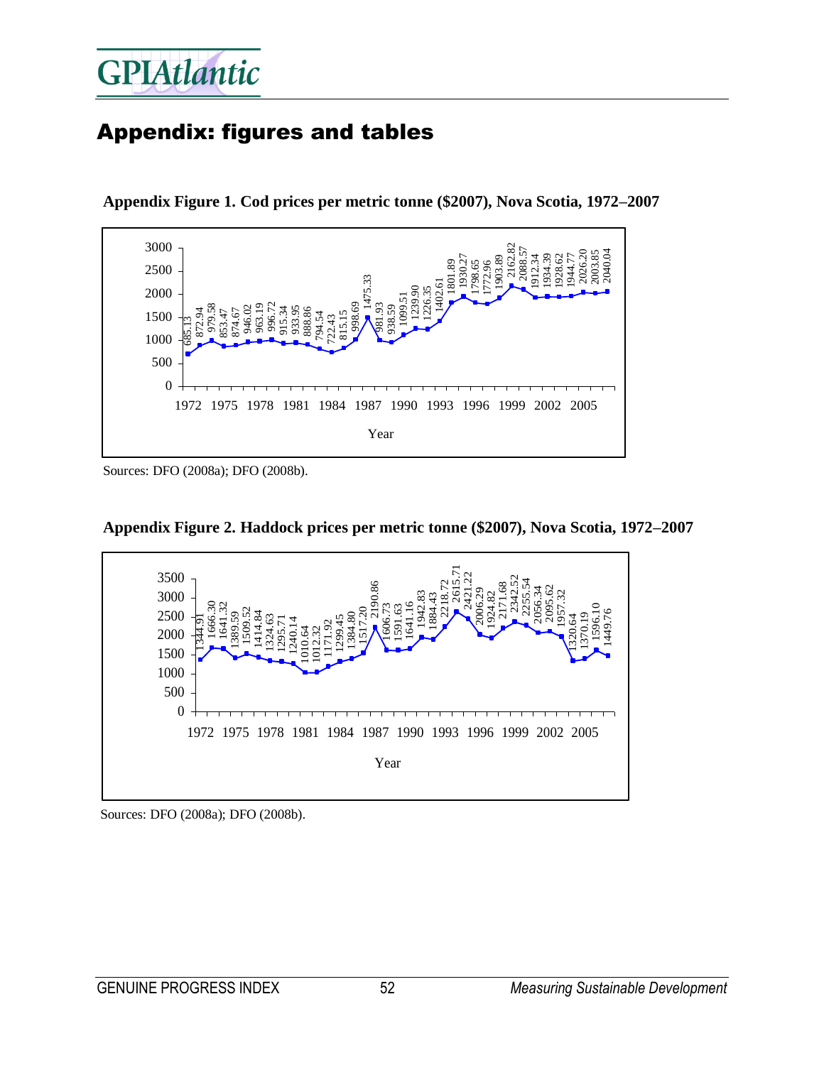# Appendix: figures and tables

**Appendix Figure 1. Cod prices per metric tonne ($2007), Nova Scotia, 1972–2007**

| Year | Price |
|---|---|
| 1972 | 685.13 |
| 1973 | 872.94 |
| 1974 | 979.58 |
| 1975 | 853.47 |
| 1976 | 874.67 |
| 1977 | 946.02 |
| 1978 | 963.19 |
| 1979 | 996.72 |
| 1980 | 915.34 |
| 1981 | 933.95 |
| 1982 | 888.86 |
| 1983 | 794.54 |
| 1984 | 722.43 |
| 1985 | 815.15 |
| 1986 | 998.69 |
| 1987 | 1475.33 |
| 1988 | 981.93 |
| 1989 | 938.59 |
| 1990 | 1099.51 |
| 1991 | 1239.90 |
| 1992 | 1226.35 |
| 1993 | 1402.61 |
| 1994 | 1801.89 |
| 1995 | 1930.27 |
| 1996 | 1798.65 |
| 1997 | 1772.96 |
| 1998 | 1903.89 |
| 1999 | 2162.82 |
| 2000 | 2088.57 |
| 2001 | 1912.34 |
| 2002 | 1934.39 |
| 2003 | 1928.62 |
| 2004 | 1944.77 |
| 2005 | 2026.20 |
| 2006 | 2003.85 |
| 2007 | 2040.04 |

Sources: DFO (2008a); DFO (2008b).

**Appendix Figure 2. Haddock prices per metric tonne ($2007), Nova Scotia, 1972–2007**

| Year | Price |
|---|---|
| 1972 | 1344.91 |
| 1973 | 1666.30 |
| 1974 | 1641.32 |
| 1975 | 1389.59 |
| 1976 | 1509.52 |
| 1977 | 1414.84 |
| 1978 | 1324.63 |
| 1979 | 1295.71 |
| 1980 | 1240.14 |
| 1981 | 1010.64 |
| 1982 | 1012.32 |
| 1983 | 1171.92 |
| 1984 | 1299.45 |
| 1985 | 1384.80 |
| 1986 | 1517.20 |
| 1987 | 2190.86 |
| 1988 | 1606.73 |
| 1989 | 1591.63 |
| 1990 | 1641.16 |
| 1991 | 1942.83 |
| 1992 | 1884.43 |
| 1993 | 2218.72 |
| 1994 | 2615.71 |
| 1995 | 2421.22 |
| 1996 | 2006.29 |
| 1997 | 1924.82 |
| 1998 | 2171.68 |
| 1999 | 2342.52 |
| 2000 | 2255.54 |
| 2001 | 2056.34 |
| 2002 | 2095.62 |
| 2003 | 1957.32 |
| 2004 | 1320.64 |
| 2005 | 1370.19 |
| 2006 | 1596.10 |
| 2007 | 1449.76 |

Sources: DFO (2008a); DFO (2008b).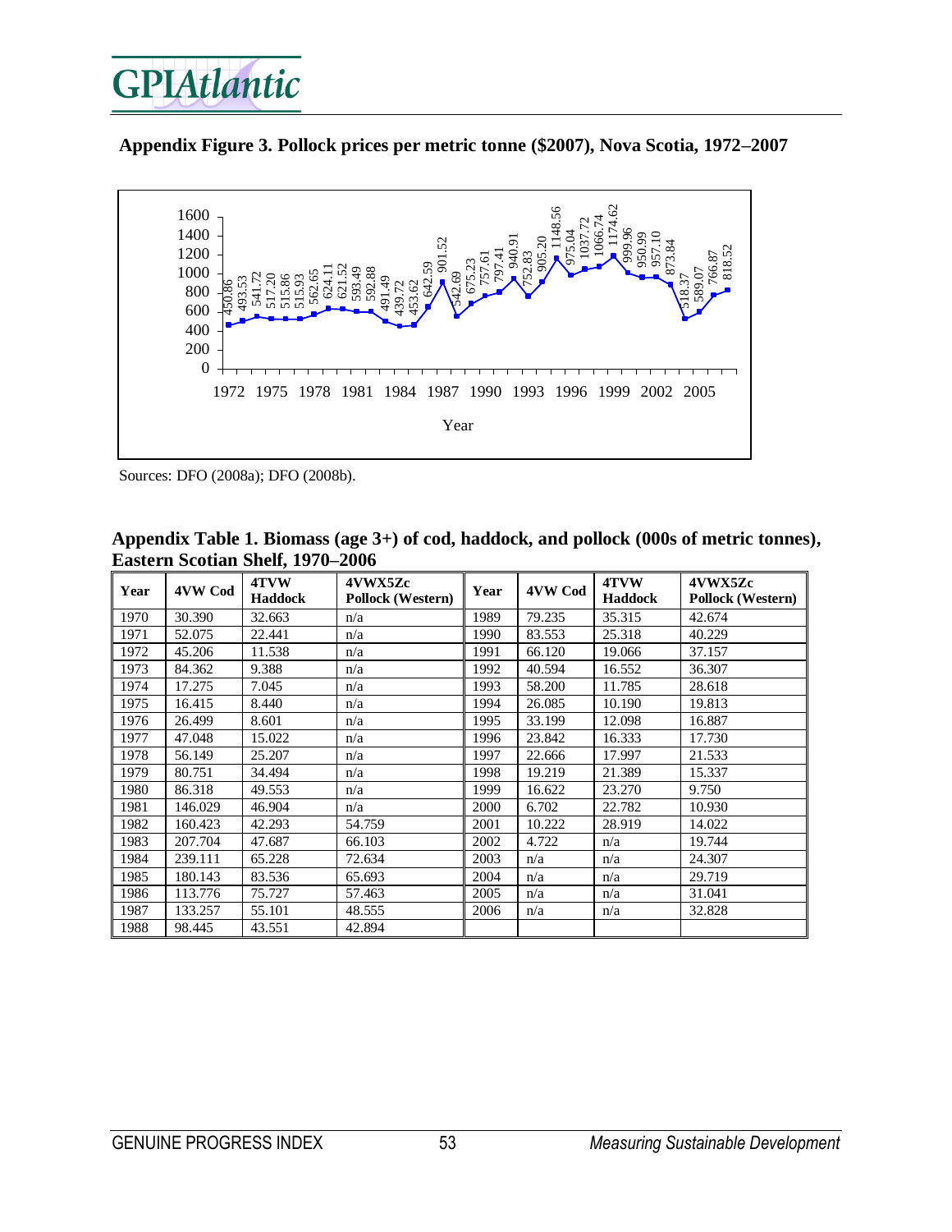**Appendix Figure 3. Pollock prices per metric tonne ($2007), Nova Scotia, 1972–2007**

Sources: DFO (2008a); DFO (2008b).

**Appendix Table 1. Biomass (age 3+) of cod, haddock, and pollock (000s of metric tonnes), Eastern Scotian Shelf, 1970–2006**

| Year | 4VW Cod | 4TVW Haddock | 4VWX5Zc Pollock (Western) | Year | 4VW Cod | 4TVW Haddock | 4VWX5Zc Pollock (Western) |
|---|---|---|---|---|---|---|---|
| 1970 | 30.390 | 32.663 | n/a | 1989 | 79.235 | 35.315 | 42.674 |
| 1971 | 52.075 | 22.441 | n/a | 1990 | 83.553 | 25.318 | 40.229 |
| 1972 | 45.206 | 11.538 | n/a | 1991 | 66.120 | 19.066 | 37.157 |
| 1973 | 84.362 | 9.388 | n/a | 1992 | 40.594 | 16.552 | 36.307 |
| 1974 | 17.275 | 7.045 | n/a | 1993 | 58.200 | 11.785 | 28.618 |
| 1975 | 16.415 | 8.440 | n/a | 1994 | 26.085 | 10.190 | 19.813 |
| 1976 | 26.499 | 8.601 | n/a | 1995 | 33.199 | 12.098 | 16.887 |
| 1977 | 47.048 | 15.022 | n/a | 1996 | 23.842 | 16.333 | 17.730 |
| 1978 | 56.149 | 25.207 | n/a | 1997 | 22.666 | 17.997 | 21.533 |
| 1979 | 80.751 | 34.494 | n/a | 1998 | 19.219 | 21.389 | 15.337 |
| 1980 | 86.318 | 49.553 | n/a | 1999 | 16.622 | 23.270 | 9.750 |
| 1981 | 146.029 | 46.904 | n/a | 2000 | 6.702 | 22.782 | 10.930 |
| 1982 | 160.423 | 42.293 | 54.759 | 2001 | 10.222 | 28.919 | 14.022 |
| 1983 | 207.704 | 47.687 | 66.103 | 2002 | 4.722 | n/a | 19.744 |
| 1984 | 239.111 | 65.228 | 72.634 | 2003 | n/a | n/a | 24.307 |
| 1985 | 180.143 | 83.536 | 65.693 | 2004 | n/a | n/a | 29.719 |
| 1986 | 113.776 | 75.727 | 57.463 | 2005 | n/a | n/a | 31.041 |
| 1987 | 133.257 | 55.101 | 48.555 | 2006 | n/a | n/a | 32.828 |
| 1988 | 98.445 | 43.551 | 42.894 | | | | |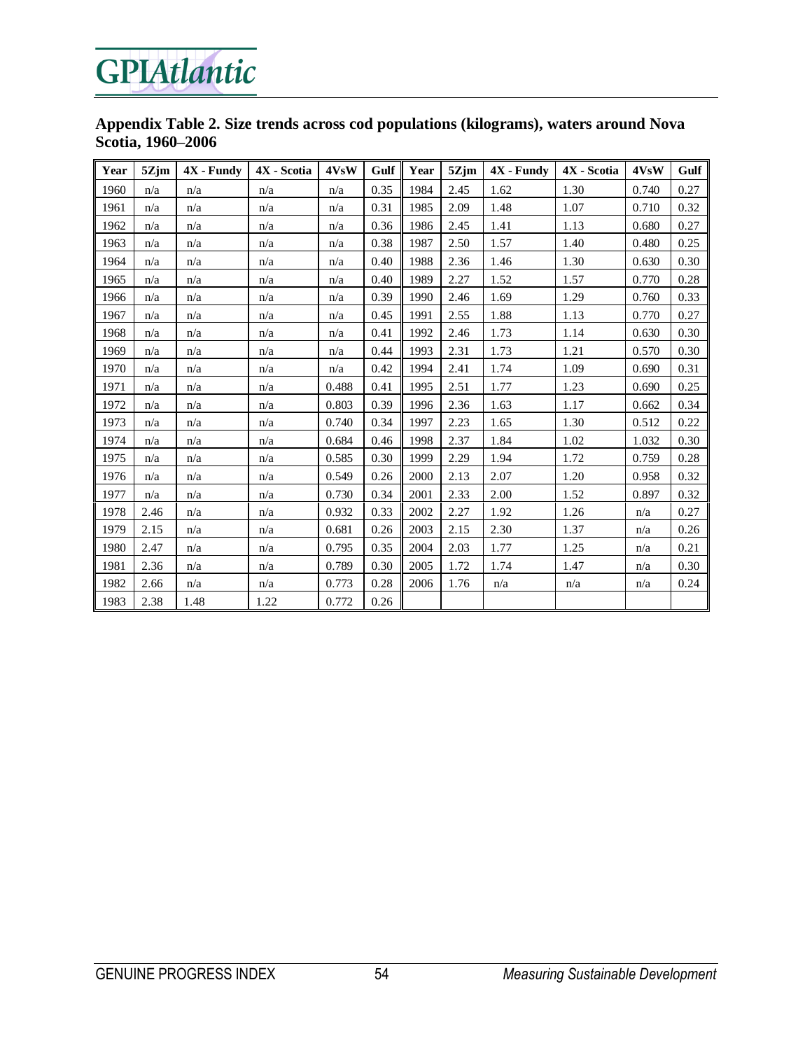**Appendix Table 2. Size trends across cod populations (kilograms), waters around Nova Scotia, 1960–2006**

| Year | 5Zjm | 4X - Fundy | 4X - Scotia | 4VsW | Gulf | Year | 5Zjm | 4X - Fundy | 4X - Scotia | 4VsW | Gulf |
|---|---|---|---|---|---|---|---|---|---|---|---|
| 1960 | n/a | n/a | n/a | n/a | 0.35 | 1984 | 2.45 | 1.62 | 1.30 | 0.740 | 0.27 |
| 1961 | n/a | n/a | n/a | n/a | 0.31 | 1985 | 2.09 | 1.48 | 1.07 | 0.710 | 0.32 |
| 1962 | n/a | n/a | n/a | n/a | 0.36 | 1986 | 2.45 | 1.41 | 1.13 | 0.680 | 0.27 |
| 1963 | n/a | n/a | n/a | n/a | 0.38 | 1987 | 2.50 | 1.57 | 1.40 | 0.480 | 0.25 |
| 1964 | n/a | n/a | n/a | n/a | 0.40 | 1988 | 2.36 | 1.46 | 1.30 | 0.630 | 0.30 |
| 1965 | n/a | n/a | n/a | n/a | 0.40 | 1989 | 2.27 | 1.52 | 1.57 | 0.770 | 0.28 |
| 1966 | n/a | n/a | n/a | n/a | 0.39 | 1990 | 2.46 | 1.69 | 1.29 | 0.760 | 0.33 |
| 1967 | n/a | n/a | n/a | n/a | 0.45 | 1991 | 2.55 | 1.88 | 1.13 | 0.770 | 0.27 |
| 1968 | n/a | n/a | n/a | n/a | 0.41 | 1992 | 2.46 | 1.73 | 1.14 | 0.630 | 0.30 |
| 1969 | n/a | n/a | n/a | n/a | 0.44 | 1993 | 2.31 | 1.73 | 1.21 | 0.570 | 0.30 |
| 1970 | n/a | n/a | n/a | n/a | 0.42 | 1994 | 2.41 | 1.74 | 1.09 | 0.690 | 0.31 |
| 1971 | n/a | n/a | n/a | 0.488 | 0.41 | 1995 | 2.51 | 1.77 | 1.23 | 0.690 | 0.25 |
| 1972 | n/a | n/a | n/a | 0.803 | 0.39 | 1996 | 2.36 | 1.63 | 1.17 | 0.662 | 0.34 |
| 1973 | n/a | n/a | n/a | 0.740 | 0.34 | 1997 | 2.23 | 1.65 | 1.30 | 0.512 | 0.22 |
| 1974 | n/a | n/a | n/a | 0.684 | 0.46 | 1998 | 2.37 | 1.84 | 1.02 | 1.032 | 0.30 |
| 1975 | n/a | n/a | n/a | 0.585 | 0.30 | 1999 | 2.29 | 1.94 | 1.72 | 0.759 | 0.28 |
| 1976 | n/a | n/a | n/a | 0.549 | 0.26 | 2000 | 2.13 | 2.07 | 1.20 | 0.958 | 0.32 |
| 1977 | n/a | n/a | n/a | 0.730 | 0.34 | 2001 | 2.33 | 2.00 | 1.52 | 0.897 | 0.32 |
| 1978 | 2.46 | n/a | n/a | 0.932 | 0.33 | 2002 | 2.27 | 1.92 | 1.26 | n/a | 0.27 |
| 1979 | 2.15 | n/a | n/a | 0.681 | 0.26 | 2003 | 2.15 | 2.30 | 1.37 | n/a | 0.26 |
| 1980 | 2.47 | n/a | n/a | 0.795 | 0.35 | 2004 | 2.03 | 1.77 | 1.25 | n/a | 0.21 |
| 1981 | 2.36 | n/a | n/a | 0.789 | 0.30 | 2005 | 1.72 | 1.74 | 1.47 | n/a | 0.30 |
| 1982 | 2.66 | n/a | n/a | 0.773 | 0.28 | 2006 | 1.76 | n/a | n/a | n/a | 0.24 |
| 1983 | 2.38 | 1.48 | 1.22 | 0.772 | 0.26 | | | | | | |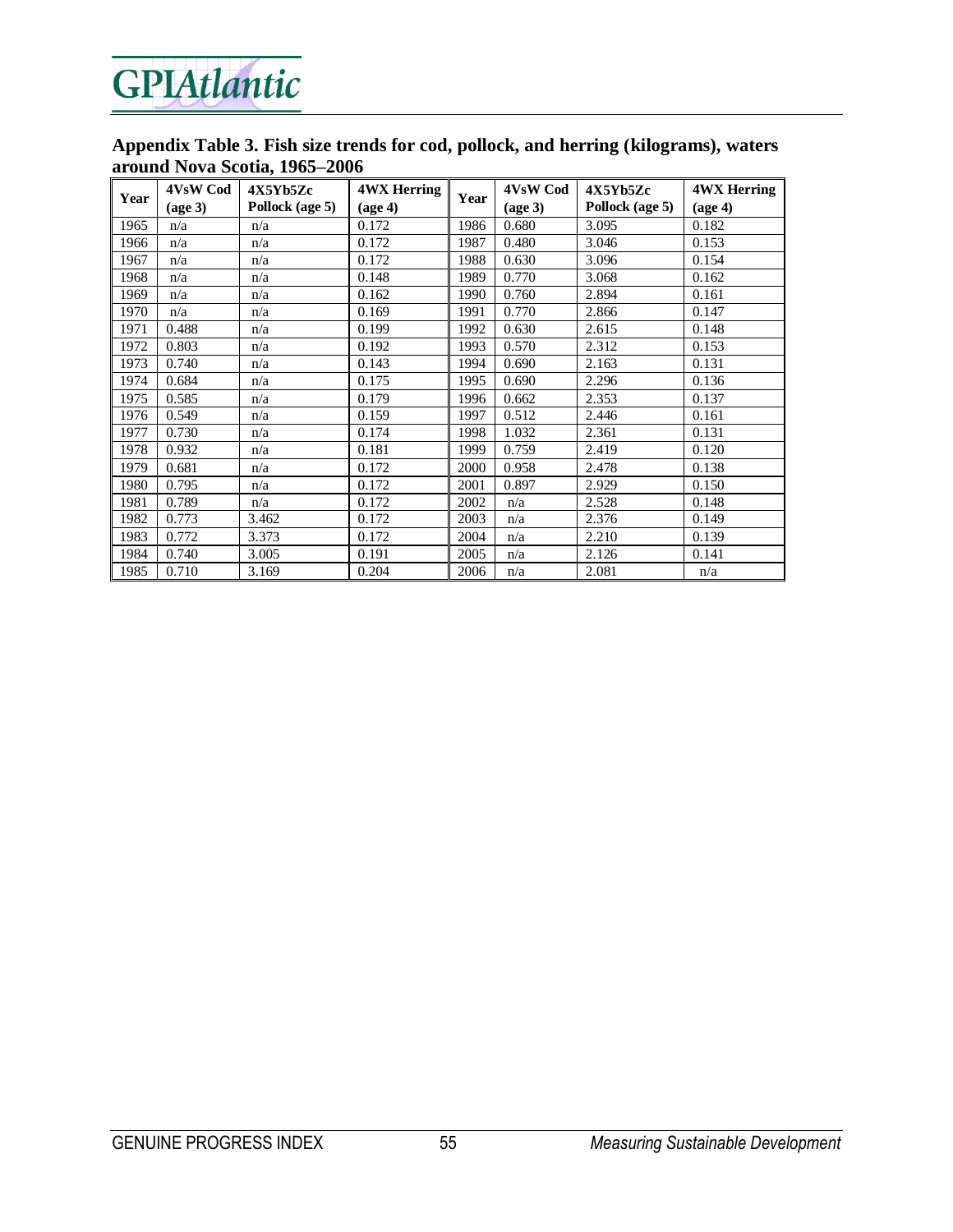**Appendix Table 3. Fish size trends for cod, pollock, and herring (kilograms), waters around Nova Scotia, 1965–2006**

| Year | 4VsW Cod (age 3) | 4X5Yb5Zc Pollock (age 5) | 4WX Herring (age 4) | Year | 4VsW Cod (age 3) | 4X5Yb5Zc Pollock (age 5) | 4WX Herring (age 4) |
|---|---|---|---|---|---|---|---|
| 1965 | n/a | n/a | 0.172 | 1986 | 0.680 | 3.095 | 0.182 |
| 1966 | n/a | n/a | 0.172 | 1987 | 0.480 | 3.046 | 0.153 |
| 1967 | n/a | n/a | 0.172 | 1988 | 0.630 | 3.096 | 0.154 |
| 1968 | n/a | n/a | 0.148 | 1989 | 0.770 | 3.068 | 0.162 |
| 1969 | n/a | n/a | 0.162 | 1990 | 0.760 | 2.894 | 0.161 |
| 1970 | n/a | n/a | 0.169 | 1991 | 0.770 | 2.866 | 0.147 |
| 1971 | 0.488 | n/a | 0.199 | 1992 | 0.630 | 2.615 | 0.148 |
| 1972 | 0.803 | n/a | 0.192 | 1993 | 0.570 | 2.312 | 0.153 |
| 1973 | 0.740 | n/a | 0.143 | 1994 | 0.690 | 2.163 | 0.131 |
| 1974 | 0.684 | n/a | 0.175 | 1995 | 0.690 | 2.296 | 0.136 |
| 1975 | 0.585 | n/a | 0.179 | 1996 | 0.662 | 2.353 | 0.137 |
| 1976 | 0.549 | n/a | 0.159 | 1997 | 0.512 | 2.446 | 0.161 |
| 1977 | 0.730 | n/a | 0.174 | 1998 | 1.032 | 2.361 | 0.131 |
| 1978 | 0.932 | n/a | 0.181 | 1999 | 0.759 | 2.419 | 0.120 |
| 1979 | 0.681 | n/a | 0.172 | 2000 | 0.958 | 2.478 | 0.138 |
| 1980 | 0.795 | n/a | 0.172 | 2001 | 0.897 | 2.929 | 0.150 |
| 1981 | 0.789 | n/a | 0.172 | 2002 | n/a | 2.528 | 0.148 |
| 1982 | 0.773 | 3.462 | 0.172 | 2003 | n/a | 2.376 | 0.149 |
| 1983 | 0.772 | 3.373 | 0.172 | 2004 | n/a | 2.210 | 0.139 |
| 1984 | 0.740 | 3.005 | 0.191 | 2005 | n/a | 2.126 | 0.141 |
| 1985 | 0.710 | 3.169 | 0.204 | 2006 | n/a | 2.081 | n/a |